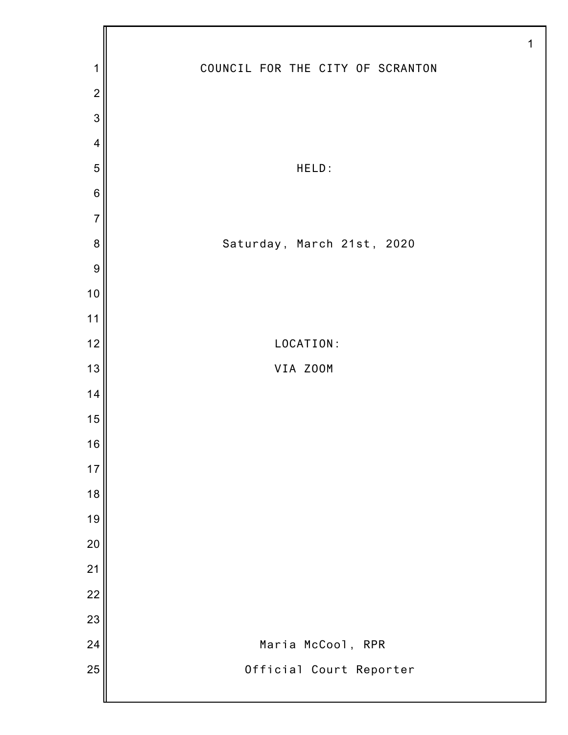# COUNCIL FOR THE CITY OF SCRANTON

HELD:

Saturday, March 21st, 2020

LOCATION:

VIA ZOOM

Maria McCool, RPR

Official Court Reporter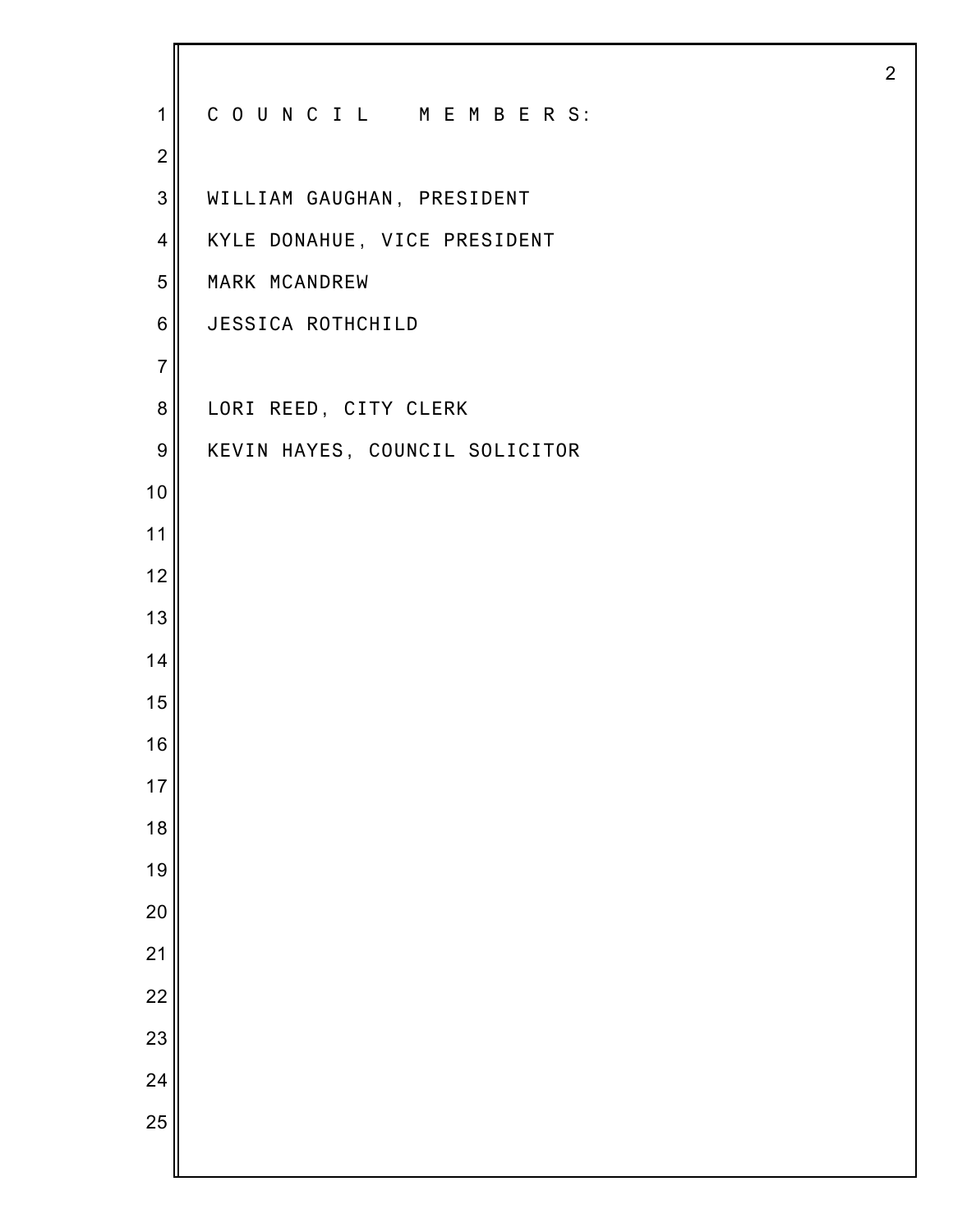C O U N C I L   M E M B E R S:

WILLIAM GAUGHAN, PRESIDENT

KYLE DONAHUE, VICE PRESIDENT

MARK MCANDREW

JESSICA ROTHCHILD

LORI REED, CITY CLERK

KEVIN HAYES, COUNCIL SOLICITOR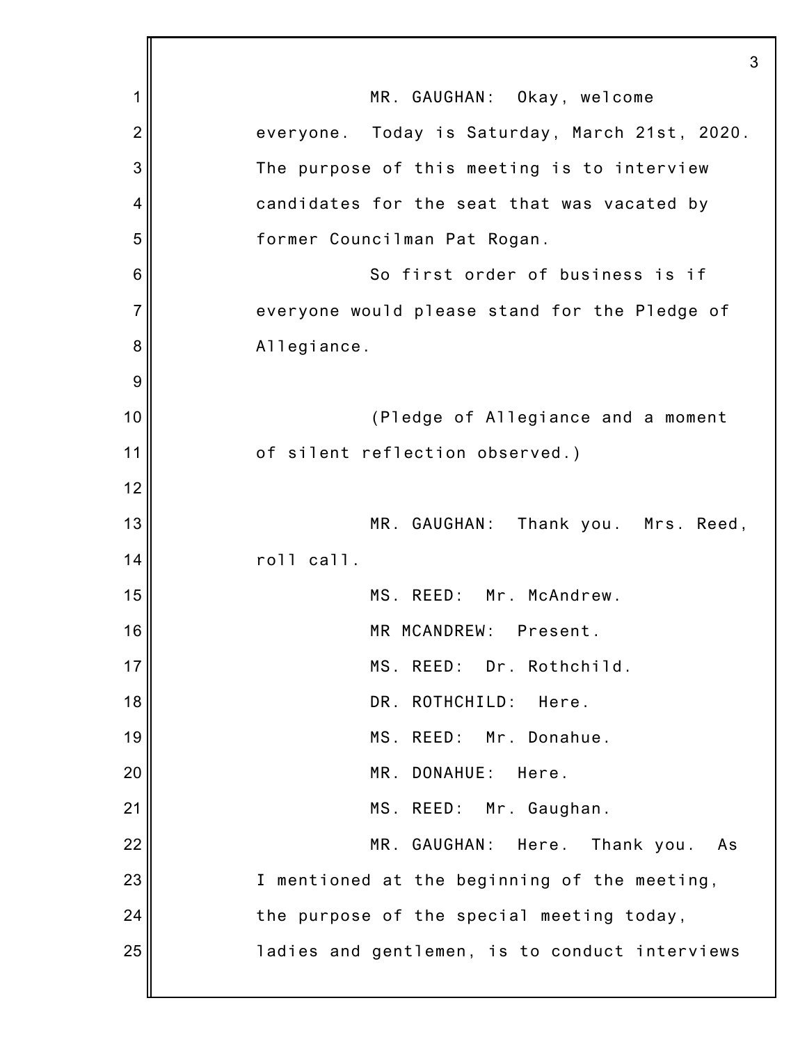MR. GAUGHAN: Okay, welcome everyone. Today is Saturday, March 21st, 2020. The purpose of this meeting is to interview candidates for the seat that was vacated by former Councilman Pat Rogan.

So first order of business is if everyone would please stand for the Pledge of Allegiance.

(Pledge of Allegiance and a moment of silent reflection observed.)

MR. GAUGHAN: Thank you. Mrs. Reed, roll call.

MS. REED: Mr. McAndrew.

MR MCANDREW: Present.

MS. REED: Dr. Rothchild.

DR. ROTHCHILD: Here.

MS. REED: Mr. Donahue.

MR. DONAHUE: Here.

MS. REED: Mr. Gaughan.

MR. GAUGHAN: Here. Thank you. As I mentioned at the beginning of the meeting, the purpose of the special meeting today, ladies and gentlemen, is to conduct interviews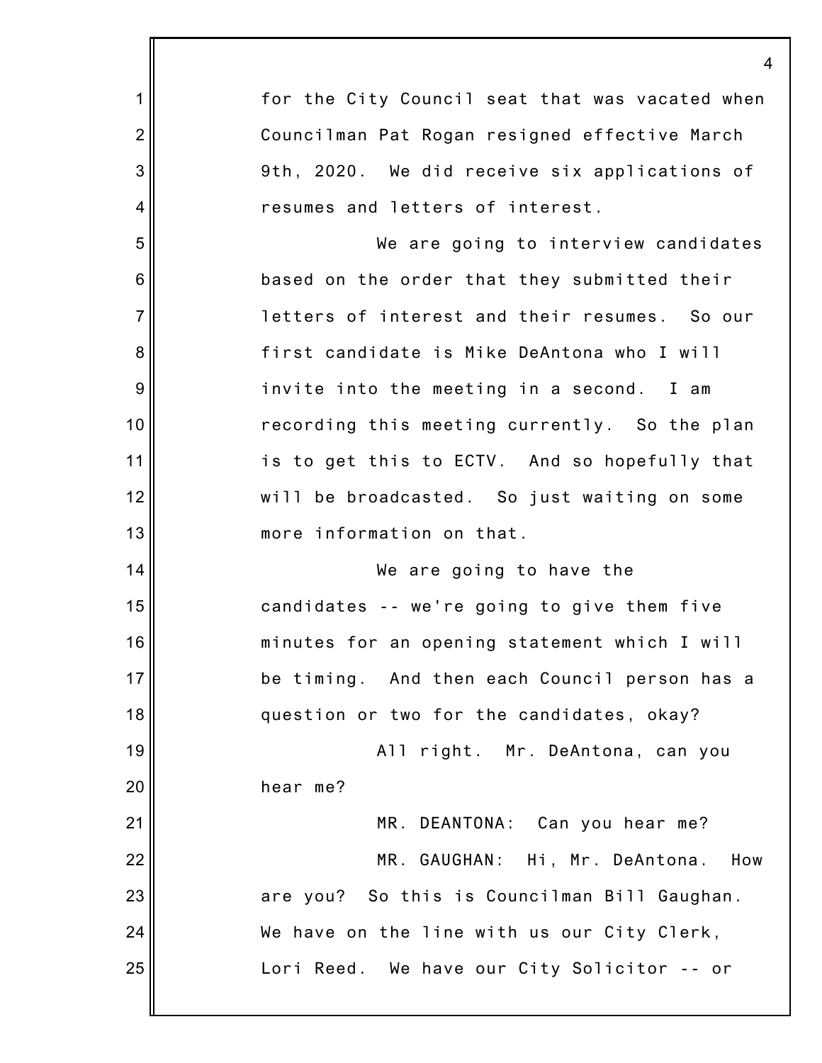for the City Council seat that was vacated when Councilman Pat Rogan resigned effective March 9th, 2020. We did receive six applications of resumes and letters of interest.

We are going to interview candidates based on the order that they submitted their letters of interest and their resumes. So our first candidate is Mike DeAntona who I will invite into the meeting in a second. I am recording this meeting currently. So the plan is to get this to ECTV. And so hopefully that will be broadcasted. So just waiting on some more information on that.

We are going to have the candidates -- we're going to give them five minutes for an opening statement which I will be timing. And then each Council person has a question or two for the candidates, okay?

All right. Mr. DeAntona, can you hear me?

MR. DEANTONA: Can you hear me?

MR. GAUGHAN: Hi, Mr. DeAntona. How are you? So this is Councilman Bill Gaughan. We have on the line with us our City Clerk, Lori Reed. We have our City Solicitor -- or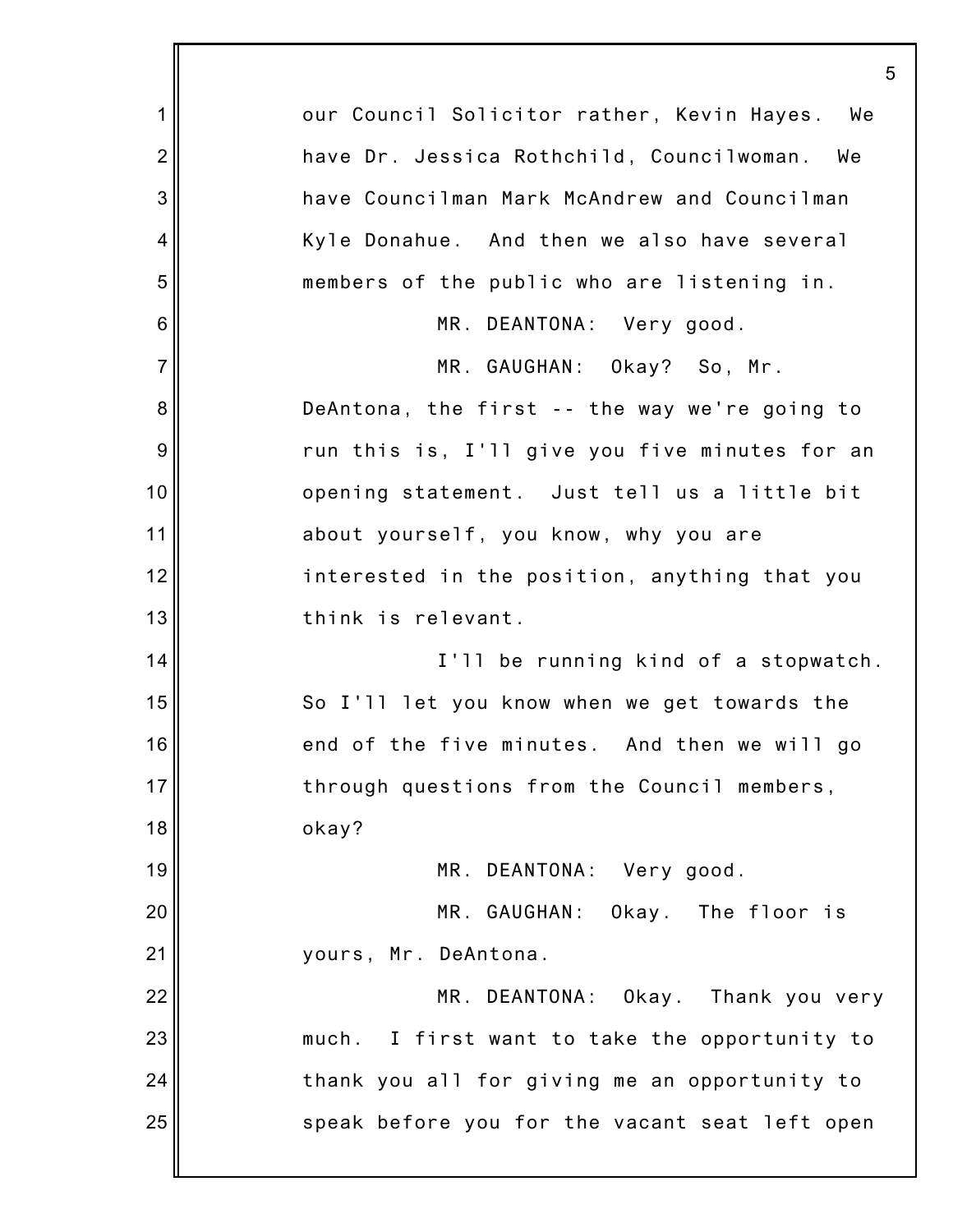our Council Solicitor rather, Kevin Hayes. We have Dr. Jessica Rothchild, Councilwoman. We have Councilman Mark McAndrew and Councilman Kyle Donahue. And then we also have several members of the public who are listening in.

MR. DEANTONA: Very good.

MR. GAUGHAN: Okay? So, Mr. DeAntona, the first -- the way we're going to run this is, I'll give you five minutes for an opening statement. Just tell us a little bit about yourself, you know, why you are interested in the position, anything that you think is relevant.

I'll be running kind of a stopwatch. So I'll let you know when we get towards the end of the five minutes. And then we will go through questions from the Council members, okay?

MR. DEANTONA: Very good.

MR. GAUGHAN: Okay. The floor is yours, Mr. DeAntona.

MR. DEANTONA: Okay. Thank you very much. I first want to take the opportunity to thank you all for giving me an opportunity to speak before you for the vacant seat left open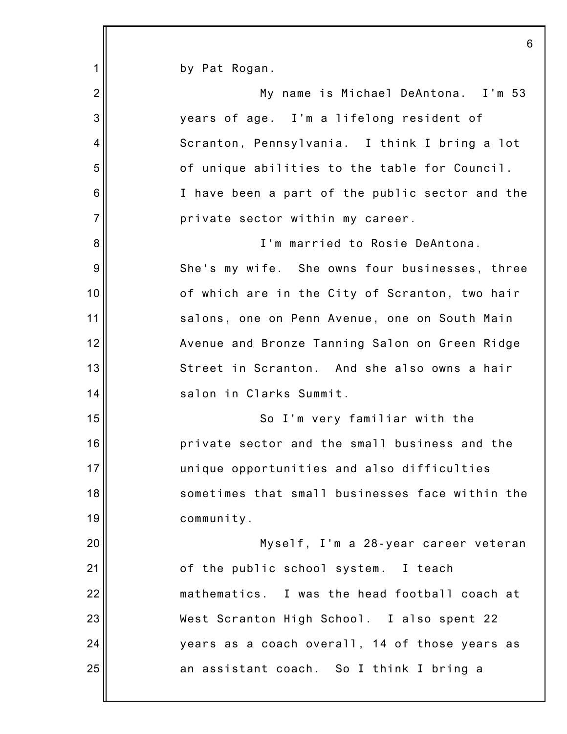by Pat Rogan.

My name is Michael DeAntona. I'm 53 years of age. I'm a lifelong resident of Scranton, Pennsylvania. I think I bring a lot of unique abilities to the table for Council. I have been a part of the public sector and the private sector within my career.

I'm married to Rosie DeAntona. She's my wife. She owns four businesses, three of which are in the City of Scranton, two hair salons, one on Penn Avenue, one on South Main Avenue and Bronze Tanning Salon on Green Ridge Street in Scranton. And she also owns a hair salon in Clarks Summit.

So I'm very familiar with the private sector and the small business and the unique opportunities and also difficulties sometimes that small businesses face within the community.

Myself, I'm a 28-year career veteran of the public school system. I teach mathematics. I was the head football coach at West Scranton High School. I also spent 22 years as a coach overall, 14 of those years as an assistant coach. So I think I bring a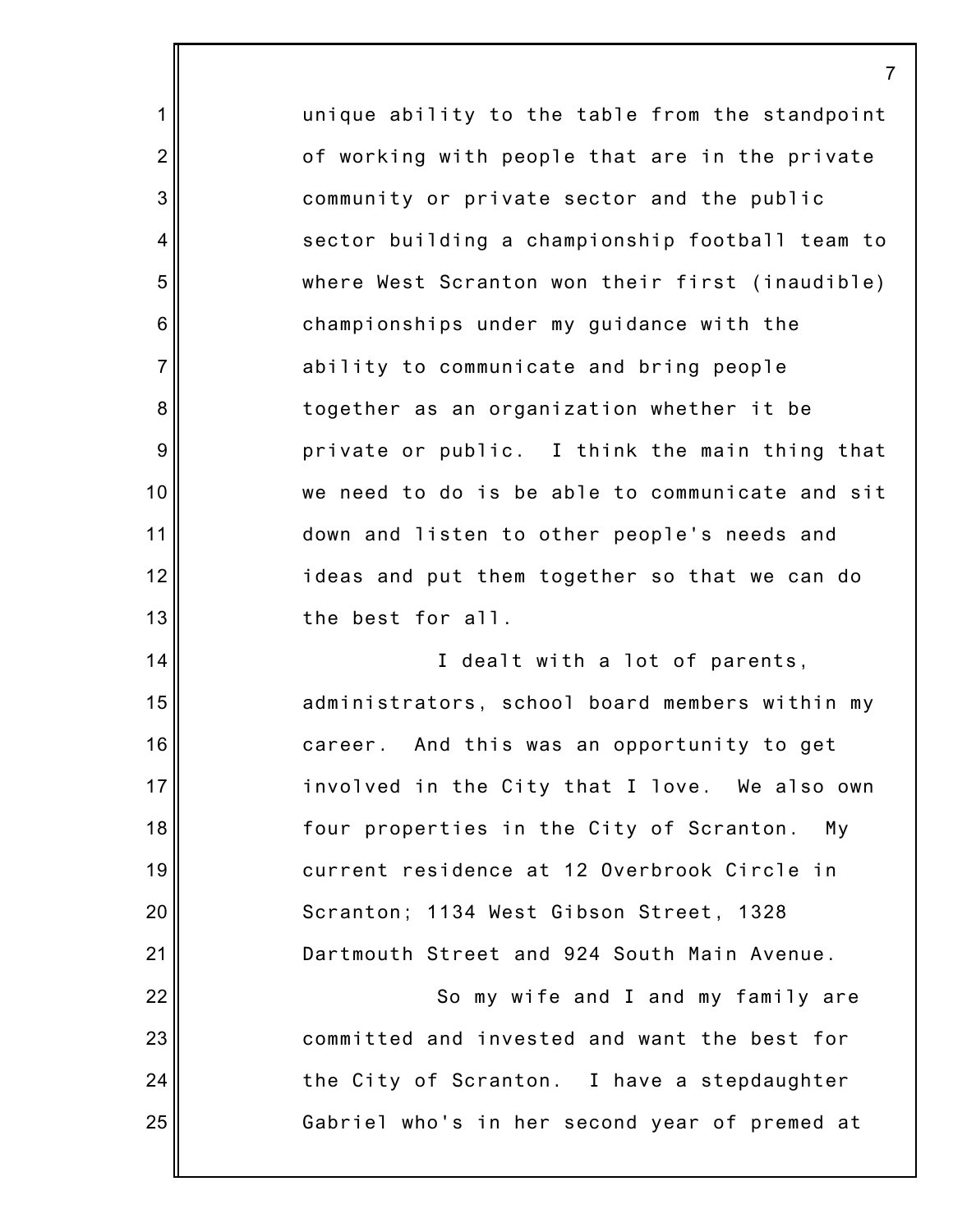unique ability to the table from the standpoint of working with people that are in the private community or private sector and the public sector building a championship football team to where West Scranton won their first (inaudible) championships under my guidance with the ability to communicate and bring people together as an organization whether it be private or public. I think the main thing that we need to do is be able to communicate and sit down and listen to other people's needs and ideas and put them together so that we can do the best for all.

I dealt with a lot of parents, administrators, school board members within my career. And this was an opportunity to get involved in the City that I love. We also own four properties in the City of Scranton. My current residence at 12 Overbrook Circle in Scranton; 1134 West Gibson Street, 1328 Dartmouth Street and 924 South Main Avenue.

So my wife and I and my family are committed and invested and want the best for the City of Scranton. I have a stepdaughter Gabriel who's in her second year of premed at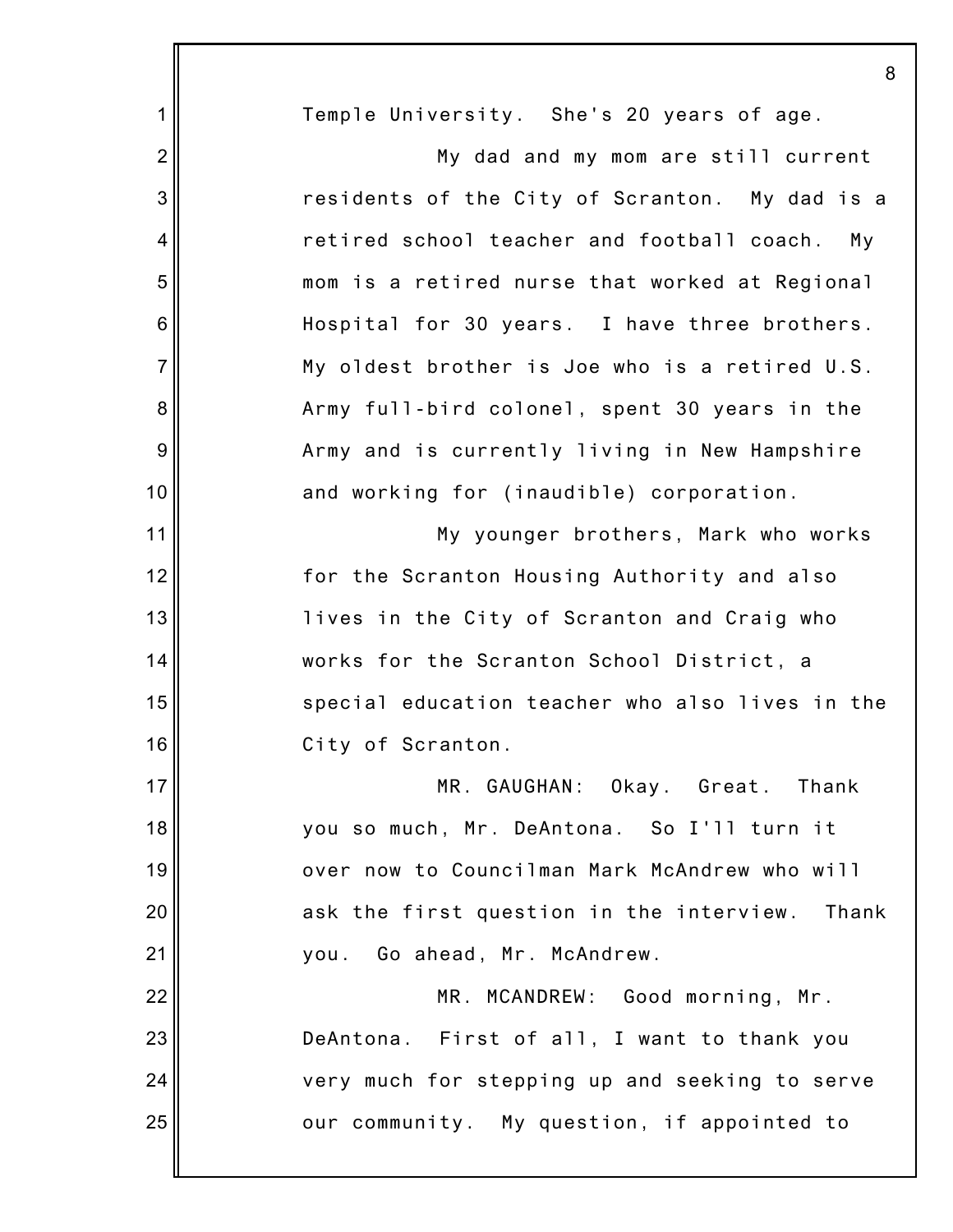Temple University. She's 20 years of age.

My dad and my mom are still current residents of the City of Scranton. My dad is a retired school teacher and football coach. My mom is a retired nurse that worked at Regional Hospital for 30 years. I have three brothers. My oldest brother is Joe who is a retired U.S. Army full-bird colonel, spent 30 years in the Army and is currently living in New Hampshire and working for (inaudible) corporation.

My younger brothers, Mark who works for the Scranton Housing Authority and also lives in the City of Scranton and Craig who works for the Scranton School District, a special education teacher who also lives in the City of Scranton.

MR. GAUGHAN: Okay. Great. Thank you so much, Mr. DeAntona. So I'll turn it over now to Councilman Mark McAndrew who will ask the first question in the interview. Thank you. Go ahead, Mr. McAndrew.

MR. MCANDREW: Good morning, Mr. DeAntona. First of all, I want to thank you very much for stepping up and seeking to serve our community. My question, if appointed to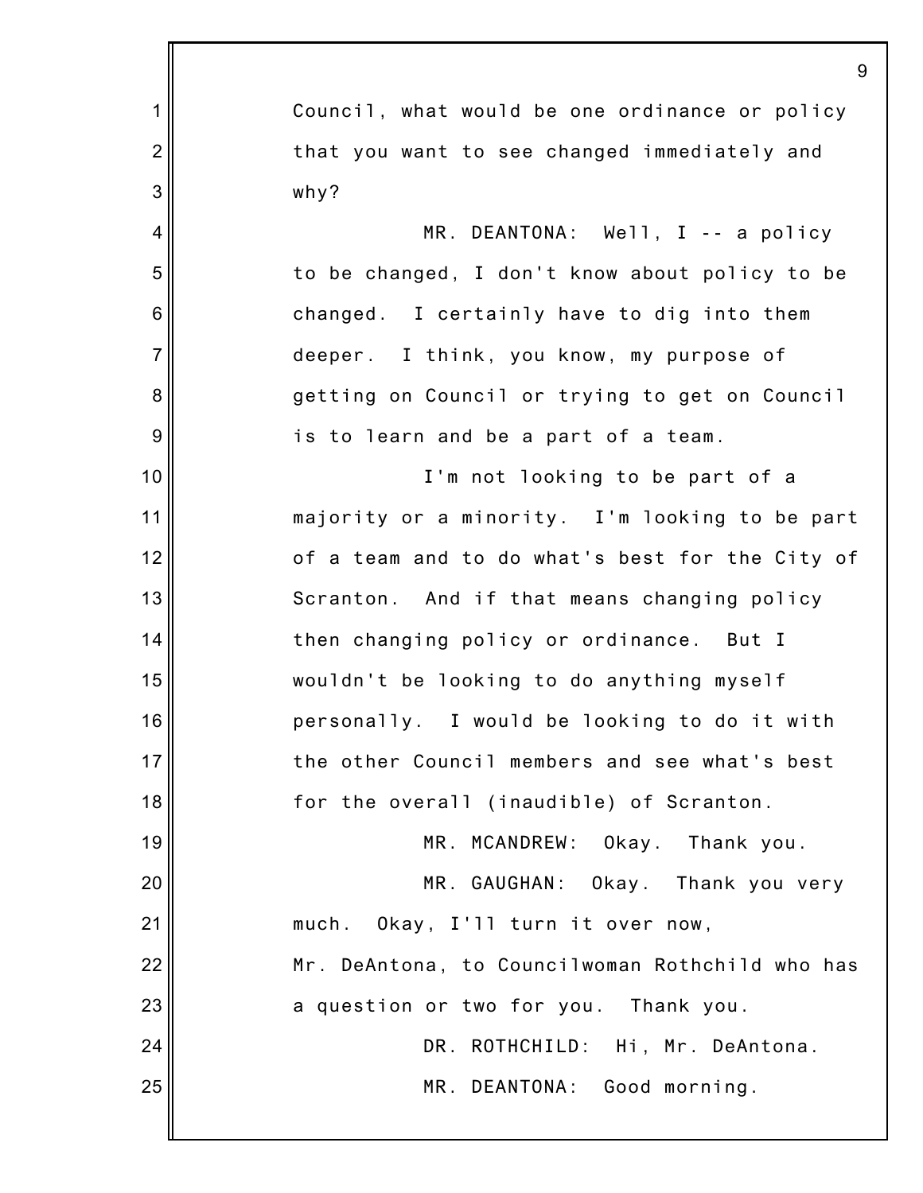Council, what would be one ordinance or policy that you want to see changed immediately and why?

MR. DEANTONA: Well, I -- a policy to be changed, I don't know about policy to be changed. I certainly have to dig into them deeper. I think, you know, my purpose of getting on Council or trying to get on Council is to learn and be a part of a team.

I'm not looking to be part of a majority or a minority. I'm looking to be part of a team and to do what's best for the City of Scranton. And if that means changing policy then changing policy or ordinance. But I wouldn't be looking to do anything myself personally. I would be looking to do it with the other Council members and see what's best for the overall (inaudible) of Scranton.

MR. MCANDREW: Okay. Thank you.

MR. GAUGHAN: Okay. Thank you very much. Okay, I'll turn it over now, Mr. DeAntona, to Councilwoman Rothchild who has a question or two for you. Thank you.

DR. ROTHCHILD: Hi, Mr. DeAntona.

MR. DEANTONA: Good morning.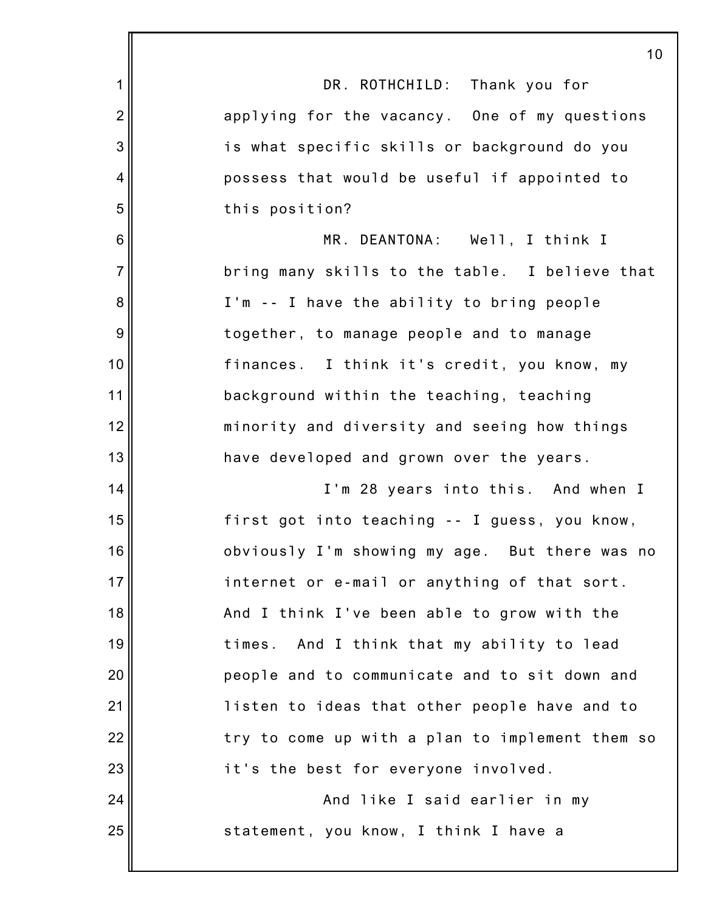DR. ROTHCHILD: Thank you for applying for the vacancy. One of my questions is what specific skills or background do you possess that would be useful if appointed to this position?

MR. DEANTONA: Well, I think I bring many skills to the table. I believe that I'm -- I have the ability to bring people together, to manage people and to manage finances. I think it's credit, you know, my background within the teaching, teaching minority and diversity and seeing how things have developed and grown over the years.

I'm 28 years into this. And when I first got into teaching -- I guess, you know, obviously I'm showing my age. But there was no internet or e-mail or anything of that sort. And I think I've been able to grow with the times. And I think that my ability to lead people and to communicate and to sit down and listen to ideas that other people have and to try to come up with a plan to implement them so it's the best for everyone involved.

And like I said earlier in my statement, you know, I think I have a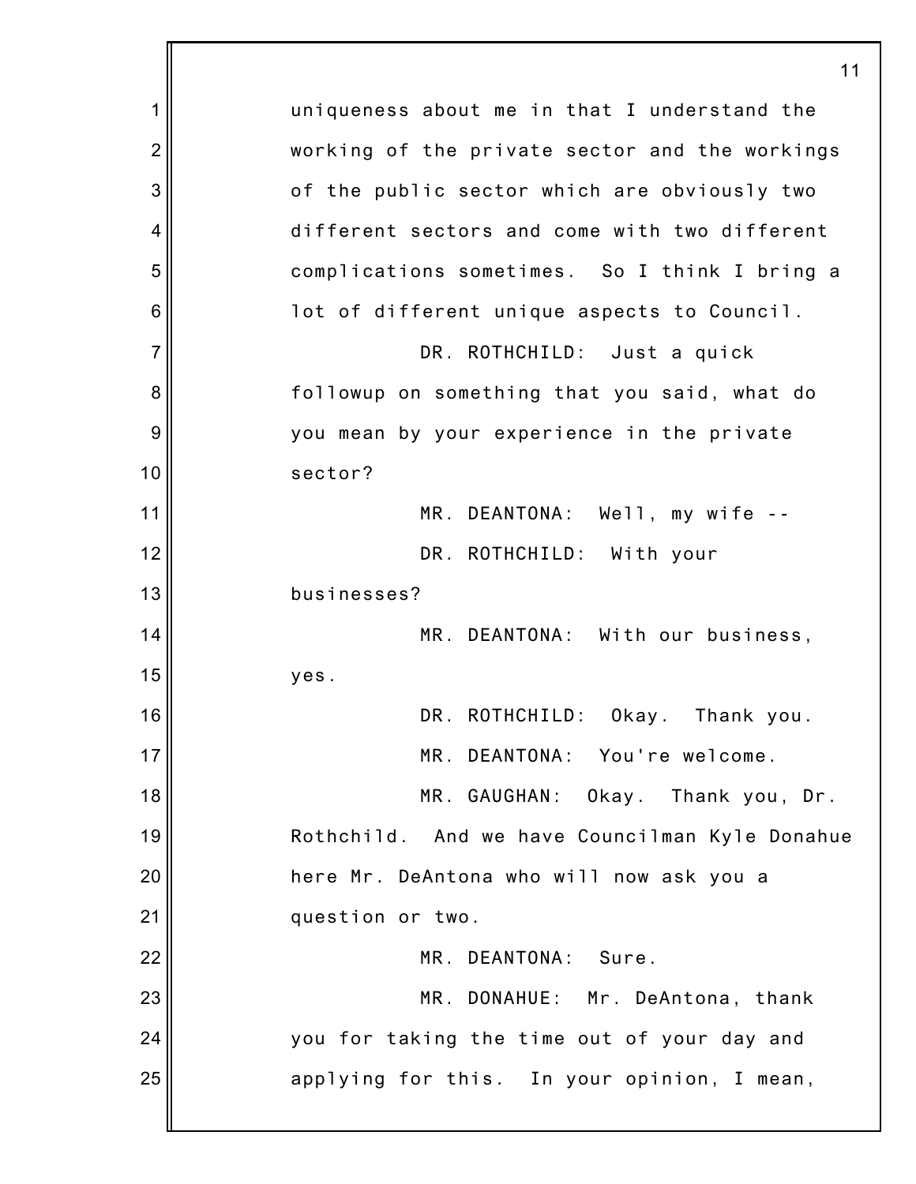uniqueness about me in that I understand the working of the private sector and the workings of the public sector which are obviously two different sectors and come with two different complications sometimes. So I think I bring a lot of different unique aspects to Council.

DR. ROTHCHILD: Just a quick followup on something that you said, what do you mean by your experience in the private sector?

MR. DEANTONA: Well, my wife --

DR. ROTHCHILD: With your businesses?

MR. DEANTONA: With our business, yes.

DR. ROTHCHILD: Okay. Thank you.

MR. DEANTONA: You're welcome.

MR. GAUGHAN: Okay. Thank you, Dr. Rothchild. And we have Councilman Kyle Donahue here Mr. DeAntona who will now ask you a question or two.

MR. DEANTONA: Sure.

MR. DONAHUE: Mr. DeAntona, thank you for taking the time out of your day and applying for this. In your opinion, I mean,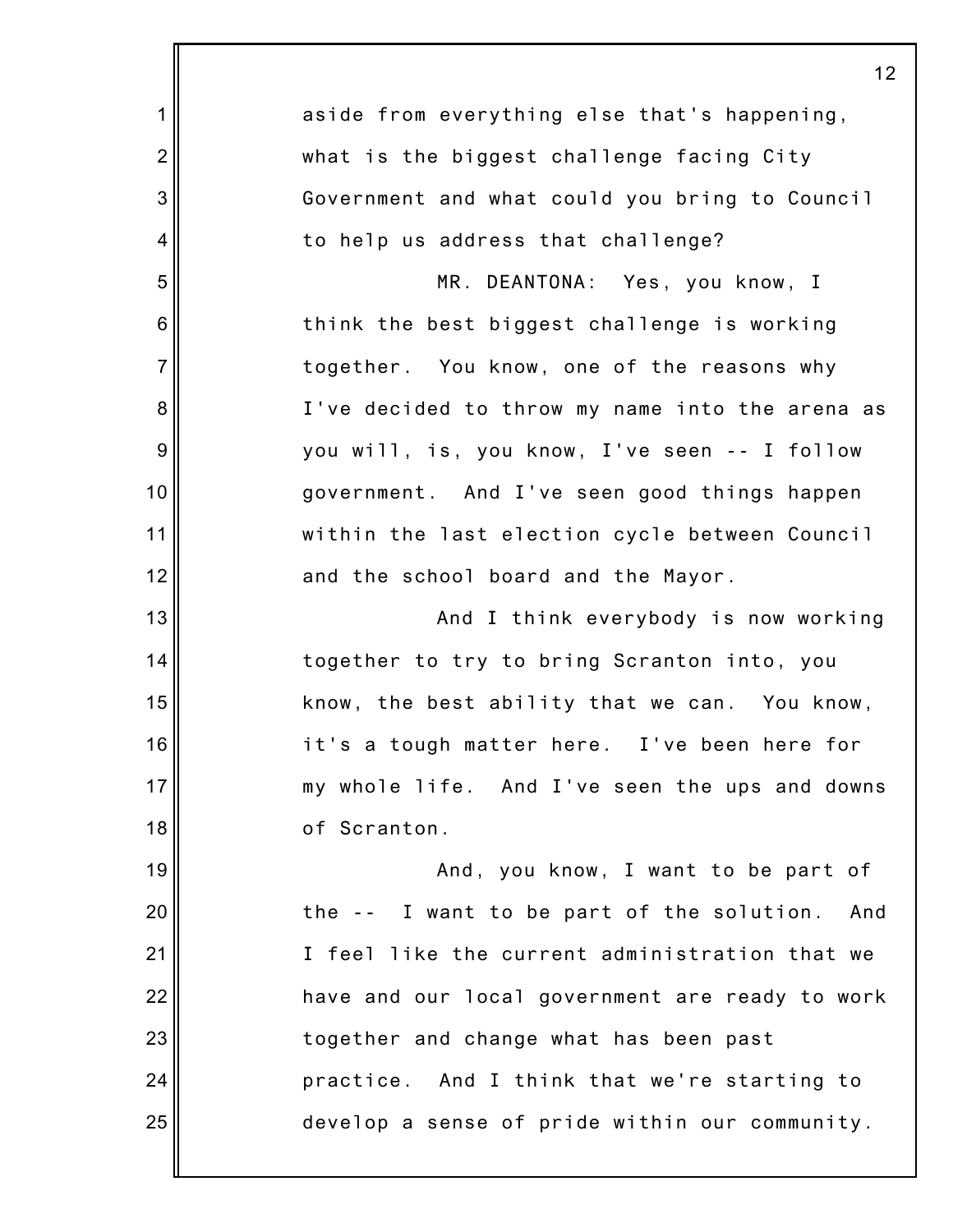aside from everything else that's happening, what is the biggest challenge facing City Government and what could you bring to Council to help us address that challenge?

MR. DEANTONA: Yes, you know, I think the best biggest challenge is working together. You know, one of the reasons why I've decided to throw my name into the arena as you will, is, you know, I've seen -- I follow government. And I've seen good things happen within the last election cycle between Council and the school board and the Mayor.

And I think everybody is now working together to try to bring Scranton into, you know, the best ability that we can. You know, it's a tough matter here. I've been here for my whole life. And I've seen the ups and downs of Scranton.

And, you know, I want to be part of the -- I want to be part of the solution. And I feel like the current administration that we have and our local government are ready to work together and change what has been past practice. And I think that we're starting to develop a sense of pride within our community.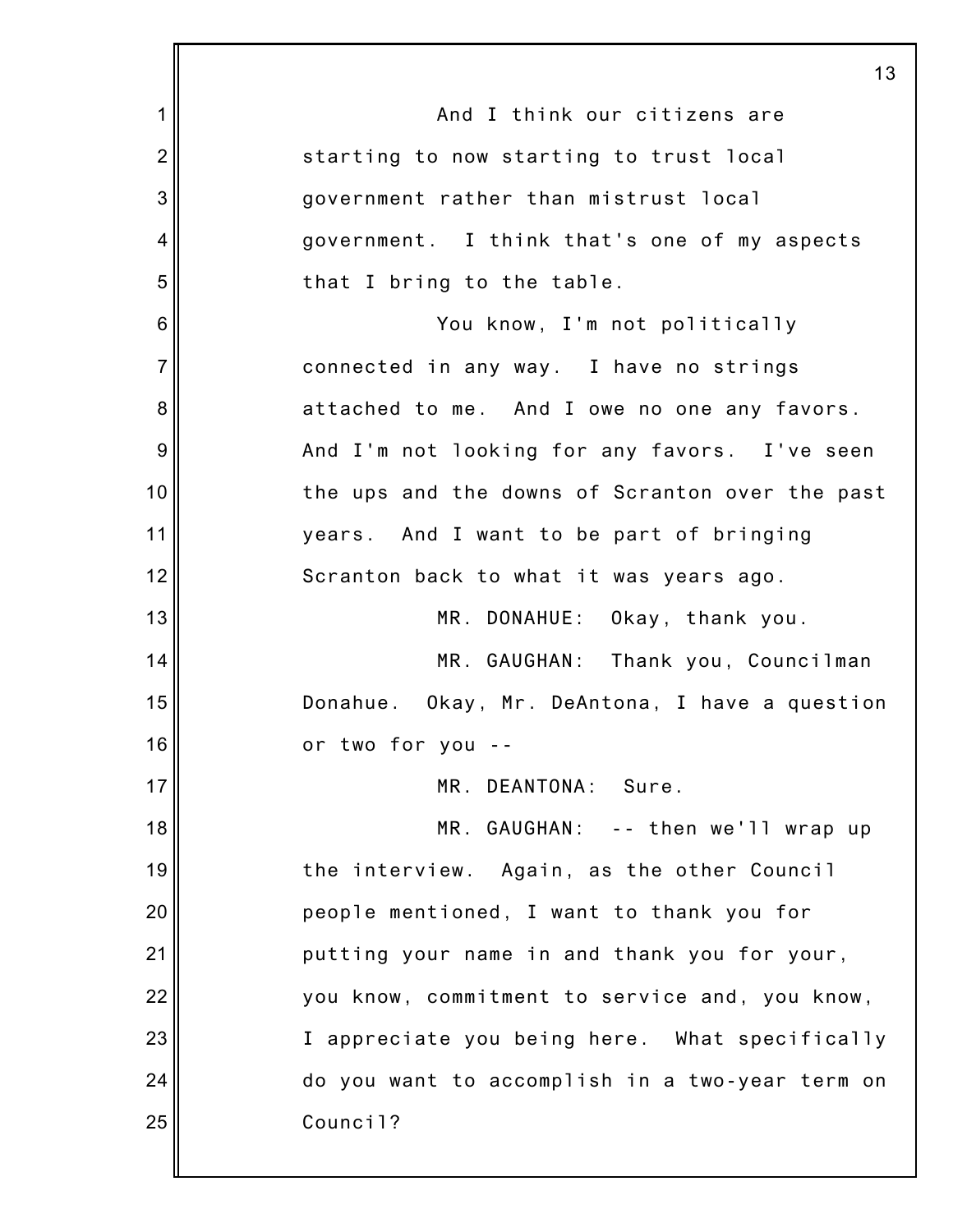And I think our citizens are starting to now starting to trust local government rather than mistrust local government. I think that's one of my aspects that I bring to the table.

You know, I'm not politically connected in any way. I have no strings attached to me. And I owe no one any favors. And I'm not looking for any favors. I've seen the ups and the downs of Scranton over the past years. And I want to be part of bringing Scranton back to what it was years ago.

MR. DONAHUE: Okay, thank you.

MR. GAUGHAN: Thank you, Councilman Donahue. Okay, Mr. DeAntona, I have a question or two for you --

MR. DEANTONA: Sure.

MR. GAUGHAN: -- then we'll wrap up the interview. Again, as the other Council people mentioned, I want to thank you for putting your name in and thank you for your, you know, commitment to service and, you know, I appreciate you being here. What specifically do you want to accomplish in a two-year term on Council?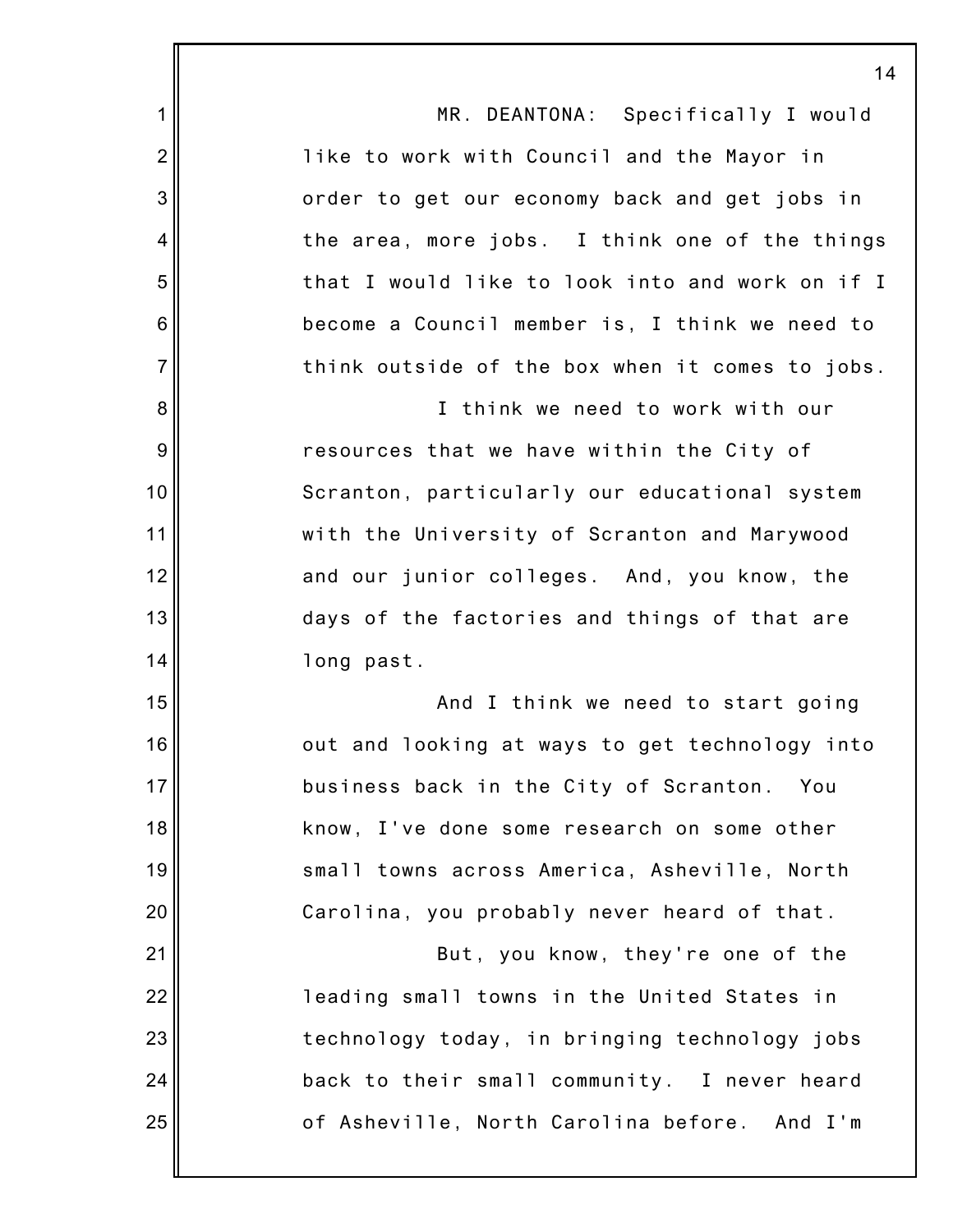MR. DEANTONA: Specifically I would like to work with Council and the Mayor in order to get our economy back and get jobs in the area, more jobs. I think one of the things that I would like to look into and work on if I become a Council member is, I think we need to think outside of the box when it comes to jobs.

I think we need to work with our resources that we have within the City of Scranton, particularly our educational system with the University of Scranton and Marywood and our junior colleges. And, you know, the days of the factories and things of that are long past.

And I think we need to start going out and looking at ways to get technology into business back in the City of Scranton. You know, I've done some research on some other small towns across America, Asheville, North Carolina, you probably never heard of that.

But, you know, they're one of the leading small towns in the United States in technology today, in bringing technology jobs back to their small community. I never heard of Asheville, North Carolina before. And I'm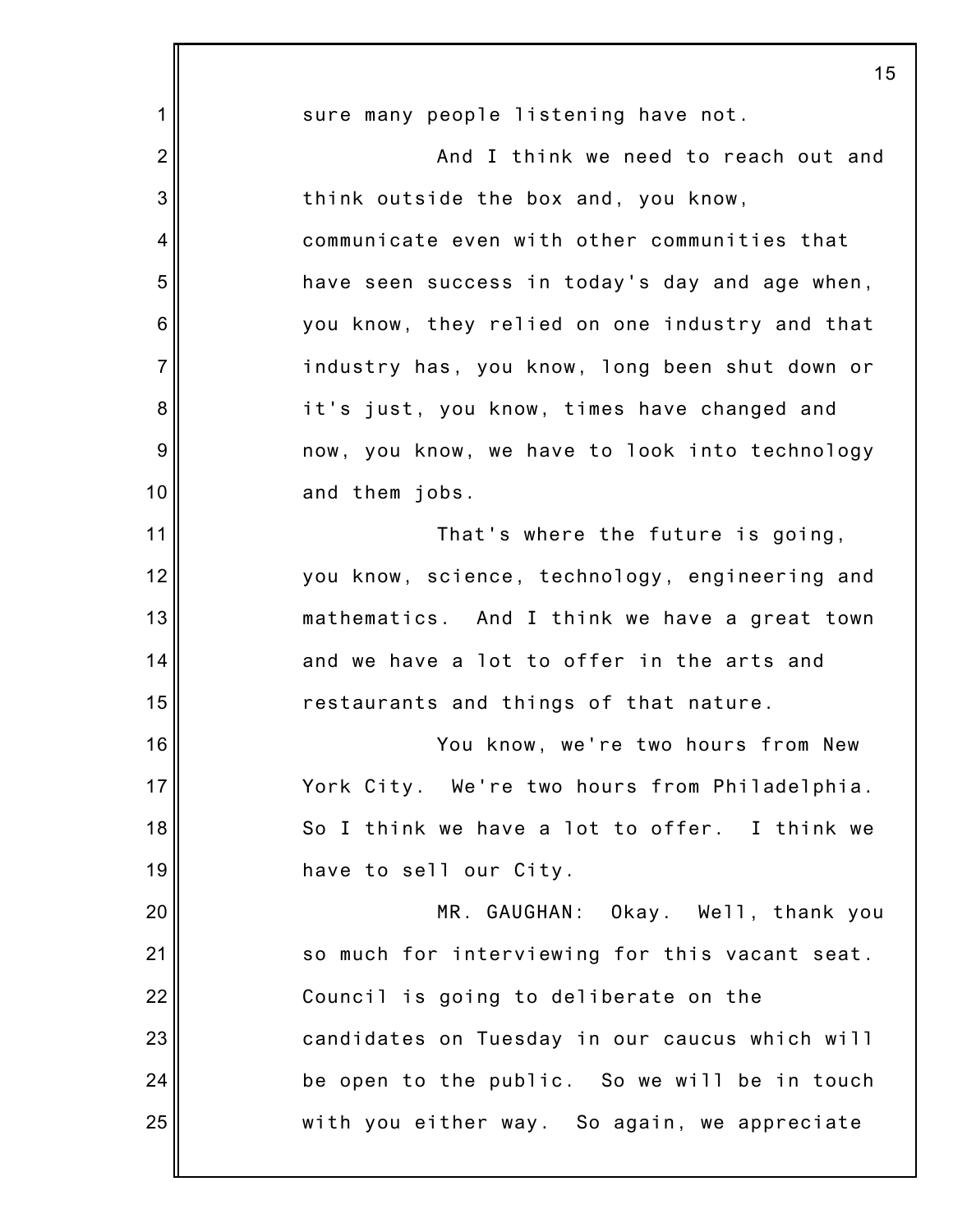sure many people listening have not.

And I think we need to reach out and think outside the box and, you know, communicate even with other communities that have seen success in today's day and age when, you know, they relied on one industry and that industry has, you know, long been shut down or it's just, you know, times have changed and now, you know, we have to look into technology and them jobs.

That's where the future is going, you know, science, technology, engineering and mathematics. And I think we have a great town and we have a lot to offer in the arts and restaurants and things of that nature.

You know, we're two hours from New York City. We're two hours from Philadelphia. So I think we have a lot to offer. I think we have to sell our City.

MR. GAUGHAN: Okay. Well, thank you so much for interviewing for this vacant seat. Council is going to deliberate on the candidates on Tuesday in our caucus which will be open to the public. So we will be in touch with you either way. So again, we appreciate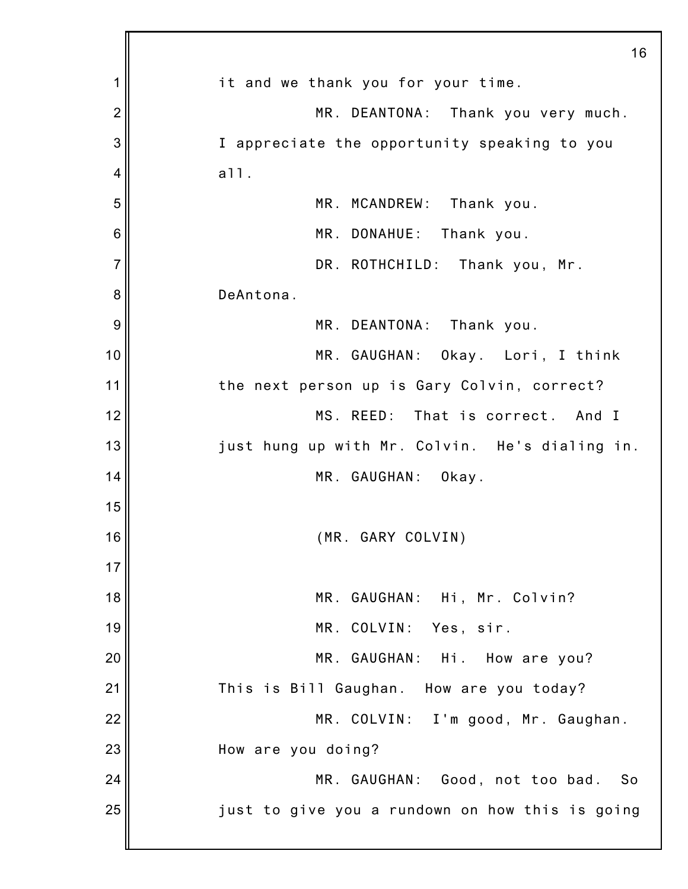it and we thank you for your time.

MR. DEANTONA: Thank you very much. I appreciate the opportunity speaking to you all.

MR. MCANDREW: Thank you.

MR. DONAHUE: Thank you.

DR. ROTHCHILD: Thank you, Mr. DeAntona.

MR. DEANTONA: Thank you.

MR. GAUGHAN: Okay. Lori, I think the next person up is Gary Colvin, correct?

MS. REED: That is correct. And I just hung up with Mr. Colvin. He's dialing in.

MR. GAUGHAN: Okay.

(MR. GARY COLVIN)

MR. GAUGHAN: Hi, Mr. Colvin?

MR. COLVIN: Yes, sir.

MR. GAUGHAN: Hi. How are you? This is Bill Gaughan. How are you today?

MR. COLVIN: I'm good, Mr. Gaughan. How are you doing?

MR. GAUGHAN: Good, not too bad. So just to give you a rundown on how this is going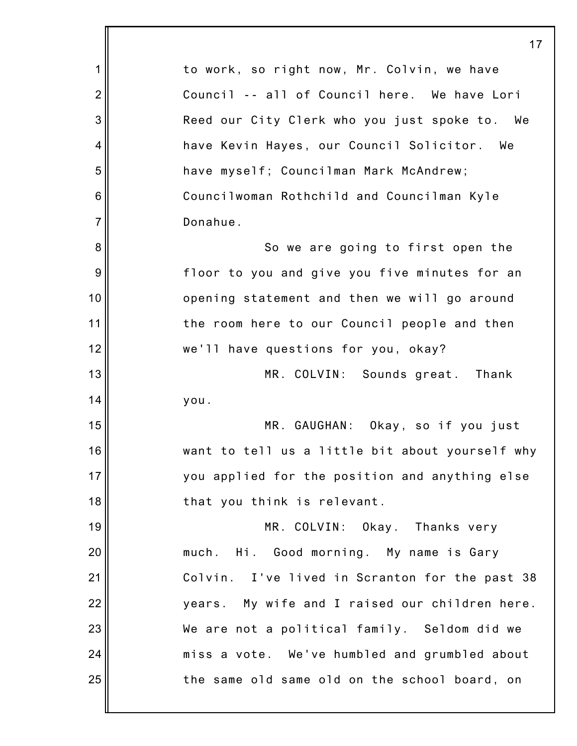to work, so right now, Mr. Colvin, we have Council -- all of Council here. We have Lori Reed our City Clerk who you just spoke to. We have Kevin Hayes, our Council Solicitor. We have myself; Councilman Mark McAndrew; Councilwoman Rothchild and Councilman Kyle Donahue.

So we are going to first open the floor to you and give you five minutes for an opening statement and then we will go around the room here to our Council people and then we'll have questions for you, okay?

MR. COLVIN: Sounds great. Thank you.

MR. GAUGHAN: Okay, so if you just want to tell us a little bit about yourself why you applied for the position and anything else that you think is relevant.

MR. COLVIN: Okay. Thanks very much. Hi. Good morning. My name is Gary Colvin. I've lived in Scranton for the past 38 years. My wife and I raised our children here. We are not a political family. Seldom did we miss a vote. We've humbled and grumbled about the same old same old on the school board, on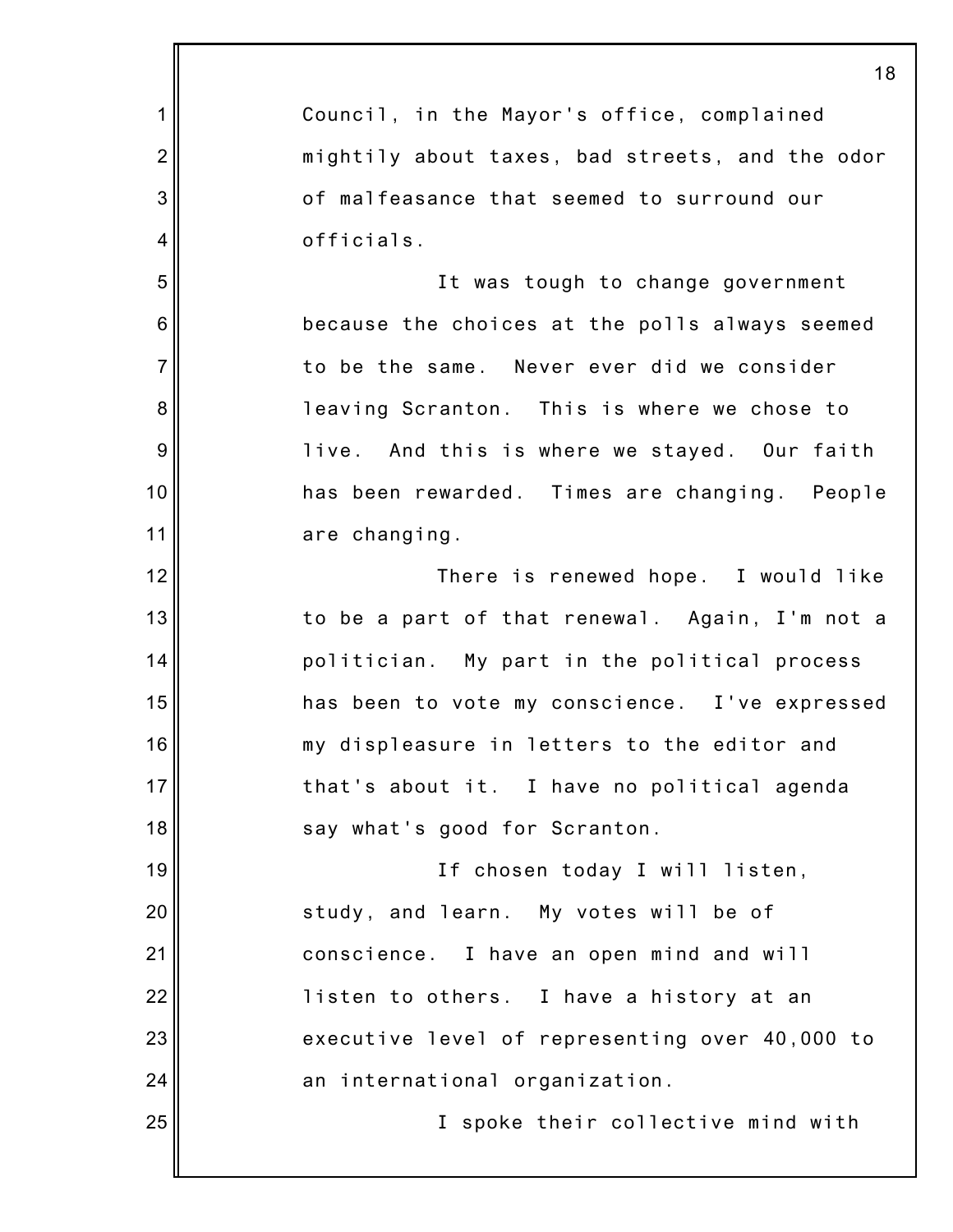Council, in the Mayor's office, complained mightily about taxes, bad streets, and the odor of malfeasance that seemed to surround our officials.

It was tough to change government because the choices at the polls always seemed to be the same. Never ever did we consider leaving Scranton. This is where we chose to live. And this is where we stayed. Our faith has been rewarded. Times are changing. People are changing.

There is renewed hope. I would like to be a part of that renewal. Again, I'm not a politician. My part in the political process has been to vote my conscience. I've expressed my displeasure in letters to the editor and that's about it. I have no political agenda say what's good for Scranton.

If chosen today I will listen, study, and learn. My votes will be of conscience. I have an open mind and will listen to others. I have a history at an executive level of representing over 40,000 to an international organization.

I spoke their collective mind with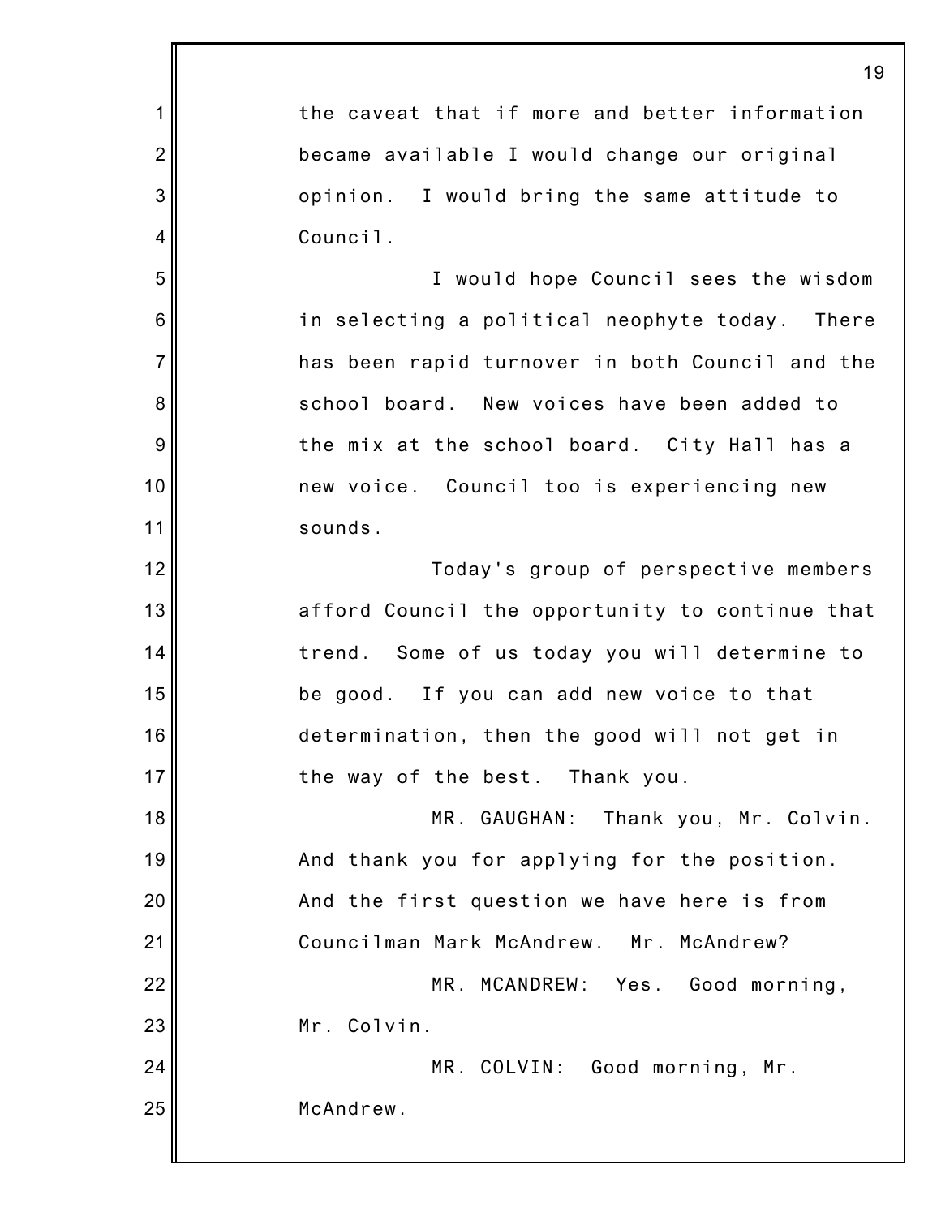the caveat that if more and better information became available I would change our original opinion. I would bring the same attitude to Council.

I would hope Council sees the wisdom in selecting a political neophyte today. There has been rapid turnover in both Council and the school board. New voices have been added to the mix at the school board. City Hall has a new voice. Council too is experiencing new sounds.

Today's group of perspective members afford Council the opportunity to continue that trend. Some of us today you will determine to be good. If you can add new voice to that determination, then the good will not get in the way of the best. Thank you.

MR. GAUGHAN: Thank you, Mr. Colvin. And thank you for applying for the position. And the first question we have here is from Councilman Mark McAndrew. Mr. McAndrew?

MR. MCANDREW: Yes. Good morning, Mr. Colvin.

MR. COLVIN: Good morning, Mr. McAndrew.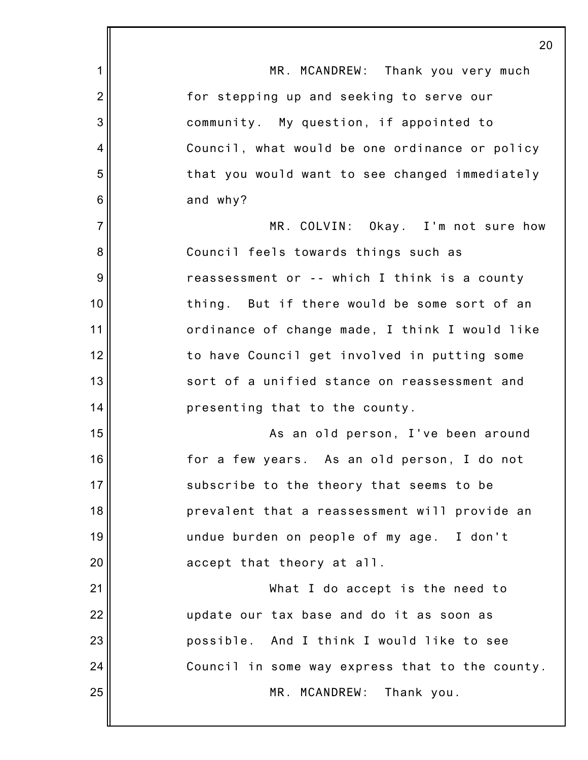MR. MCANDREW: Thank you very much for stepping up and seeking to serve our community. My question, if appointed to Council, what would be one ordinance or policy that you would want to see changed immediately and why?

MR. COLVIN: Okay. I'm not sure how Council feels towards things such as reassessment or -- which I think is a county thing. But if there would be some sort of an ordinance of change made, I think I would like to have Council get involved in putting some sort of a unified stance on reassessment and presenting that to the county.

As an old person, I've been around for a few years. As an old person, I do not subscribe to the theory that seems to be prevalent that a reassessment will provide an undue burden on people of my age. I don't accept that theory at all.

What I do accept is the need to update our tax base and do it as soon as possible. And I think I would like to see Council in some way express that to the county.

MR. MCANDREW: Thank you.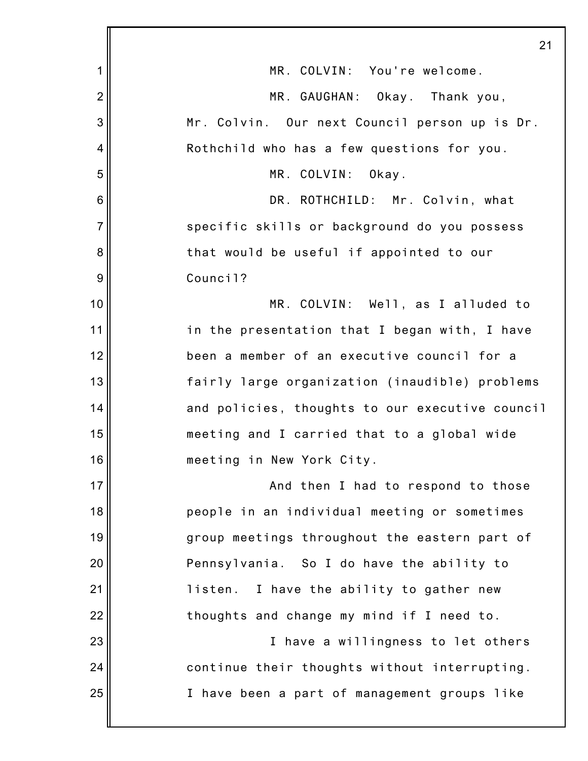MR. COLVIN: You're welcome.

MR. GAUGHAN: Okay. Thank you, Mr. Colvin. Our next Council person up is Dr. Rothchild who has a few questions for you.

MR. COLVIN: Okay.

DR. ROTHCHILD: Mr. Colvin, what specific skills or background do you possess that would be useful if appointed to our Council?

MR. COLVIN: Well, as I alluded to in the presentation that I began with, I have been a member of an executive council for a fairly large organization (inaudible) problems and policies, thoughts to our executive council meeting and I carried that to a global wide meeting in New York City.

And then I had to respond to those people in an individual meeting or sometimes group meetings throughout the eastern part of Pennsylvania. So I do have the ability to listen. I have the ability to gather new thoughts and change my mind if I need to.

I have a willingness to let others continue their thoughts without interrupting. I have been a part of management groups like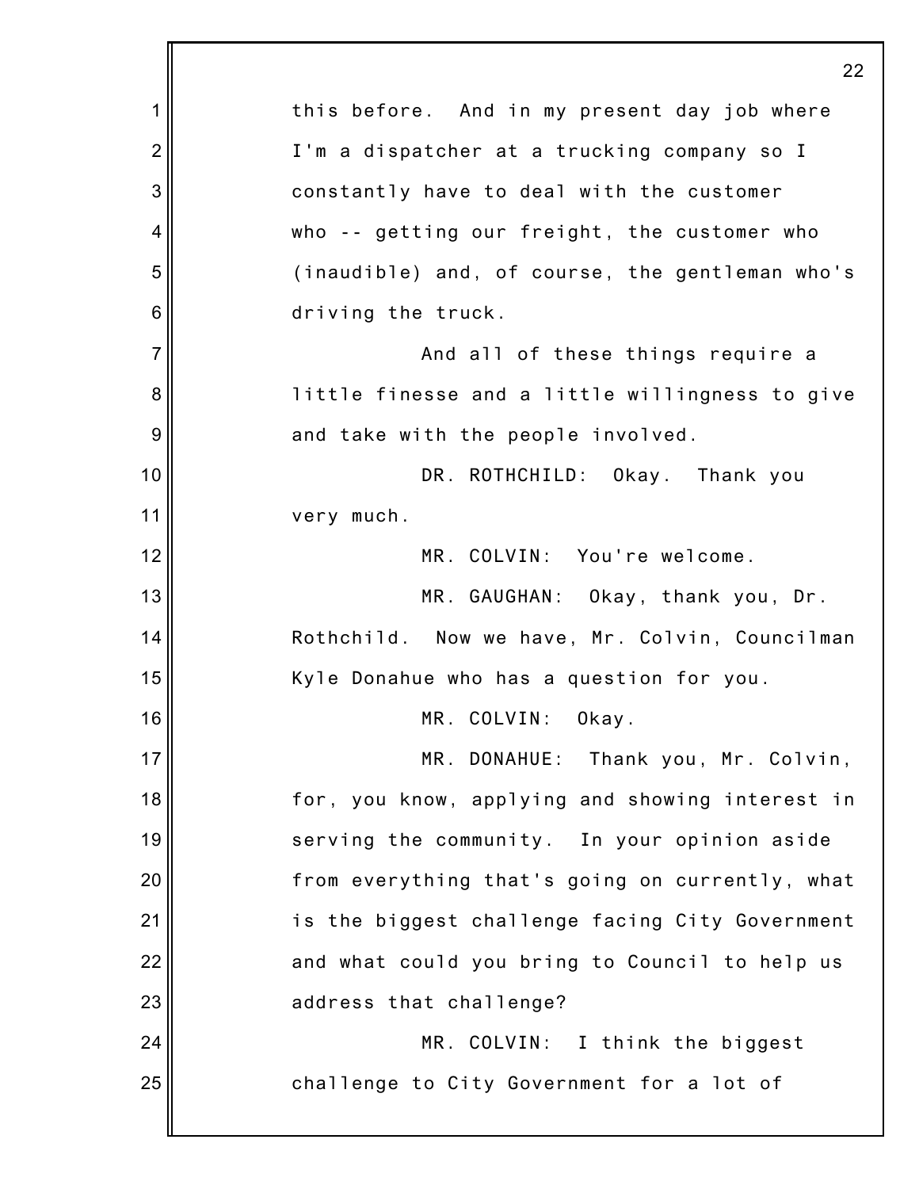this before. And in my present day job where I'm a dispatcher at a trucking company so I constantly have to deal with the customer who -- getting our freight, the customer who (inaudible) and, of course, the gentleman who's driving the truck.

And all of these things require a little finesse and a little willingness to give and take with the people involved.

DR. ROTHCHILD: Okay. Thank you very much.

MR. COLVIN: You're welcome.

MR. GAUGHAN: Okay, thank you, Dr. Rothchild. Now we have, Mr. Colvin, Councilman Kyle Donahue who has a question for you.

MR. COLVIN: Okay.

MR. DONAHUE: Thank you, Mr. Colvin, for, you know, applying and showing interest in serving the community. In your opinion aside from everything that's going on currently, what is the biggest challenge facing City Government and what could you bring to Council to help us address that challenge?

MR. COLVIN: I think the biggest challenge to City Government for a lot of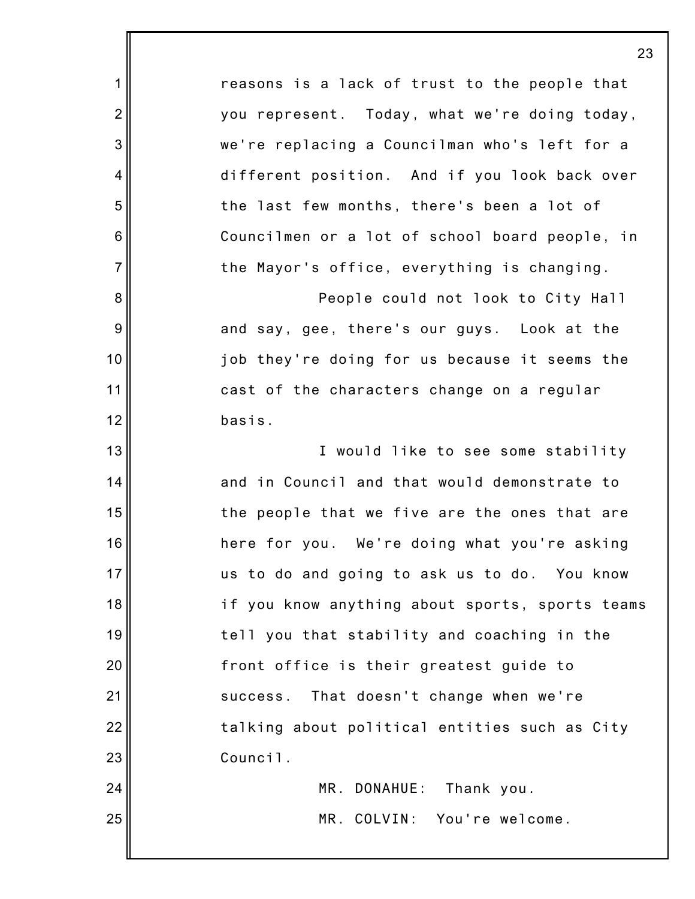reasons is a lack of trust to the people that you represent. Today, what we're doing today, we're replacing a Councilman who's left for a different position. And if you look back over the last few months, there's been a lot of Councilmen or a lot of school board people, in the Mayor's office, everything is changing.

People could not look to City Hall and say, gee, there's our guys. Look at the job they're doing for us because it seems the cast of the characters change on a regular basis.

I would like to see some stability and in Council and that would demonstrate to the people that we five are the ones that are here for you. We're doing what you're asking us to do and going to ask us to do. You know if you know anything about sports, sports teams tell you that stability and coaching in the front office is their greatest guide to success. That doesn't change when we're talking about political entities such as City Council.

MR. DONAHUE: Thank you.

MR. COLVIN: You're welcome.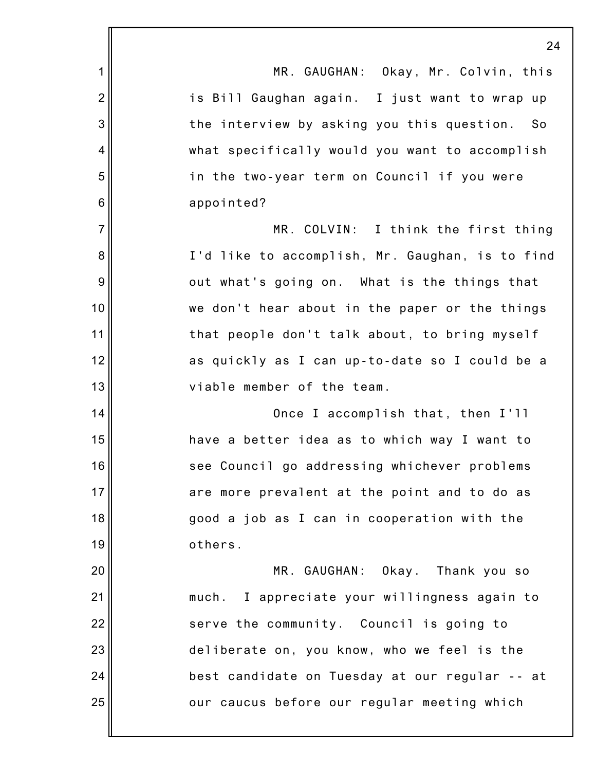MR. GAUGHAN: Okay, Mr. Colvin, this is Bill Gaughan again. I just want to wrap up the interview by asking you this question. So what specifically would you want to accomplish in the two-year term on Council if you were appointed?

MR. COLVIN: I think the first thing I'd like to accomplish, Mr. Gaughan, is to find out what's going on. What is the things that we don't hear about in the paper or the things that people don't talk about, to bring myself as quickly as I can up-to-date so I could be a viable member of the team.

Once I accomplish that, then I'll have a better idea as to which way I want to see Council go addressing whichever problems are more prevalent at the point and to do as good a job as I can in cooperation with the others.

MR. GAUGHAN: Okay. Thank you so much. I appreciate your willingness again to serve the community. Council is going to deliberate on, you know, who we feel is the best candidate on Tuesday at our regular -- at our caucus before our regular meeting which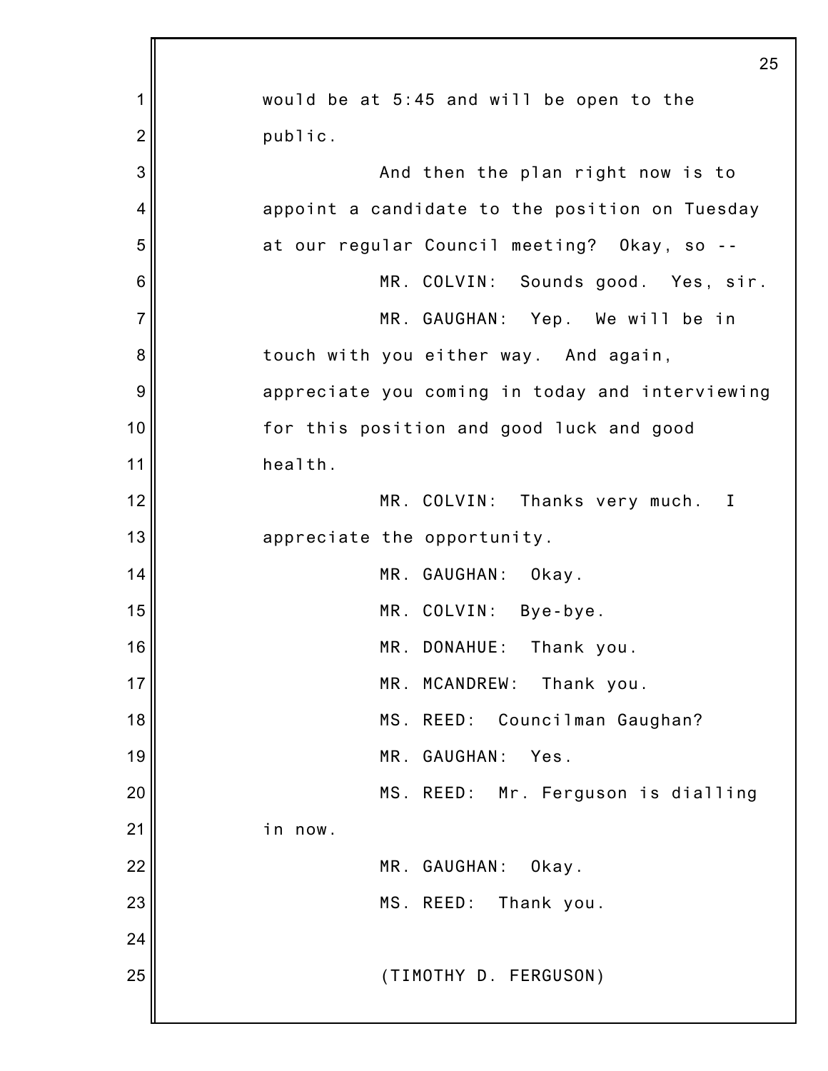would be at 5:45 and will be open to the public.

And then the plan right now is to appoint a candidate to the position on Tuesday at our regular Council meeting? Okay, so --

MR. COLVIN: Sounds good. Yes, sir.

MR. GAUGHAN: Yep. We will be in touch with you either way. And again, appreciate you coming in today and interviewing for this position and good luck and good health.

MR. COLVIN: Thanks very much. I appreciate the opportunity.

MR. GAUGHAN: Okay.

MR. COLVIN: Bye-bye.

MR. DONAHUE: Thank you.

MR. MCANDREW: Thank you.

MS. REED: Councilman Gaughan?

MR. GAUGHAN: Yes.

MS. REED: Mr. Ferguson is dialling in now.

MR. GAUGHAN: Okay.

MS. REED: Thank you.

(TIMOTHY D. FERGUSON)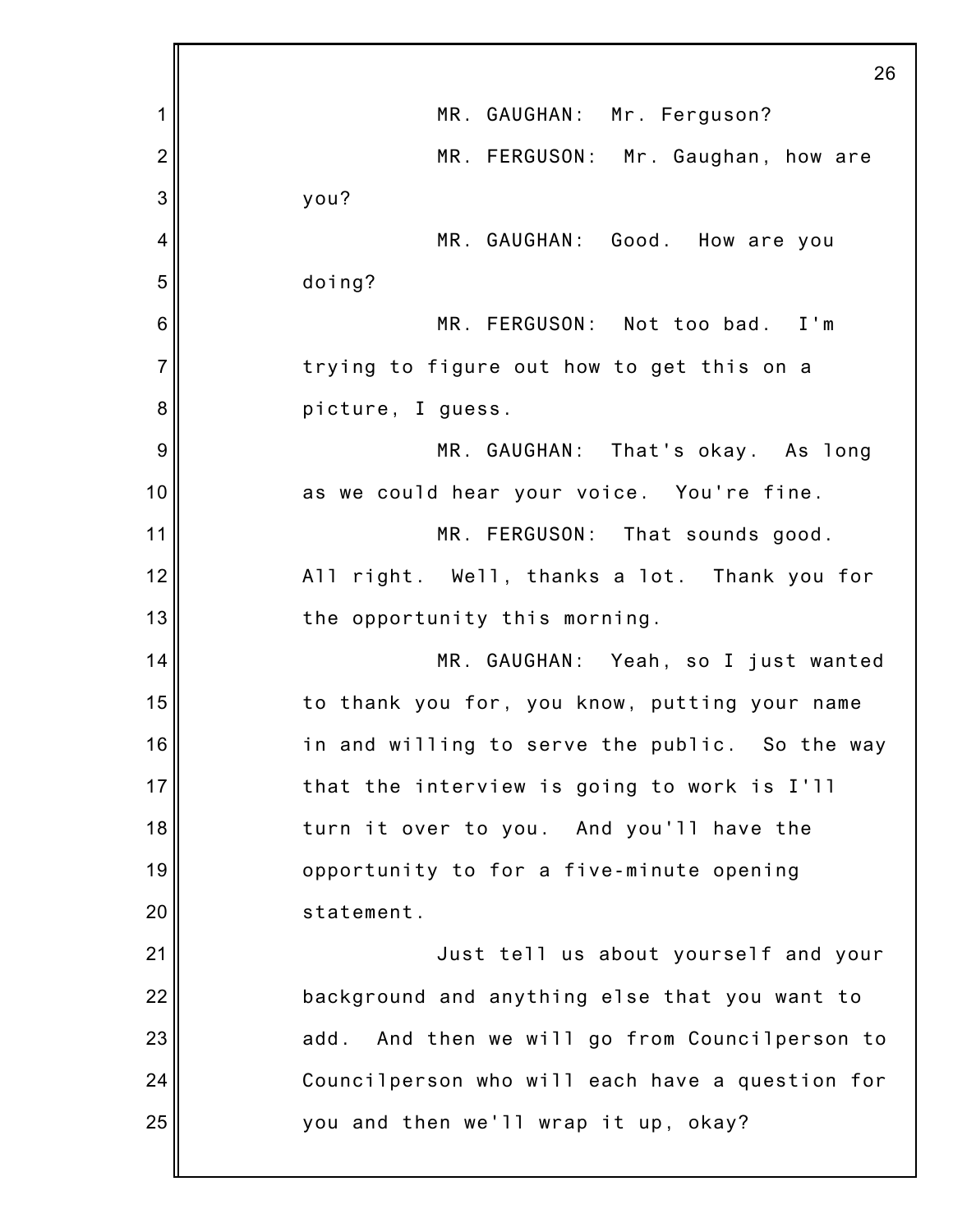MR. GAUGHAN: Mr. Ferguson?

MR. FERGUSON: Mr. Gaughan, how are you?

MR. GAUGHAN: Good. How are you doing?

MR. FERGUSON: Not too bad. I'm trying to figure out how to get this on a picture, I guess.

MR. GAUGHAN: That's okay. As long as we could hear your voice. You're fine.

MR. FERGUSON: That sounds good. All right. Well, thanks a lot. Thank you for the opportunity this morning.

MR. GAUGHAN: Yeah, so I just wanted to thank you for, you know, putting your name in and willing to serve the public. So the way that the interview is going to work is I'll turn it over to you. And you'll have the opportunity to for a five-minute opening statement.

Just tell us about yourself and your background and anything else that you want to add. And then we will go from Councilperson to Councilperson who will each have a question for you and then we'll wrap it up, okay?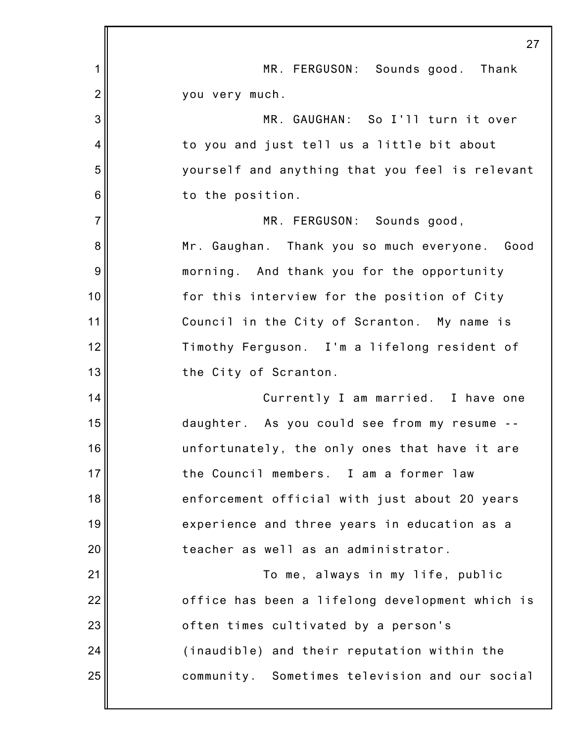MR. FERGUSON: Sounds good. Thank you very much.

MR. GAUGHAN: So I'll turn it over to you and just tell us a little bit about yourself and anything that you feel is relevant to the position.

MR. FERGUSON: Sounds good, Mr. Gaughan. Thank you so much everyone. Good morning. And thank you for the opportunity for this interview for the position of City Council in the City of Scranton. My name is Timothy Ferguson. I'm a lifelong resident of the City of Scranton.

Currently I am married. I have one daughter. As you could see from my resume -- unfortunately, the only ones that have it are the Council members. I am a former law enforcement official with just about 20 years experience and three years in education as a teacher as well as an administrator.

To me, always in my life, public office has been a lifelong development which is often times cultivated by a person's (inaudible) and their reputation within the community. Sometimes television and our social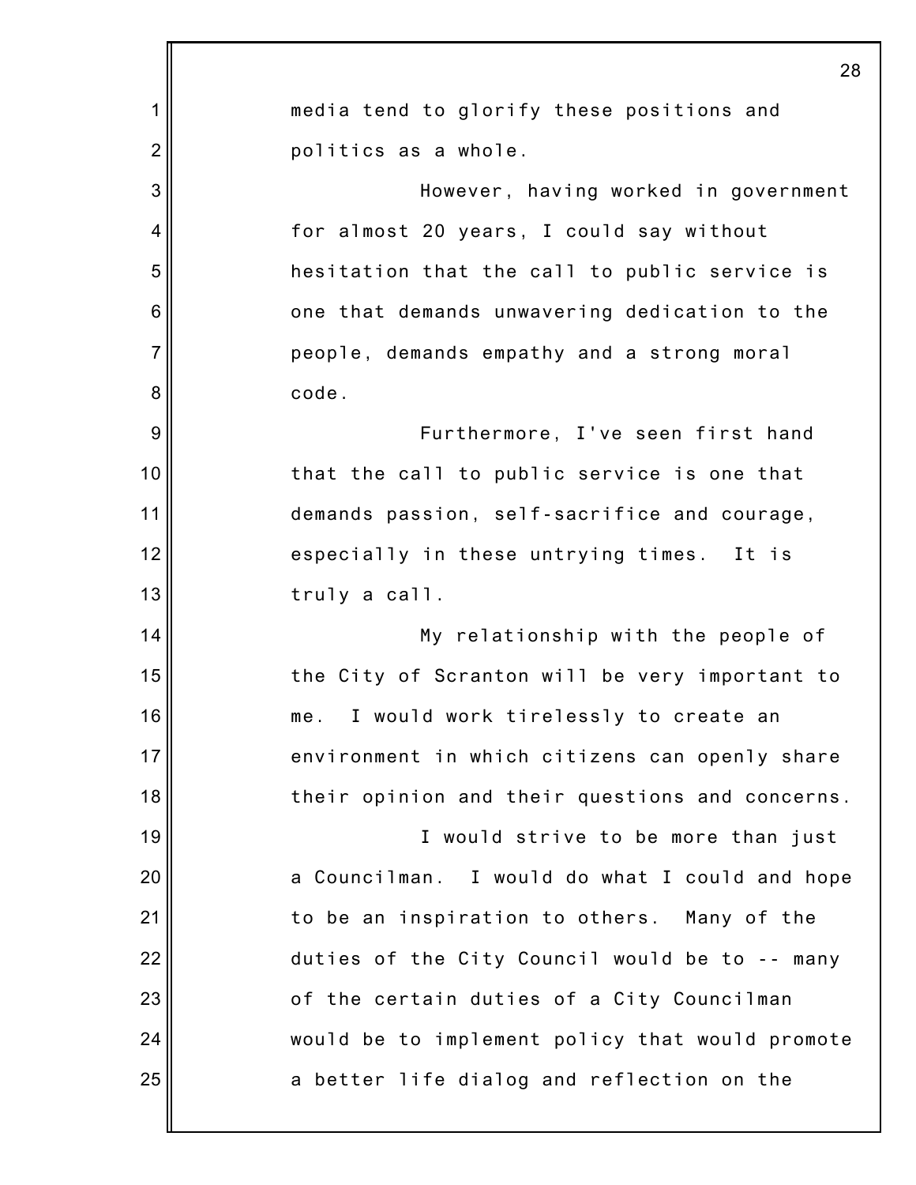media tend to glorify these positions and politics as a whole.

However, having worked in government for almost 20 years, I could say without hesitation that the call to public service is one that demands unwavering dedication to the people, demands empathy and a strong moral code.

Furthermore, I've seen first hand that the call to public service is one that demands passion, self-sacrifice and courage, especially in these untrying times. It is truly a call.

My relationship with the people of the City of Scranton will be very important to me. I would work tirelessly to create an environment in which citizens can openly share their opinion and their questions and concerns.

I would strive to be more than just a Councilman. I would do what I could and hope to be an inspiration to others. Many of the duties of the City Council would be to -- many of the certain duties of a City Councilman would be to implement policy that would promote a better life dialog and reflection on the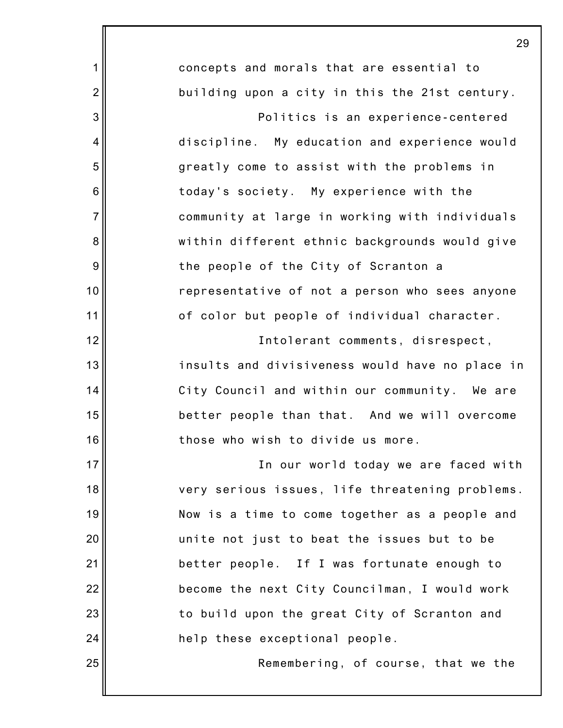concepts and morals that are essential to building upon a city in this the 21st century.

Politics is an experience-centered discipline. My education and experience would greatly come to assist with the problems in today's society. My experience with the community at large in working with individuals within different ethnic backgrounds would give the people of the City of Scranton a representative of not a person who sees anyone of color but people of individual character.

Intolerant comments, disrespect, insults and divisiveness would have no place in City Council and within our community. We are better people than that. And we will overcome those who wish to divide us more.

In our world today we are faced with very serious issues, life threatening problems. Now is a time to come together as a people and unite not just to beat the issues but to be better people. If I was fortunate enough to become the next City Councilman, I would work to build upon the great City of Scranton and help these exceptional people.

Remembering, of course, that we the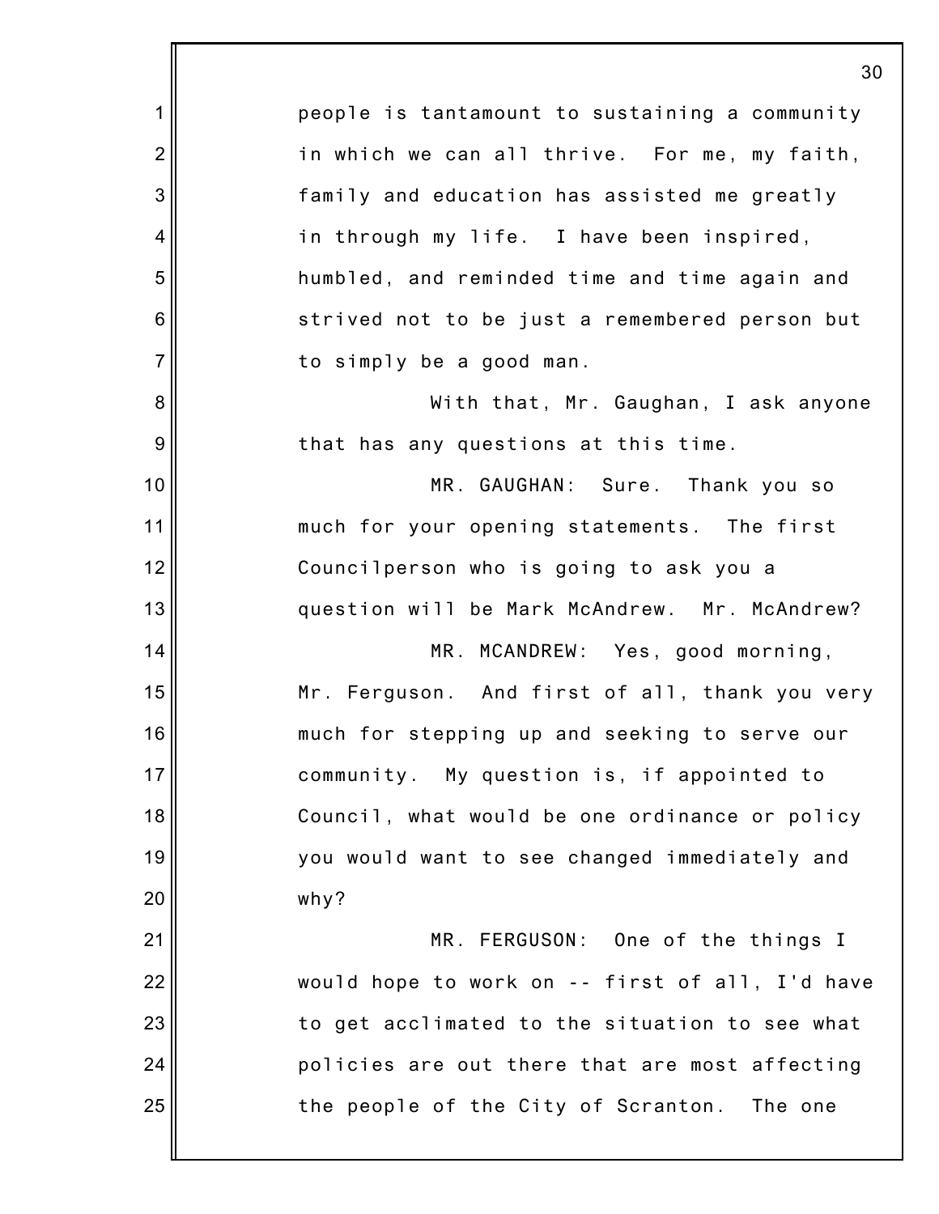people is tantamount to sustaining a community in which we can all thrive. For me, my faith, family and education has assisted me greatly in through my life. I have been inspired, humbled, and reminded time and time again and strived not to be just a remembered person but to simply be a good man.

With that, Mr. Gaughan, I ask anyone that has any questions at this time.

MR. GAUGHAN: Sure. Thank you so much for your opening statements. The first Councilperson who is going to ask you a question will be Mark McAndrew. Mr. McAndrew?

MR. MCANDREW: Yes, good morning, Mr. Ferguson. And first of all, thank you very much for stepping up and seeking to serve our community. My question is, if appointed to Council, what would be one ordinance or policy you would want to see changed immediately and why?

MR. FERGUSON: One of the things I would hope to work on -- first of all, I'd have to get acclimated to the situation to see what policies are out there that are most affecting the people of the City of Scranton. The one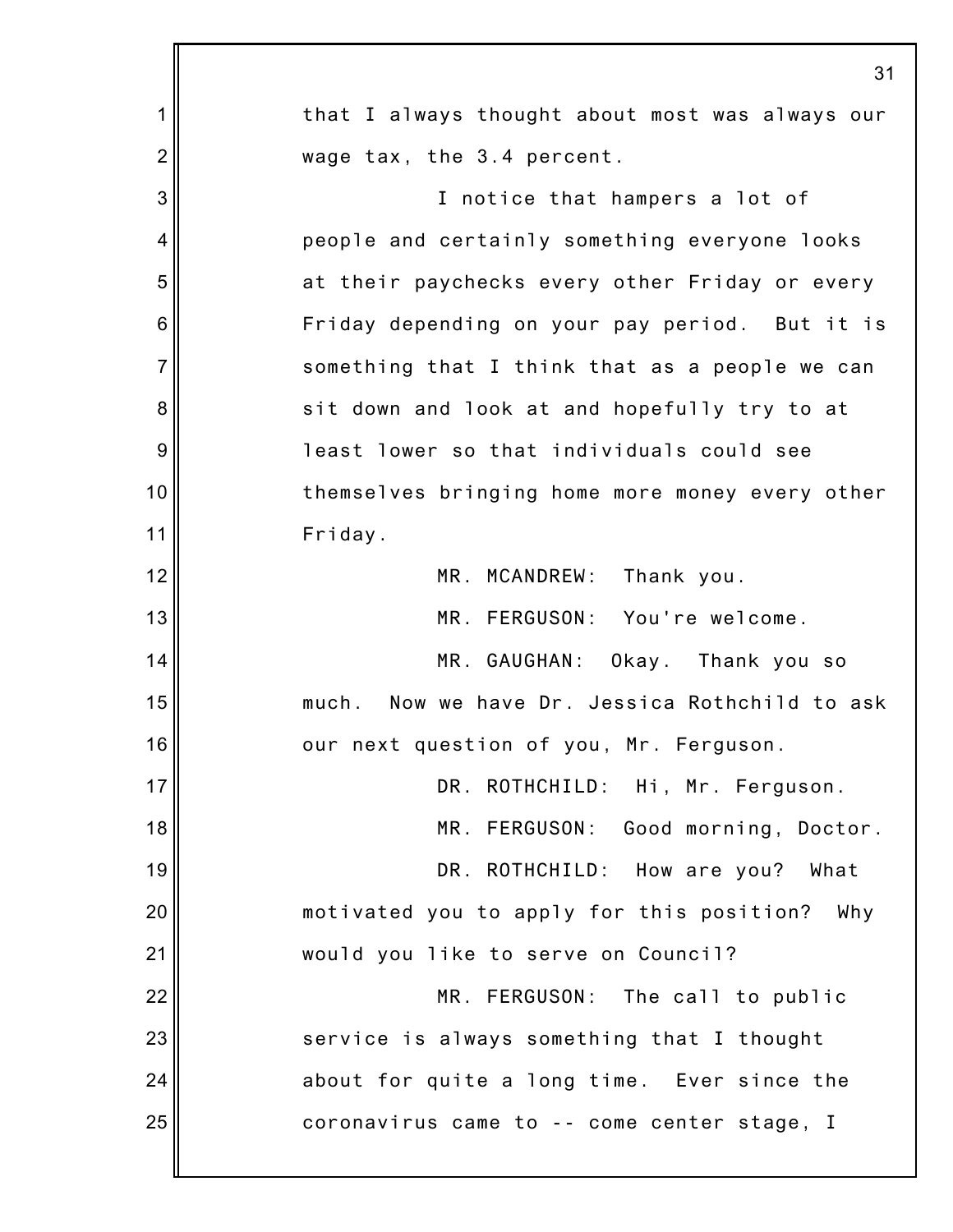that I always thought about most was always our wage tax, the 3.4 percent.

I notice that hampers a lot of people and certainly something everyone looks at their paychecks every other Friday or every Friday depending on your pay period. But it is something that I think that as a people we can sit down and look at and hopefully try to at least lower so that individuals could see themselves bringing home more money every other Friday.

MR. MCANDREW: Thank you.

MR. FERGUSON: You're welcome.

MR. GAUGHAN: Okay. Thank you so much. Now we have Dr. Jessica Rothchild to ask our next question of you, Mr. Ferguson.

DR. ROTHCHILD: Hi, Mr. Ferguson.

MR. FERGUSON: Good morning, Doctor.

DR. ROTHCHILD: How are you? What motivated you to apply for this position? Why would you like to serve on Council?

MR. FERGUSON: The call to public service is always something that I thought about for quite a long time. Ever since the coronavirus came to -- come center stage, I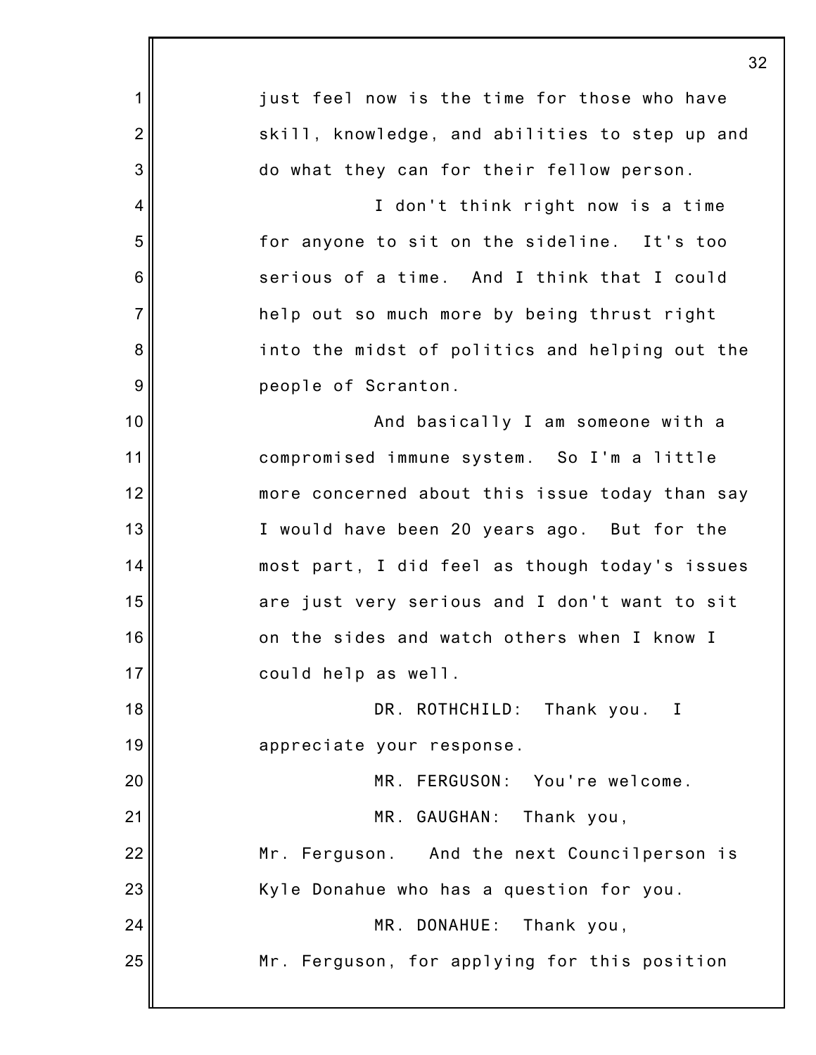just feel now is the time for those who have skill, knowledge, and abilities to step up and do what they can for their fellow person.

I don't think right now is a time for anyone to sit on the sideline. It's too serious of a time. And I think that I could help out so much more by being thrust right into the midst of politics and helping out the people of Scranton.

And basically I am someone with a compromised immune system. So I'm a little more concerned about this issue today than say I would have been 20 years ago. But for the most part, I did feel as though today's issues are just very serious and I don't want to sit on the sides and watch others when I know I could help as well.

DR. ROTHCHILD: Thank you. I appreciate your response.

MR. FERGUSON: You're welcome.

MR. GAUGHAN: Thank you, Mr. Ferguson. And the next Councilperson is Kyle Donahue who has a question for you.

MR. DONAHUE: Thank you, Mr. Ferguson, for applying for this position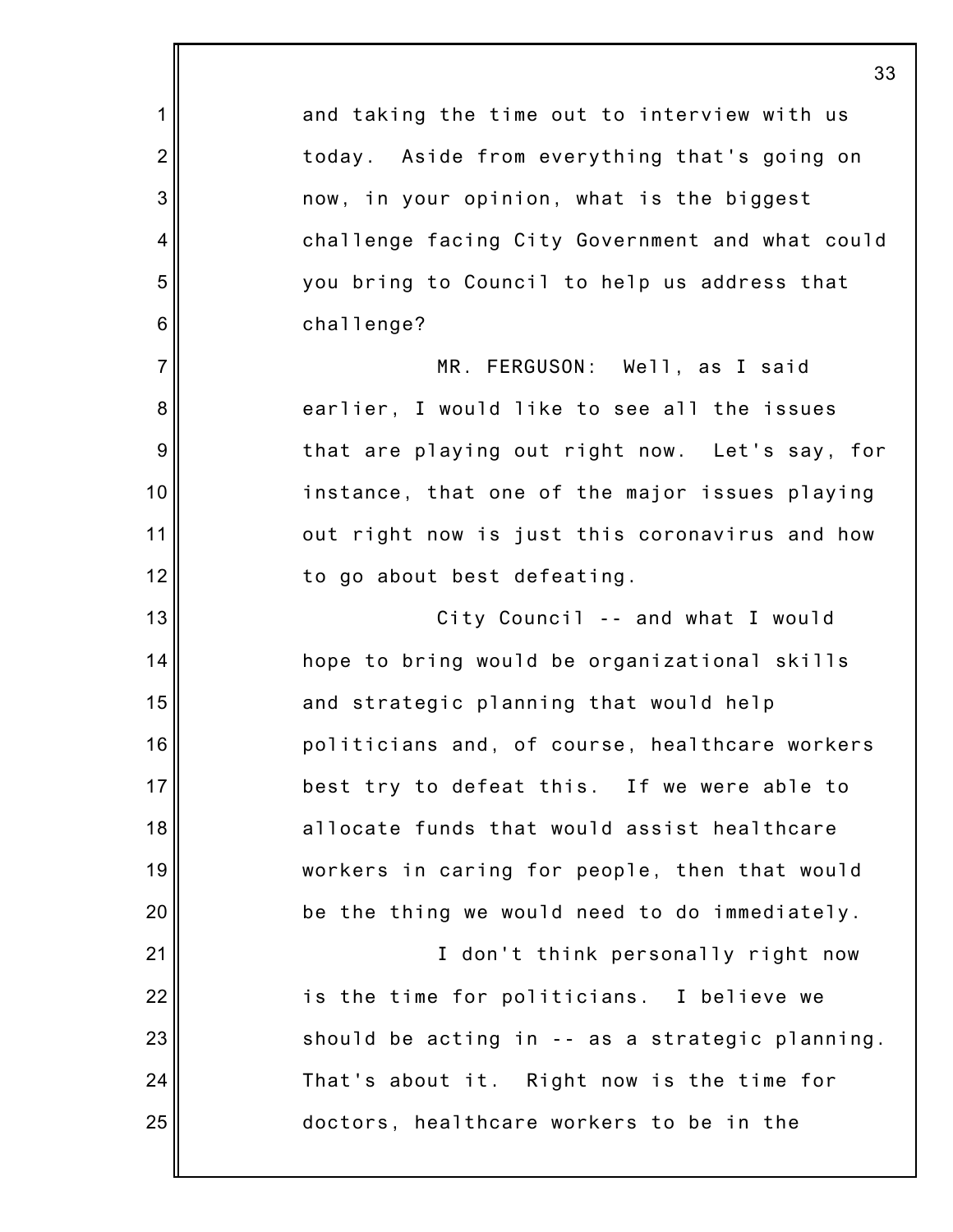and taking the time out to interview with us today. Aside from everything that's going on now, in your opinion, what is the biggest challenge facing City Government and what could you bring to Council to help us address that challenge?

MR. FERGUSON: Well, as I said earlier, I would like to see all the issues that are playing out right now. Let's say, for instance, that one of the major issues playing out right now is just this coronavirus and how to go about best defeating.

City Council -- and what I would hope to bring would be organizational skills and strategic planning that would help politicians and, of course, healthcare workers best try to defeat this. If we were able to allocate funds that would assist healthcare workers in caring for people, then that would be the thing we would need to do immediately.

I don't think personally right now is the time for politicians. I believe we should be acting in -- as a strategic planning. That's about it. Right now is the time for doctors, healthcare workers to be in the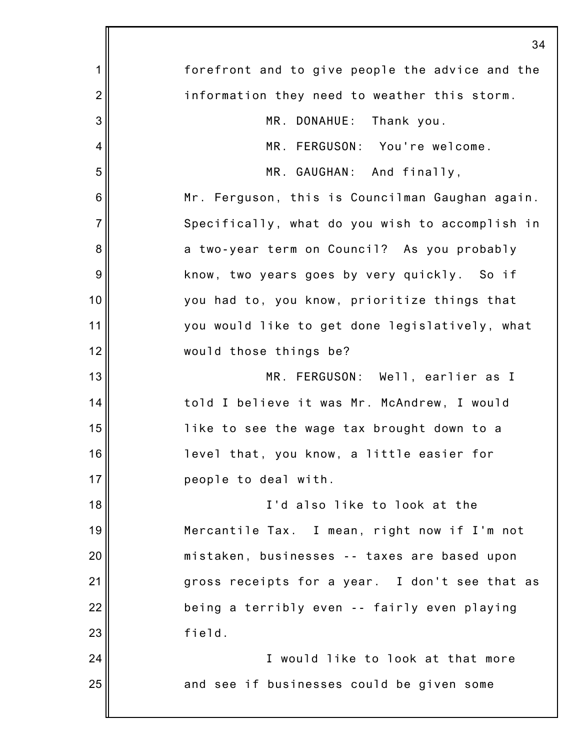forefront and to give people the advice and the information they need to weather this storm.

MR. DONAHUE: Thank you.

MR. FERGUSON: You're welcome.

MR. GAUGHAN: And finally, Mr. Ferguson, this is Councilman Gaughan again. Specifically, what do you wish to accomplish in a two-year term on Council? As you probably know, two years goes by very quickly. So if you had to, you know, prioritize things that you would like to get done legislatively, what would those things be?

MR. FERGUSON: Well, earlier as I told I believe it was Mr. McAndrew, I would like to see the wage tax brought down to a level that, you know, a little easier for people to deal with.

I'd also like to look at the Mercantile Tax. I mean, right now if I'm not mistaken, businesses -- taxes are based upon gross receipts for a year. I don't see that as being a terribly even -- fairly even playing field.

I would like to look at that more and see if businesses could be given some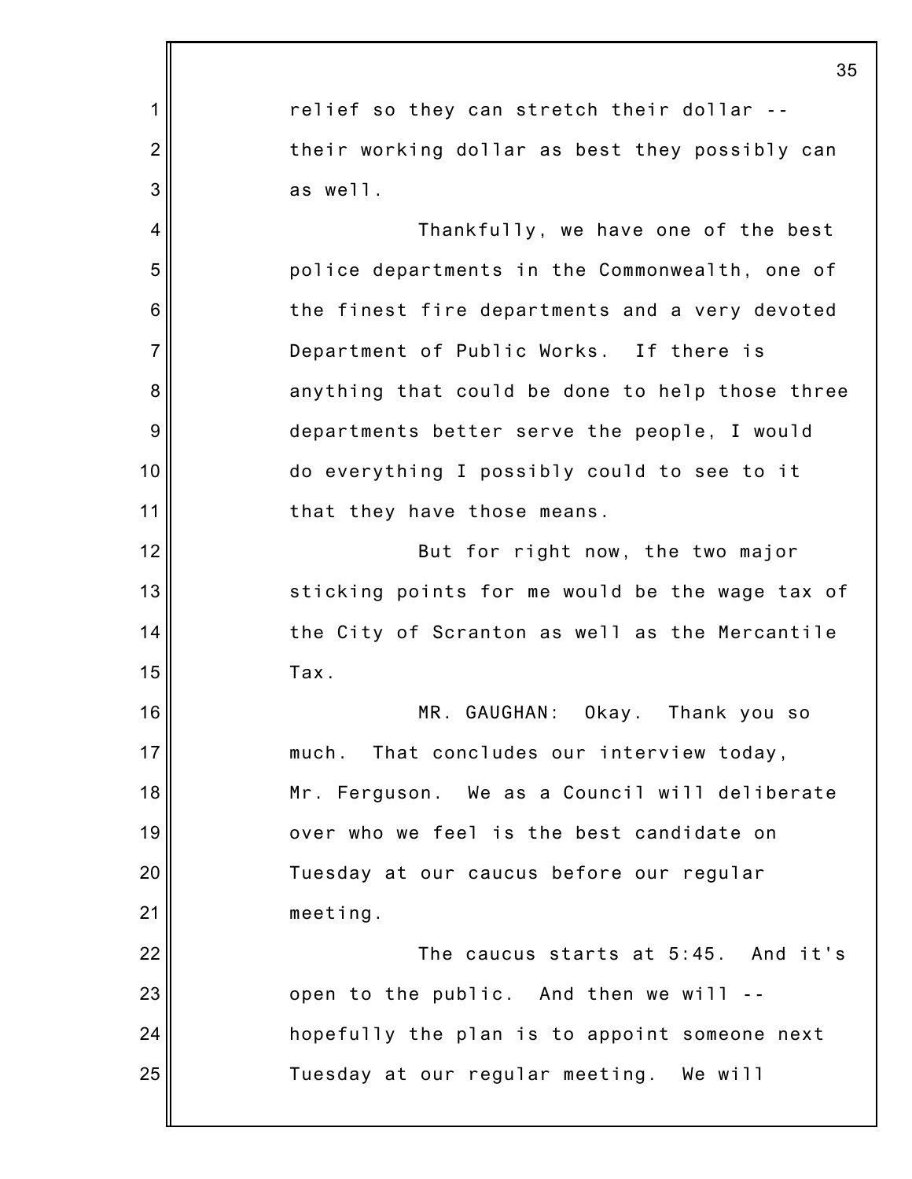relief so they can stretch their dollar -- their working dollar as best they possibly can as well.

Thankfully, we have one of the best police departments in the Commonwealth, one of the finest fire departments and a very devoted Department of Public Works. If there is anything that could be done to help those three departments better serve the people, I would do everything I possibly could to see to it that they have those means.

But for right now, the two major sticking points for me would be the wage tax of the City of Scranton as well as the Mercantile Tax.

MR. GAUGHAN: Okay. Thank you so much. That concludes our interview today, Mr. Ferguson. We as a Council will deliberate over who we feel is the best candidate on Tuesday at our caucus before our regular meeting.

The caucus starts at 5:45. And it's open to the public. And then we will -- hopefully the plan is to appoint someone next Tuesday at our regular meeting. We will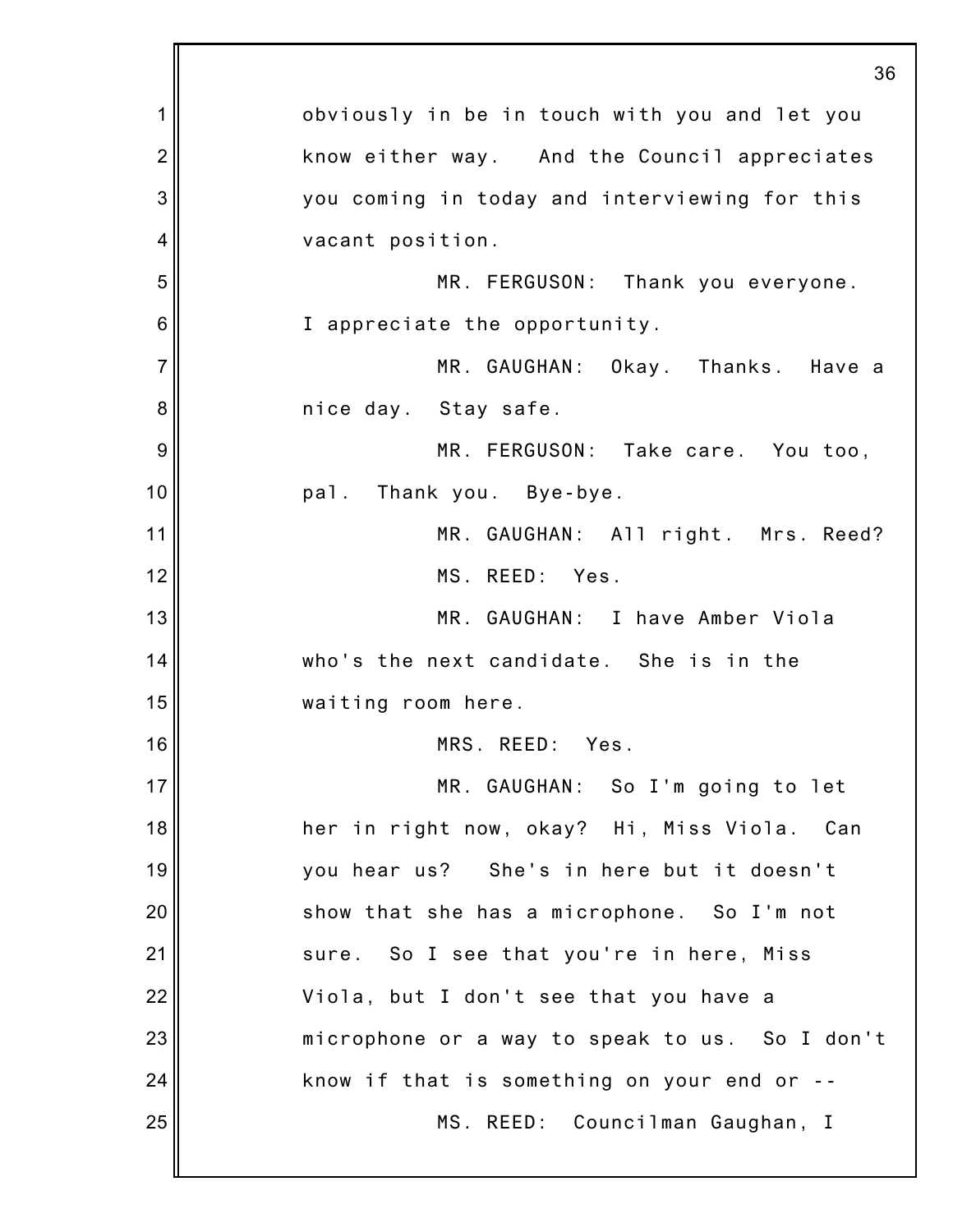obviously in be in touch with you and let you know either way. And the Council appreciates you coming in today and interviewing for this vacant position.

MR. FERGUSON: Thank you everyone. I appreciate the opportunity.

MR. GAUGHAN: Okay. Thanks. Have a nice day. Stay safe.

MR. FERGUSON: Take care. You too, pal. Thank you. Bye-bye.

MR. GAUGHAN: All right. Mrs. Reed?

MS. REED: Yes.

MR. GAUGHAN: I have Amber Viola who's the next candidate. She is in the waiting room here.

MRS. REED: Yes.

MR. GAUGHAN: So I'm going to let her in right now, okay? Hi, Miss Viola. Can you hear us? She's in here but it doesn't show that she has a microphone. So I'm not sure. So I see that you're in here, Miss Viola, but I don't see that you have a microphone or a way to speak to us. So I don't know if that is something on your end or --

MS. REED: Councilman Gaughan, I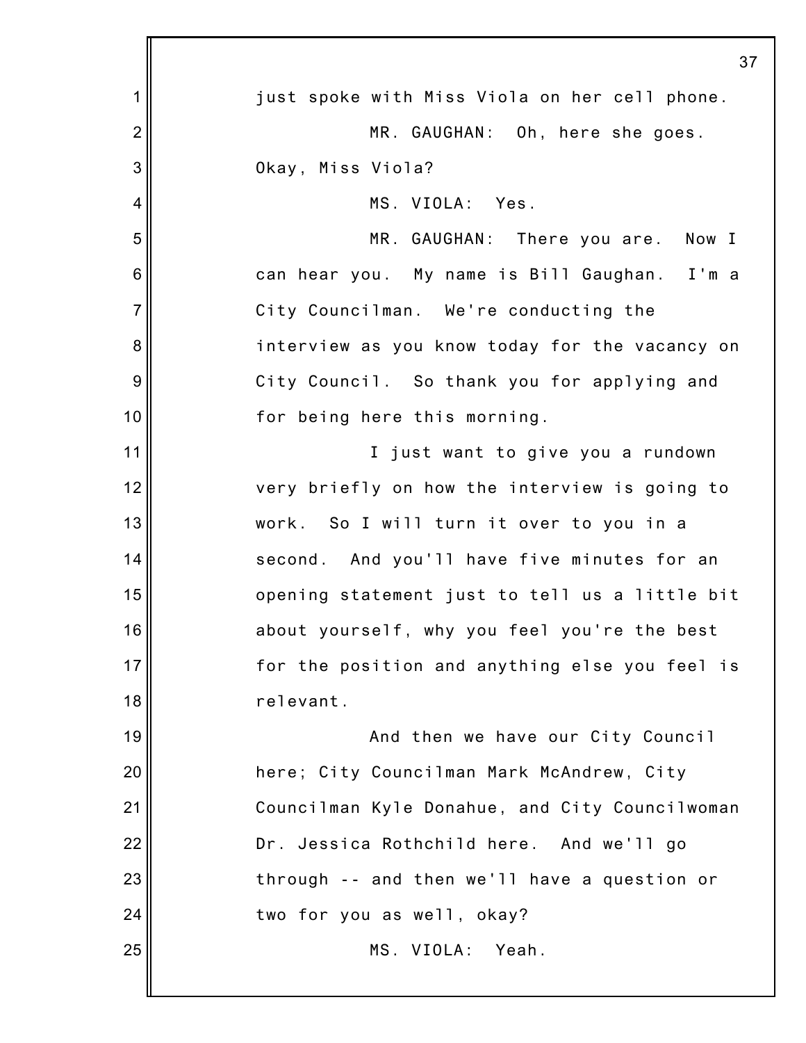just spoke with Miss Viola on her cell phone.

MR. GAUGHAN: Oh, here she goes. Okay, Miss Viola?

MS. VIOLA: Yes.

MR. GAUGHAN: There you are. Now I can hear you. My name is Bill Gaughan. I'm a City Councilman. We're conducting the interview as you know today for the vacancy on City Council. So thank you for applying and for being here this morning.

I just want to give you a rundown very briefly on how the interview is going to work. So I will turn it over to you in a second. And you'll have five minutes for an opening statement just to tell us a little bit about yourself, why you feel you're the best for the position and anything else you feel is relevant.

And then we have our City Council here; City Councilman Mark McAndrew, City Councilman Kyle Donahue, and City Councilwoman Dr. Jessica Rothchild here. And we'll go through -- and then we'll have a question or two for you as well, okay?

MS. VIOLA: Yeah.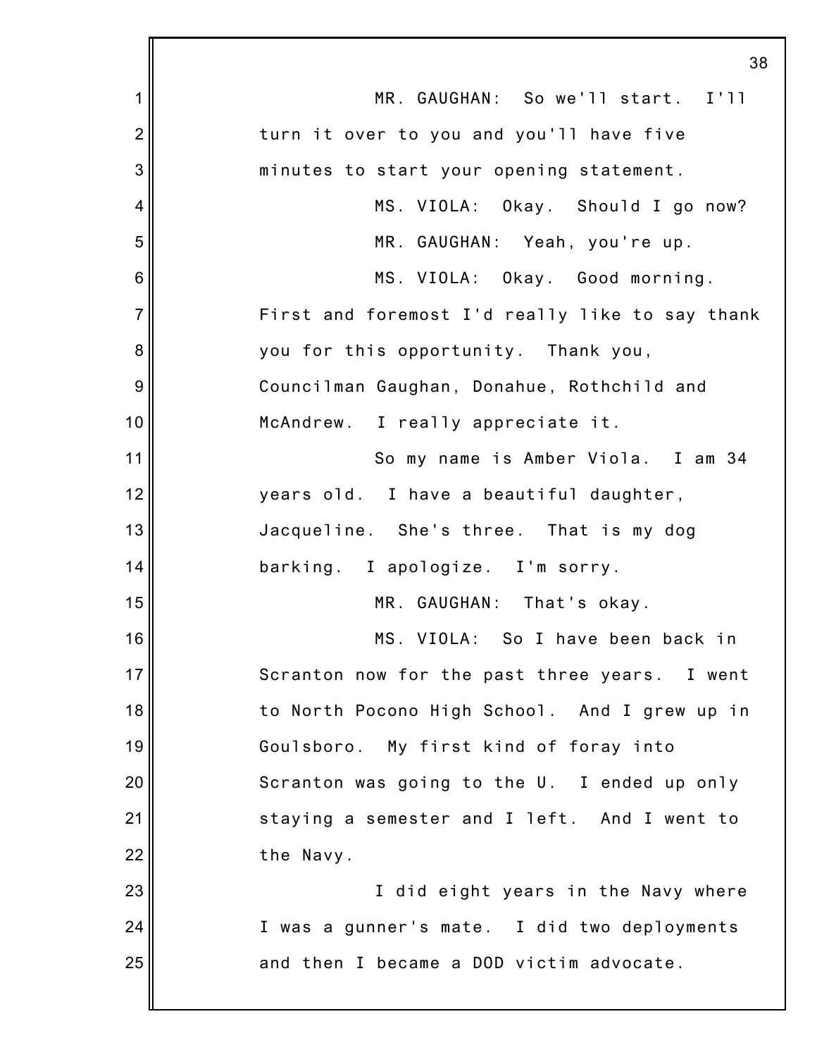MR. GAUGHAN: So we'll start. I'll turn it over to you and you'll have five minutes to start your opening statement.

MS. VIOLA: Okay. Should I go now?

MR. GAUGHAN: Yeah, you're up.

MS. VIOLA: Okay. Good morning. First and foremost I'd really like to say thank you for this opportunity. Thank you, Councilman Gaughan, Donahue, Rothchild and McAndrew. I really appreciate it.

So my name is Amber Viola. I am 34 years old. I have a beautiful daughter, Jacqueline. She's three. That is my dog barking. I apologize. I'm sorry.

MR. GAUGHAN: That's okay.

MS. VIOLA: So I have been back in Scranton now for the past three years. I went to North Pocono High School. And I grew up in Goulsboro. My first kind of foray into Scranton was going to the U. I ended up only staying a semester and I left. And I went to the Navy.

I did eight years in the Navy where I was a gunner's mate. I did two deployments and then I became a DOD victim advocate.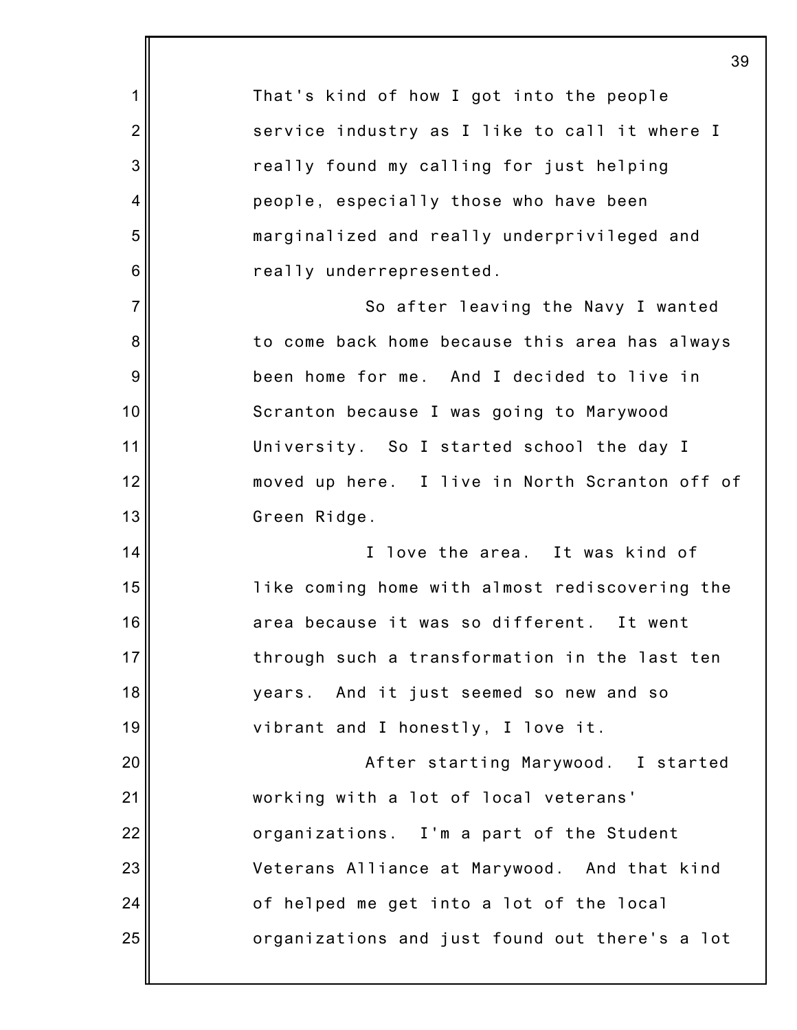That's kind of how I got into the people service industry as I like to call it where I really found my calling for just helping people, especially those who have been marginalized and really underprivileged and really underrepresented.

So after leaving the Navy I wanted to come back home because this area has always been home for me. And I decided to live in Scranton because I was going to Marywood University. So I started school the day I moved up here. I live in North Scranton off of Green Ridge.

I love the area. It was kind of like coming home with almost rediscovering the area because it was so different. It went through such a transformation in the last ten years. And it just seemed so new and so vibrant and I honestly, I love it.

After starting Marywood. I started working with a lot of local veterans' organizations. I'm a part of the Student Veterans Alliance at Marywood. And that kind of helped me get into a lot of the local organizations and just found out there's a lot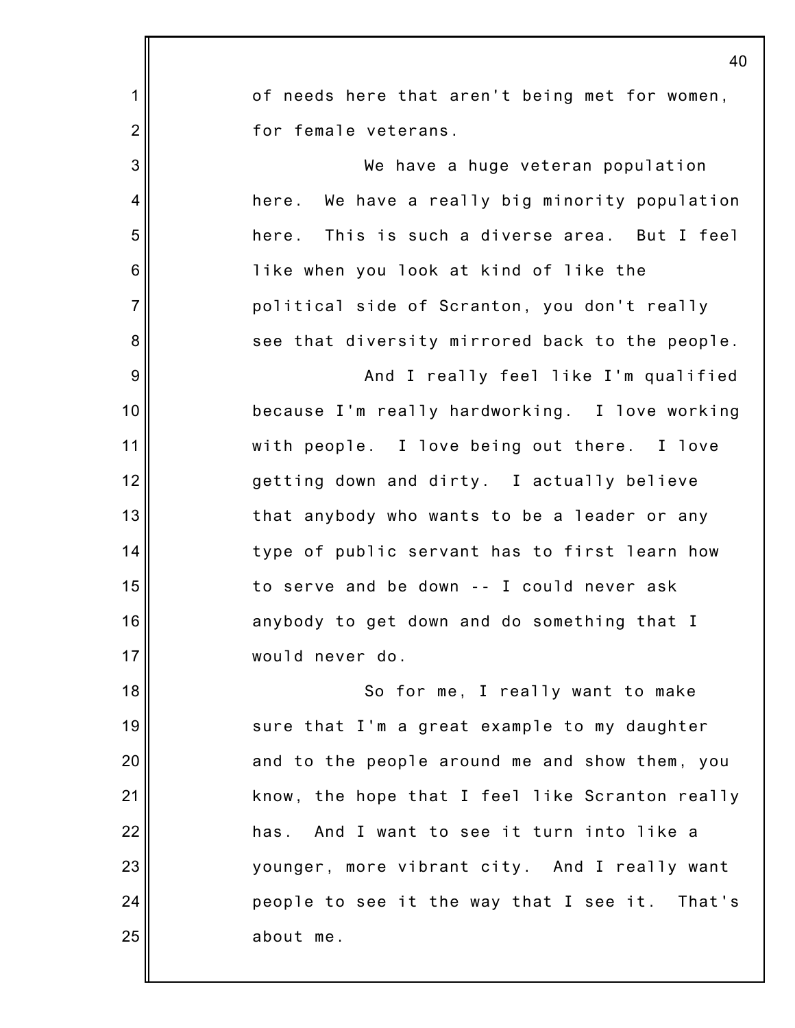of needs here that aren't being met for women, for female veterans.

We have a huge veteran population here. We have a really big minority population here. This is such a diverse area. But I feel like when you look at kind of like the political side of Scranton, you don't really see that diversity mirrored back to the people.

And I really feel like I'm qualified because I'm really hardworking. I love working with people. I love being out there. I love getting down and dirty. I actually believe that anybody who wants to be a leader or any type of public servant has to first learn how to serve and be down -- I could never ask anybody to get down and do something that I would never do.

So for me, I really want to make sure that I'm a great example to my daughter and to the people around me and show them, you know, the hope that I feel like Scranton really has. And I want to see it turn into like a younger, more vibrant city. And I really want people to see it the way that I see it. That's about me.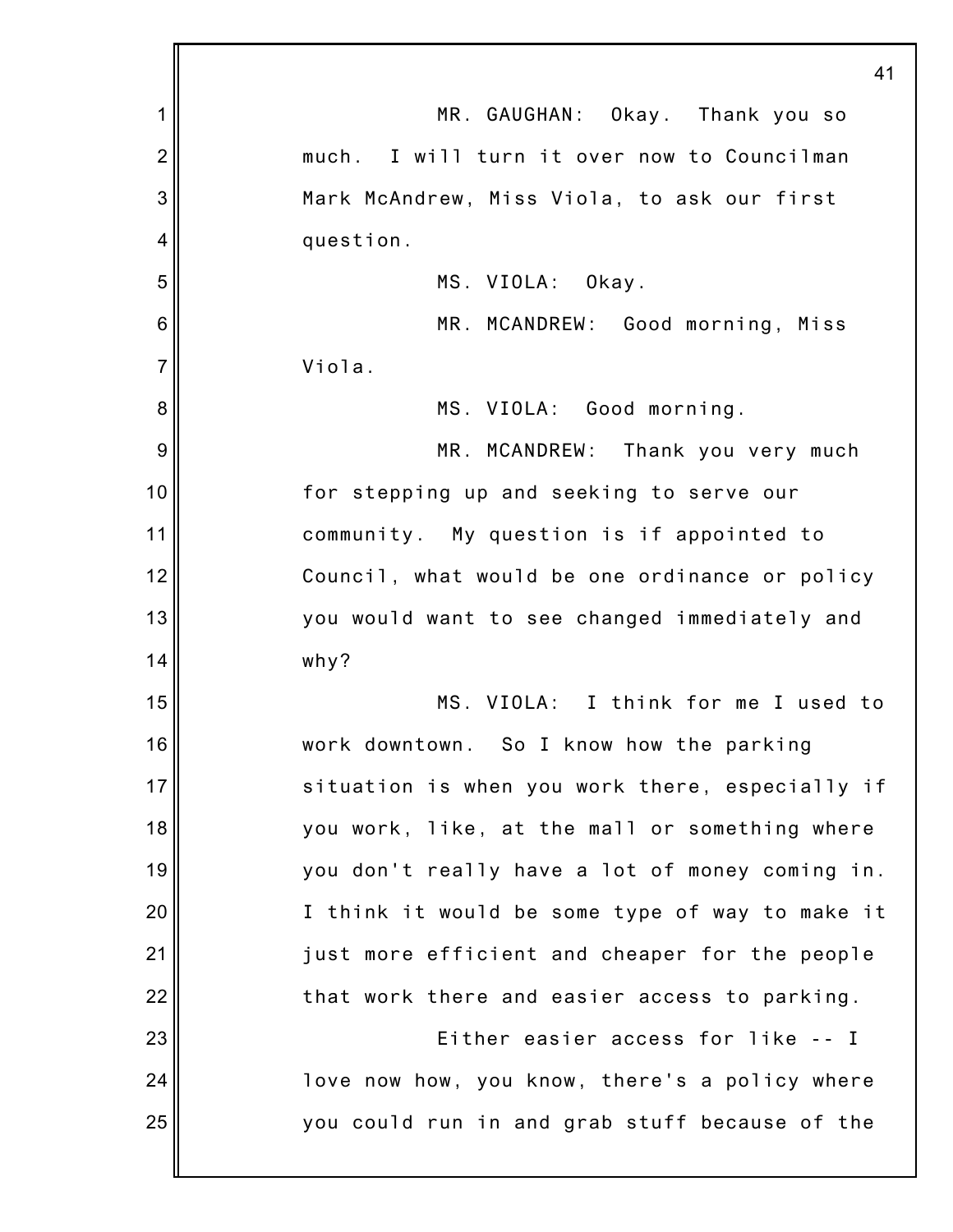MR. GAUGHAN: Okay. Thank you so much. I will turn it over now to Councilman Mark McAndrew, Miss Viola, to ask our first question.

MS. VIOLA: Okay.

MR. MCANDREW: Good morning, Miss Viola.

MS. VIOLA: Good morning.

MR. MCANDREW: Thank you very much for stepping up and seeking to serve our community. My question is if appointed to Council, what would be one ordinance or policy you would want to see changed immediately and why?

MS. VIOLA: I think for me I used to work downtown. So I know how the parking situation is when you work there, especially if you work, like, at the mall or something where you don't really have a lot of money coming in. I think it would be some type of way to make it just more efficient and cheaper for the people that work there and easier access to parking.

Either easier access for like -- I love now how, you know, there's a policy where you could run in and grab stuff because of the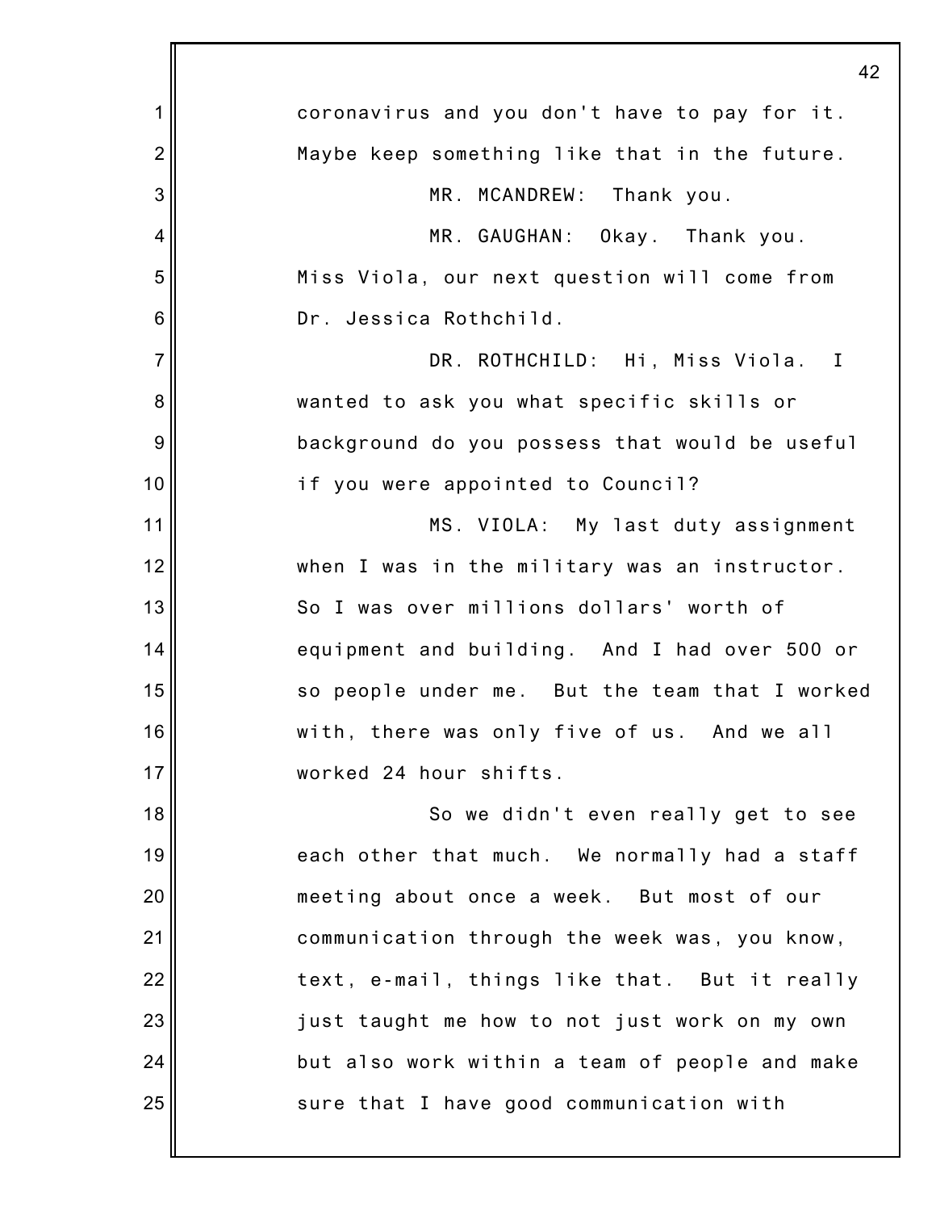coronavirus and you don't have to pay for it. Maybe keep something like that in the future.

MR. MCANDREW: Thank you.

MR. GAUGHAN: Okay. Thank you. Miss Viola, our next question will come from Dr. Jessica Rothchild.

DR. ROTHCHILD: Hi, Miss Viola. I wanted to ask you what specific skills or background do you possess that would be useful if you were appointed to Council?

MS. VIOLA: My last duty assignment when I was in the military was an instructor. So I was over millions dollars' worth of equipment and building. And I had over 500 or so people under me. But the team that I worked with, there was only five of us. And we all worked 24 hour shifts.

So we didn't even really get to see each other that much. We normally had a staff meeting about once a week. But most of our communication through the week was, you know, text, e-mail, things like that. But it really just taught me how to not just work on my own but also work within a team of people and make sure that I have good communication with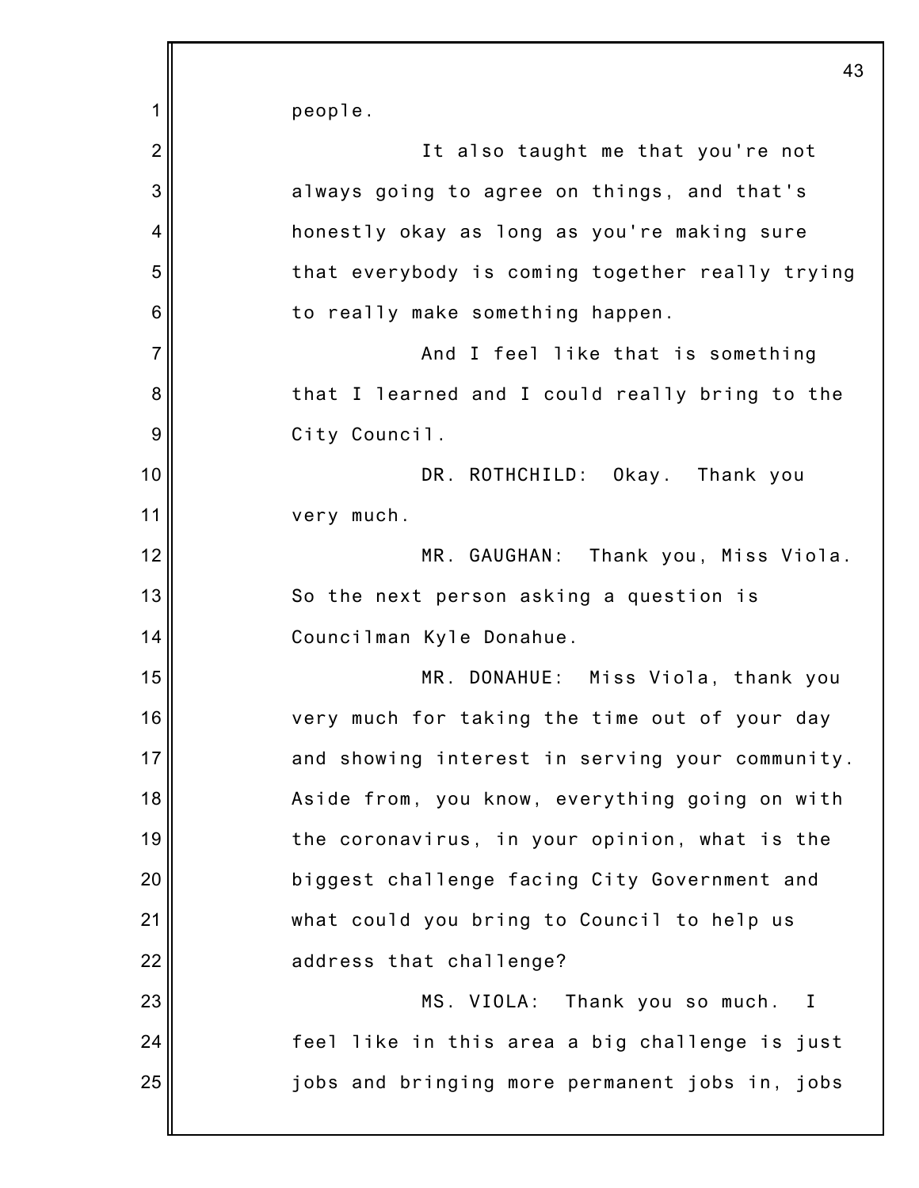people.

It also taught me that you're not always going to agree on things, and that's honestly okay as long as you're making sure that everybody is coming together really trying to really make something happen.

And I feel like that is something that I learned and I could really bring to the City Council.

DR. ROTHCHILD: Okay. Thank you very much.

MR. GAUGHAN: Thank you, Miss Viola. So the next person asking a question is Councilman Kyle Donahue.

MR. DONAHUE: Miss Viola, thank you very much for taking the time out of your day and showing interest in serving your community. Aside from, you know, everything going on with the coronavirus, in your opinion, what is the biggest challenge facing City Government and what could you bring to Council to help us address that challenge?

MS. VIOLA: Thank you so much. I feel like in this area a big challenge is just jobs and bringing more permanent jobs in, jobs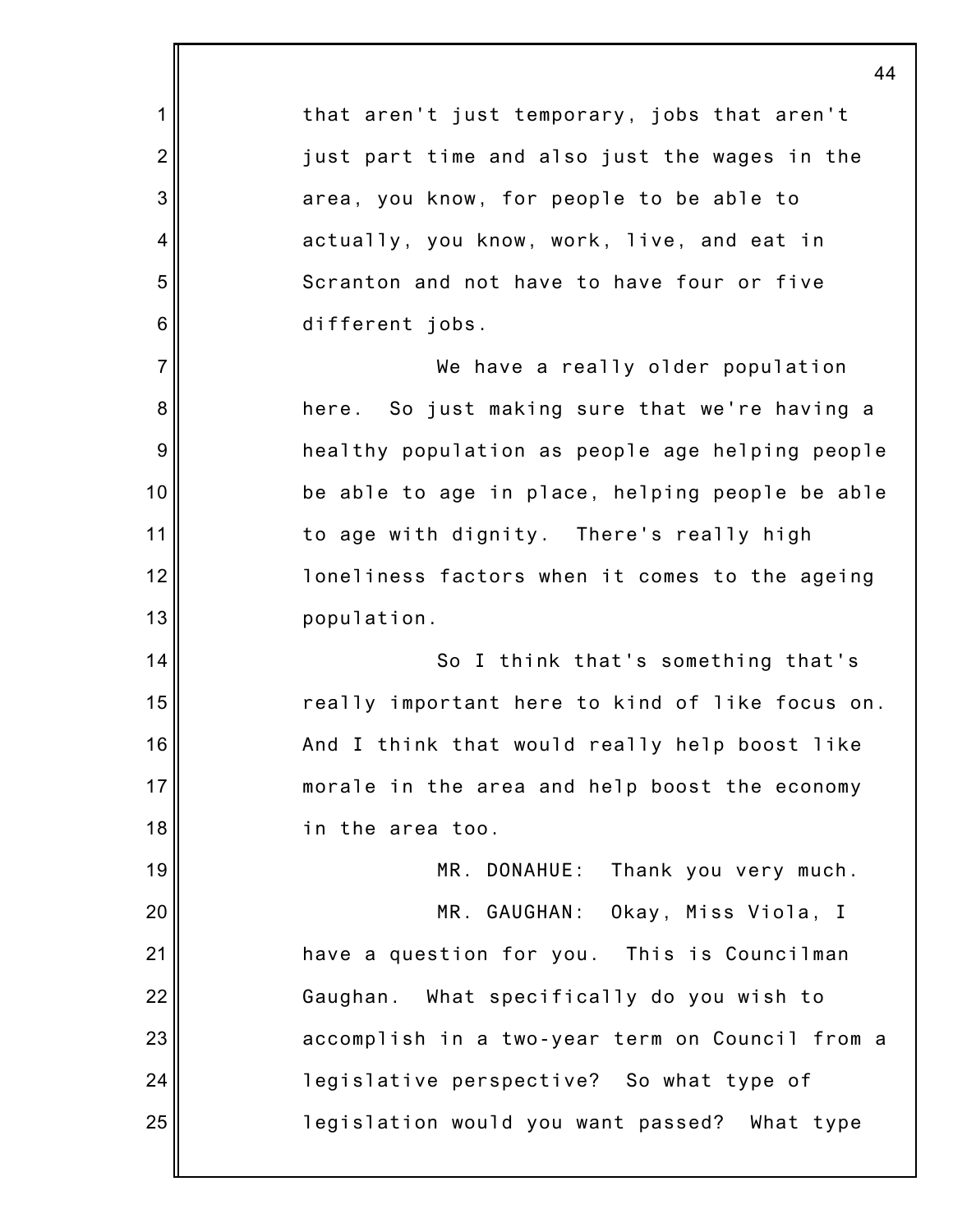that aren't just temporary, jobs that aren't just part time and also just the wages in the area, you know, for people to be able to actually, you know, work, live, and eat in Scranton and not have to have four or five different jobs.

We have a really older population here. So just making sure that we're having a healthy population as people age helping people be able to age in place, helping people be able to age with dignity. There's really high loneliness factors when it comes to the ageing population.

So I think that's something that's really important here to kind of like focus on. And I think that would really help boost like morale in the area and help boost the economy in the area too.

MR. DONAHUE: Thank you very much.

MR. GAUGHAN: Okay, Miss Viola, I have a question for you. This is Councilman Gaughan. What specifically do you wish to accomplish in a two-year term on Council from a legislative perspective? So what type of legislation would you want passed? What type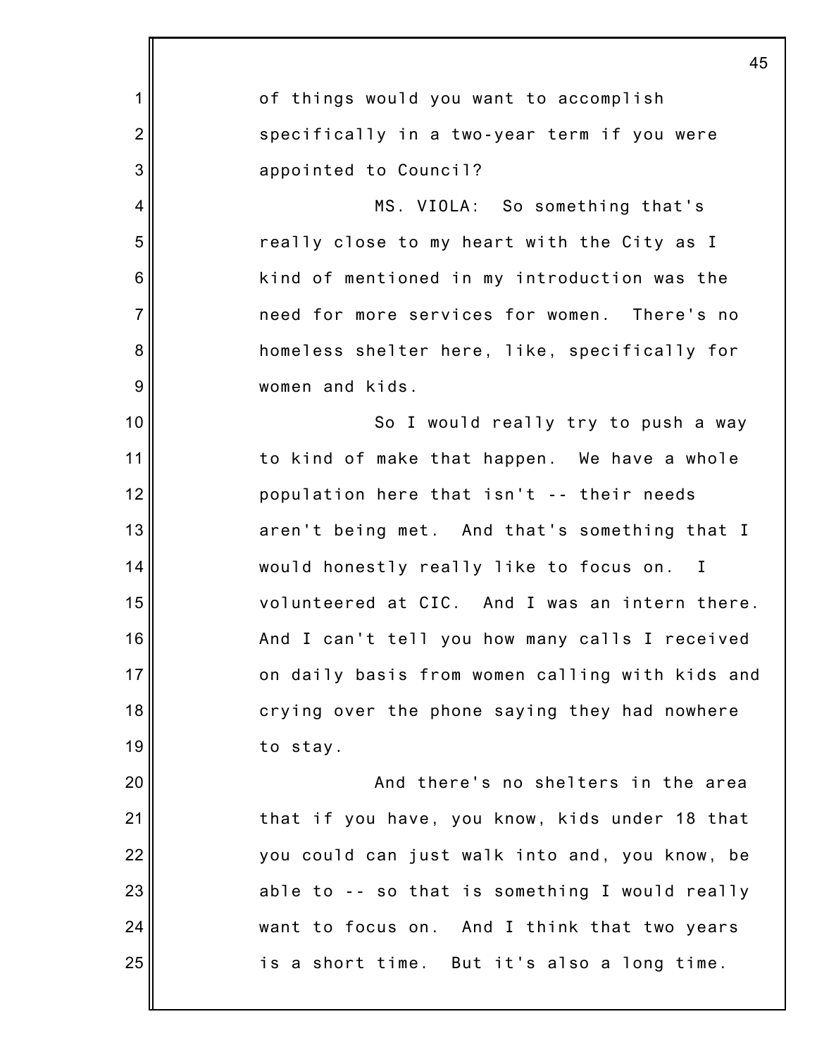of things would you want to accomplish specifically in a two-year term if you were appointed to Council?

MS. VIOLA: So something that's really close to my heart with the City as I kind of mentioned in my introduction was the need for more services for women. There's no homeless shelter here, like, specifically for women and kids.

So I would really try to push a way to kind of make that happen. We have a whole population here that isn't -- their needs aren't being met. And that's something that I would honestly really like to focus on. I volunteered at CIC. And I was an intern there. And I can't tell you how many calls I received on daily basis from women calling with kids and crying over the phone saying they had nowhere to stay.

And there's no shelters in the area that if you have, you know, kids under 18 that you could can just walk into and, you know, be able to -- so that is something I would really want to focus on. And I think that two years is a short time. But it's also a long time.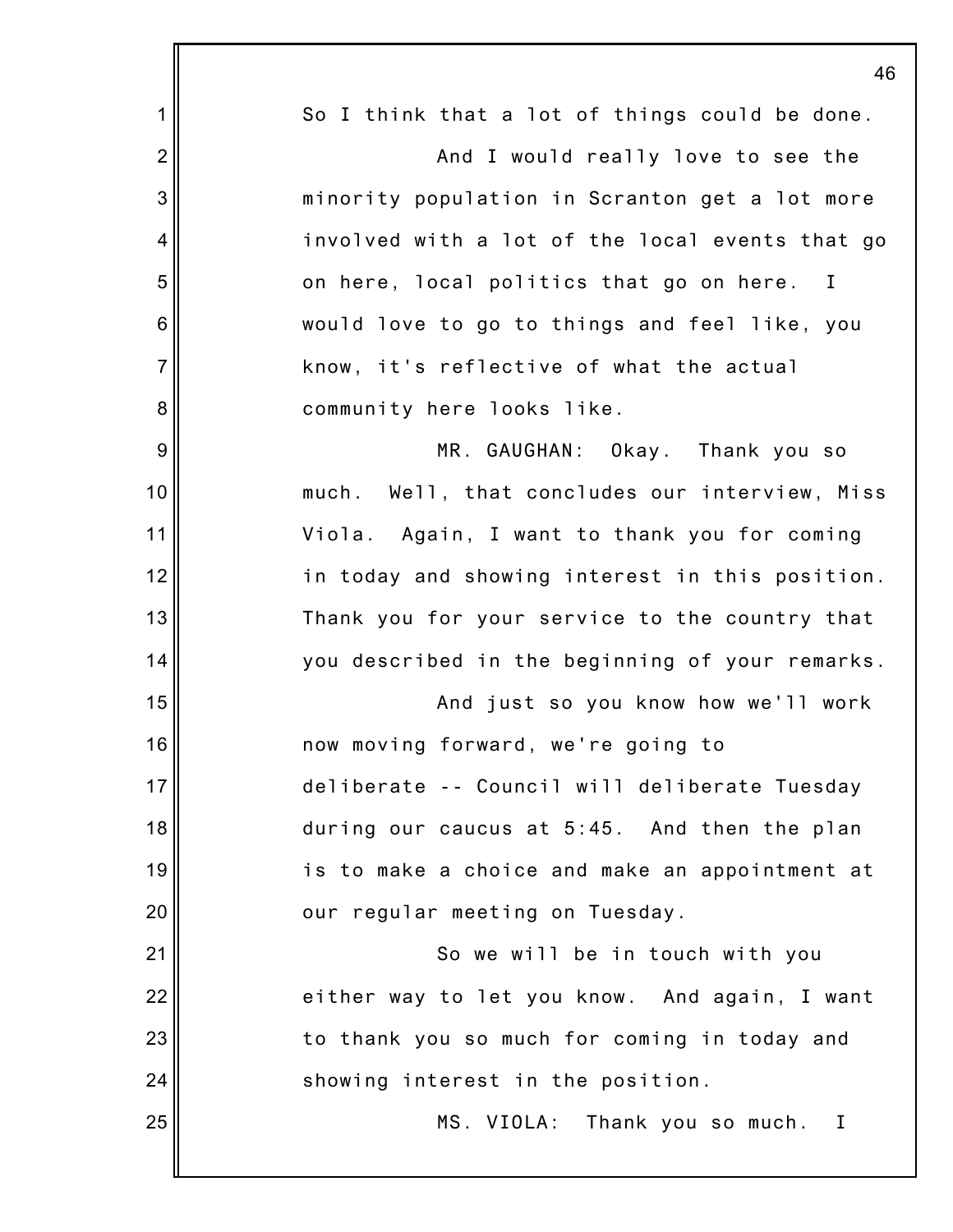So I think that a lot of things could be done.

And I would really love to see the minority population in Scranton get a lot more involved with a lot of the local events that go on here, local politics that go on here. I would love to go to things and feel like, you know, it's reflective of what the actual community here looks like.

MR. GAUGHAN: Okay. Thank you so much. Well, that concludes our interview, Miss Viola. Again, I want to thank you for coming in today and showing interest in this position. Thank you for your service to the country that you described in the beginning of your remarks.

And just so you know how we'll work now moving forward, we're going to deliberate -- Council will deliberate Tuesday during our caucus at 5:45. And then the plan is to make a choice and make an appointment at our regular meeting on Tuesday.

So we will be in touch with you either way to let you know. And again, I want to thank you so much for coming in today and showing interest in the position.

MS. VIOLA: Thank you so much. I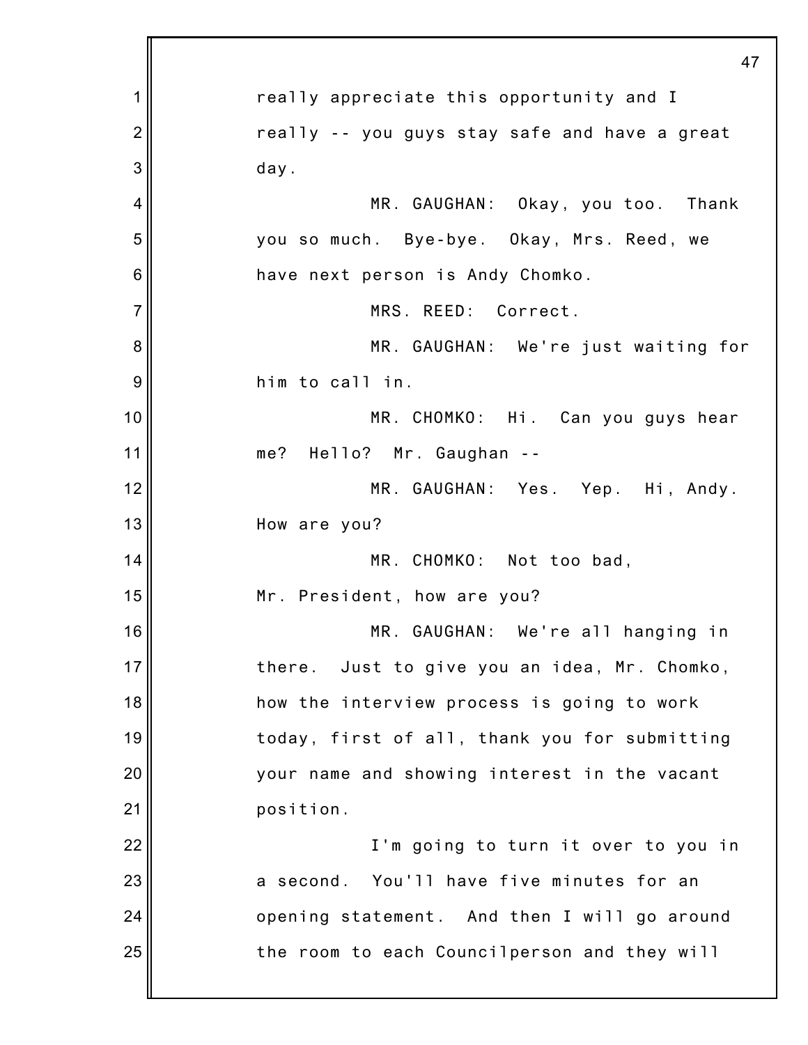really appreciate this opportunity and I really -- you guys stay safe and have a great day.

MR. GAUGHAN: Okay, you too. Thank you so much. Bye-bye. Okay, Mrs. Reed, we have next person is Andy Chomko.

MRS. REED: Correct.

MR. GAUGHAN: We're just waiting for him to call in.

MR. CHOMKO: Hi. Can you guys hear me? Hello? Mr. Gaughan --

MR. GAUGHAN: Yes. Yep. Hi, Andy. How are you?

MR. CHOMKO: Not too bad, Mr. President, how are you?

MR. GAUGHAN: We're all hanging in there. Just to give you an idea, Mr. Chomko, how the interview process is going to work today, first of all, thank you for submitting your name and showing interest in the vacant position.

I'm going to turn it over to you in a second. You'll have five minutes for an opening statement. And then I will go around the room to each Councilperson and they will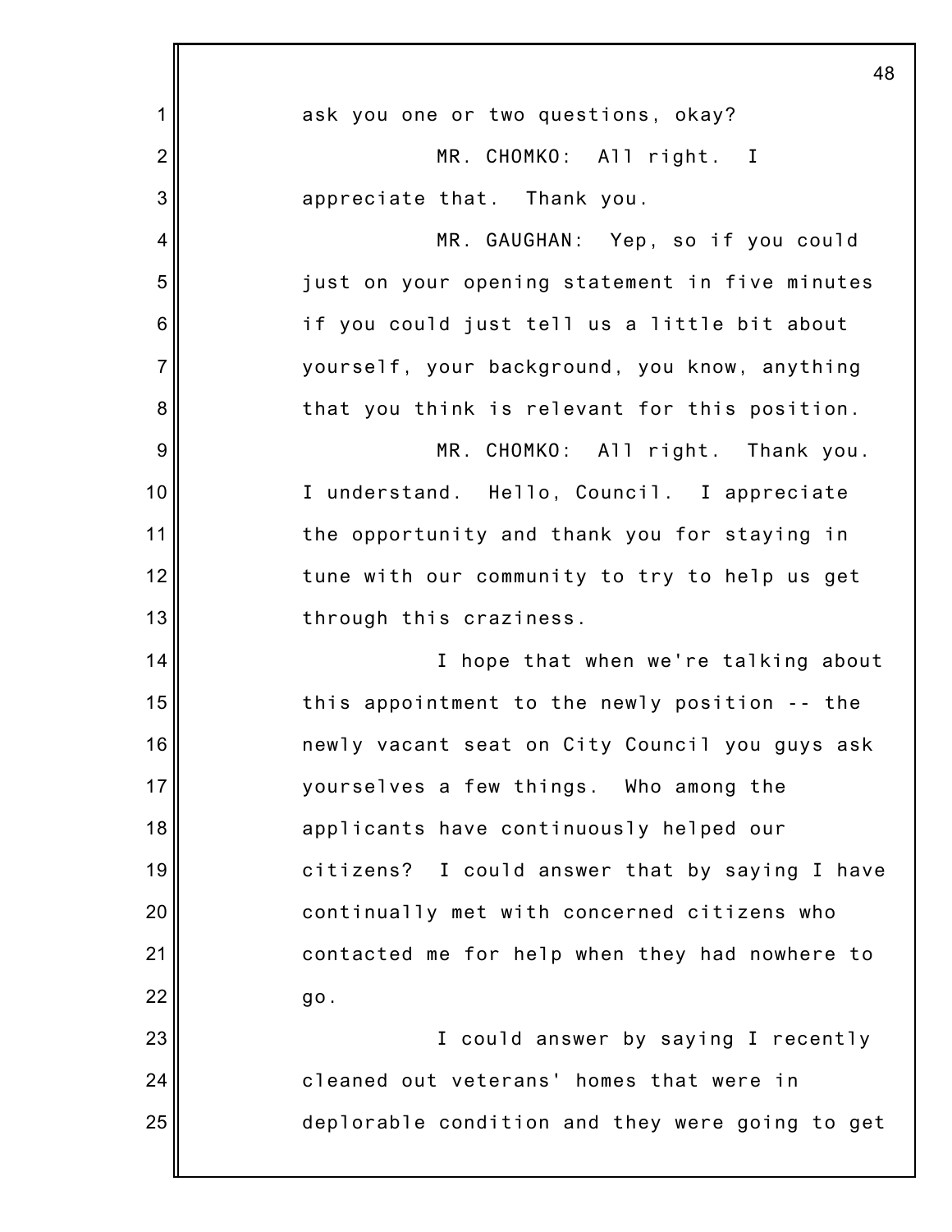ask you one or two questions, okay?

MR. CHOMKO: All right. I appreciate that. Thank you.

MR. GAUGHAN: Yep, so if you could just on your opening statement in five minutes if you could just tell us a little bit about yourself, your background, you know, anything that you think is relevant for this position.

MR. CHOMKO: All right. Thank you. I understand. Hello, Council. I appreciate the opportunity and thank you for staying in tune with our community to try to help us get through this craziness.

I hope that when we're talking about this appointment to the newly position -- the newly vacant seat on City Council you guys ask yourselves a few things. Who among the applicants have continuously helped our citizens? I could answer that by saying I have continually met with concerned citizens who contacted me for help when they had nowhere to go.

I could answer by saying I recently cleaned out veterans' homes that were in deplorable condition and they were going to get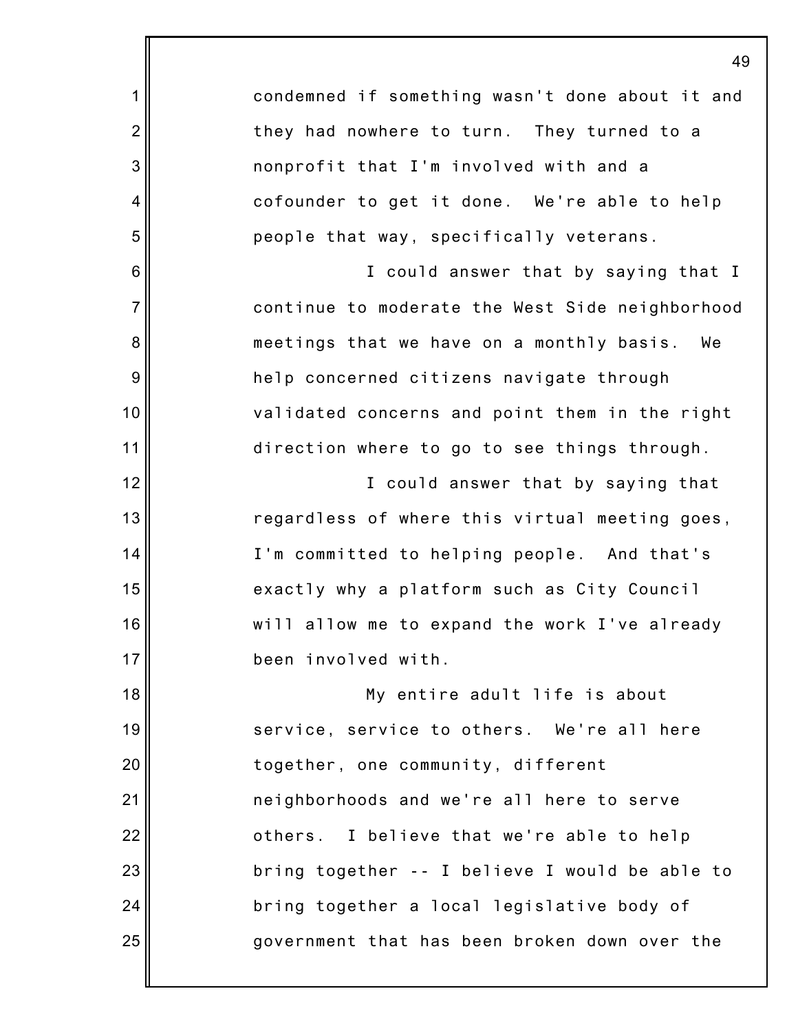condemned if something wasn't done about it and they had nowhere to turn. They turned to a nonprofit that I'm involved with and a cofounder to get it done. We're able to help people that way, specifically veterans.

I could answer that by saying that I continue to moderate the West Side neighborhood meetings that we have on a monthly basis. We help concerned citizens navigate through validated concerns and point them in the right direction where to go to see things through.

I could answer that by saying that regardless of where this virtual meeting goes, I'm committed to helping people. And that's exactly why a platform such as City Council will allow me to expand the work I've already been involved with.

My entire adult life is about service, service to others. We're all here together, one community, different neighborhoods and we're all here to serve others. I believe that we're able to help bring together -- I believe I would be able to bring together a local legislative body of government that has been broken down over the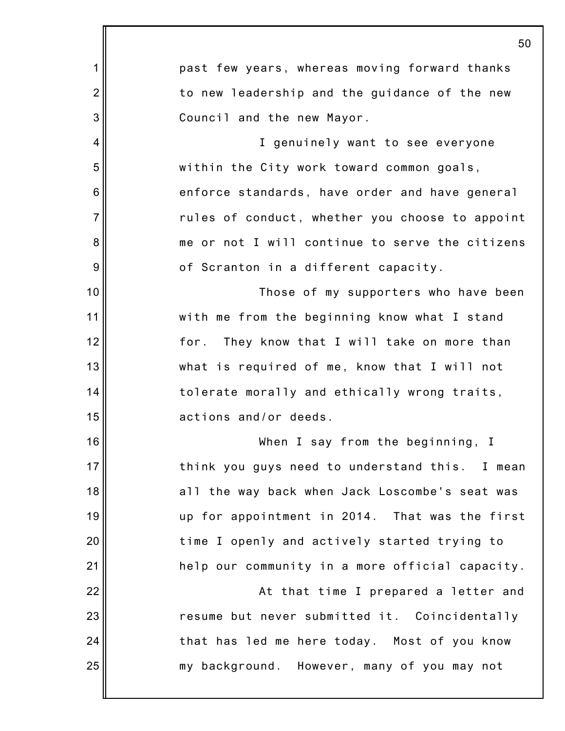past few years, whereas moving forward thanks to new leadership and the guidance of the new Council and the new Mayor.

I genuinely want to see everyone within the City work toward common goals, enforce standards, have order and have general rules of conduct, whether you choose to appoint me or not I will continue to serve the citizens of Scranton in a different capacity.

Those of my supporters who have been with me from the beginning know what I stand for. They know that I will take on more than what is required of me, know that I will not tolerate morally and ethically wrong traits, actions and/or deeds.

When I say from the beginning, I think you guys need to understand this. I mean all the way back when Jack Loscombe's seat was up for appointment in 2014. That was the first time I openly and actively started trying to help our community in a more official capacity.

At that time I prepared a letter and resume but never submitted it. Coincidentally that has led me here today. Most of you know my background. However, many of you may not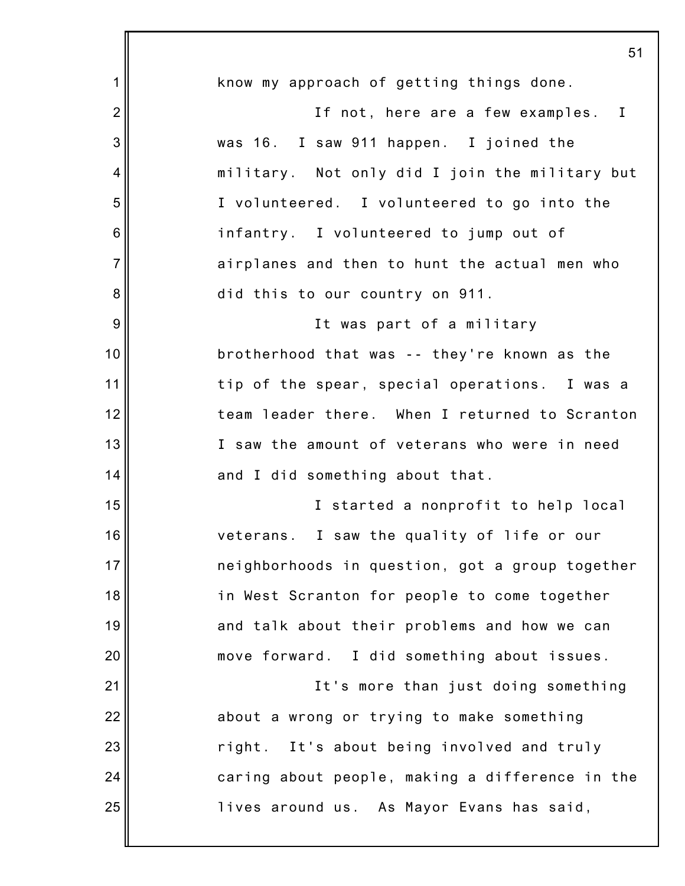know my approach of getting things done.

If not, here are a few examples. I was 16. I saw 911 happen. I joined the military. Not only did I join the military but I volunteered. I volunteered to go into the infantry. I volunteered to jump out of airplanes and then to hunt the actual men who did this to our country on 911.

It was part of a military brotherhood that was -- they're known as the tip of the spear, special operations. I was a team leader there. When I returned to Scranton I saw the amount of veterans who were in need and I did something about that.

I started a nonprofit to help local veterans. I saw the quality of life or our neighborhoods in question, got a group together in West Scranton for people to come together and talk about their problems and how we can move forward. I did something about issues.

It's more than just doing something about a wrong or trying to make something right. It's about being involved and truly caring about people, making a difference in the lives around us. As Mayor Evans has said,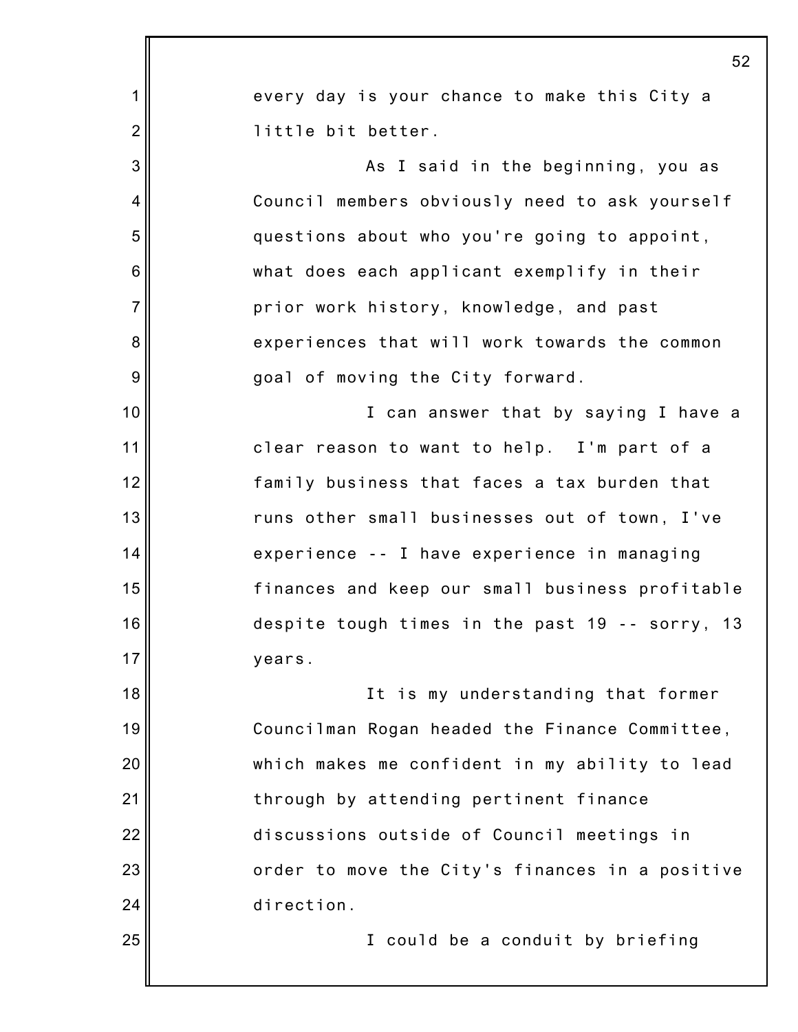every day is your chance to make this City a little bit better.

As I said in the beginning, you as Council members obviously need to ask yourself questions about who you're going to appoint, what does each applicant exemplify in their prior work history, knowledge, and past experiences that will work towards the common goal of moving the City forward.

I can answer that by saying I have a clear reason to want to help. I'm part of a family business that faces a tax burden that runs other small businesses out of town, I've experience -- I have experience in managing finances and keep our small business profitable despite tough times in the past 19 -- sorry, 13 years.

It is my understanding that former Councilman Rogan headed the Finance Committee, which makes me confident in my ability to lead through by attending pertinent finance discussions outside of Council meetings in order to move the City's finances in a positive direction.

I could be a conduit by briefing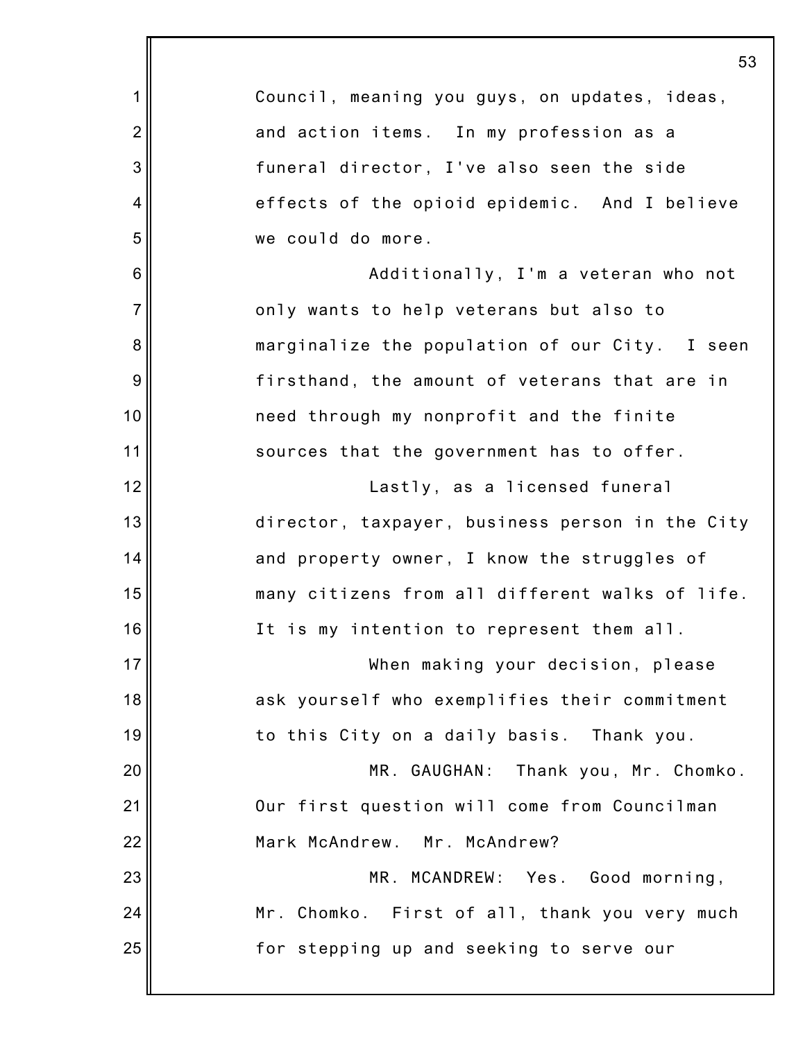Council, meaning you guys, on updates, ideas, and action items. In my profession as a funeral director, I've also seen the side effects of the opioid epidemic. And I believe we could do more.

Additionally, I'm a veteran who not only wants to help veterans but also to marginalize the population of our City. I seen firsthand, the amount of veterans that are in need through my nonprofit and the finite sources that the government has to offer.

Lastly, as a licensed funeral director, taxpayer, business person in the City and property owner, I know the struggles of many citizens from all different walks of life. It is my intention to represent them all.

When making your decision, please ask yourself who exemplifies their commitment to this City on a daily basis. Thank you.

MR. GAUGHAN: Thank you, Mr. Chomko. Our first question will come from Councilman Mark McAndrew. Mr. McAndrew?

MR. MCANDREW: Yes. Good morning, Mr. Chomko. First of all, thank you very much for stepping up and seeking to serve our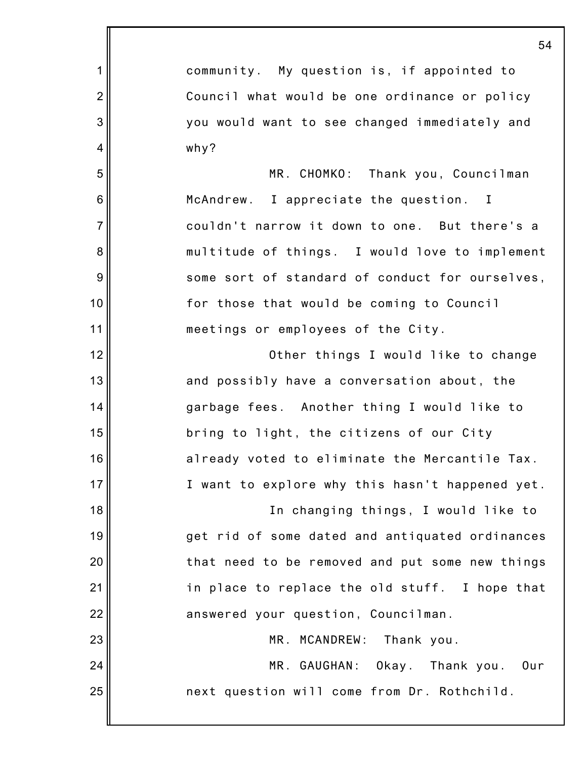community. My question is, if appointed to Council what would be one ordinance or policy you would want to see changed immediately and why?

MR. CHOMKO: Thank you, Councilman McAndrew. I appreciate the question. I couldn't narrow it down to one. But there's a multitude of things. I would love to implement some sort of standard of conduct for ourselves, for those that would be coming to Council meetings or employees of the City.

Other things I would like to change and possibly have a conversation about, the garbage fees. Another thing I would like to bring to light, the citizens of our City already voted to eliminate the Mercantile Tax. I want to explore why this hasn't happened yet.

In changing things, I would like to get rid of some dated and antiquated ordinances that need to be removed and put some new things in place to replace the old stuff. I hope that answered your question, Councilman.

MR. MCANDREW: Thank you.

MR. GAUGHAN: Okay. Thank you. Our next question will come from Dr. Rothchild.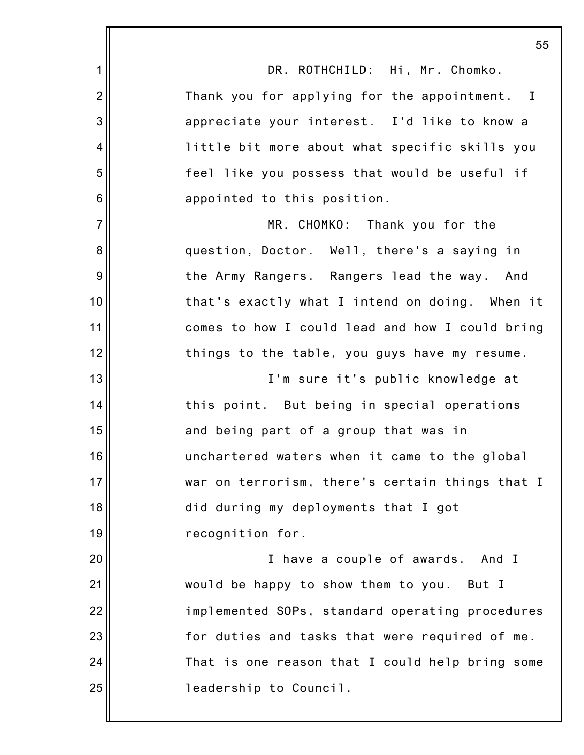DR. ROTHCHILD: Hi, Mr. Chomko. Thank you for applying for the appointment. I appreciate your interest. I'd like to know a little bit more about what specific skills you feel like you possess that would be useful if appointed to this position.

MR. CHOMKO: Thank you for the question, Doctor. Well, there's a saying in the Army Rangers. Rangers lead the way. And that's exactly what I intend on doing. When it comes to how I could lead and how I could bring things to the table, you guys have my resume.

I'm sure it's public knowledge at this point. But being in special operations and being part of a group that was in unchartered waters when it came to the global war on terrorism, there's certain things that I did during my deployments that I got recognition for.

I have a couple of awards. And I would be happy to show them to you. But I implemented SOPs, standard operating procedures for duties and tasks that were required of me. That is one reason that I could help bring some leadership to Council.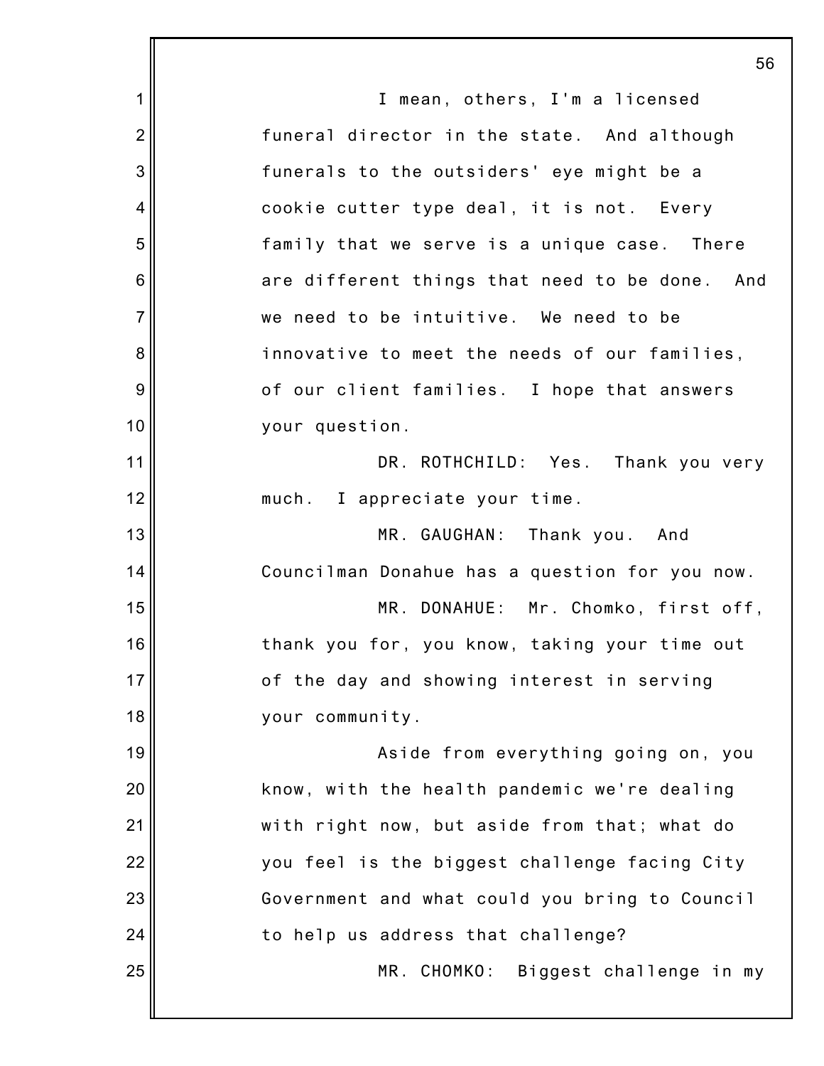I mean, others, I'm a licensed funeral director in the state. And although funerals to the outsiders' eye might be a cookie cutter type deal, it is not. Every family that we serve is a unique case. There are different things that need to be done. And we need to be intuitive. We need to be innovative to meet the needs of our families, of our client families. I hope that answers your question.

DR. ROTHCHILD: Yes. Thank you very much. I appreciate your time.

MR. GAUGHAN: Thank you. And Councilman Donahue has a question for you now.

MR. DONAHUE: Mr. Chomko, first off, thank you for, you know, taking your time out of the day and showing interest in serving your community.

Aside from everything going on, you know, with the health pandemic we're dealing with right now, but aside from that; what do you feel is the biggest challenge facing City Government and what could you bring to Council to help us address that challenge?

MR. CHOMKO: Biggest challenge in my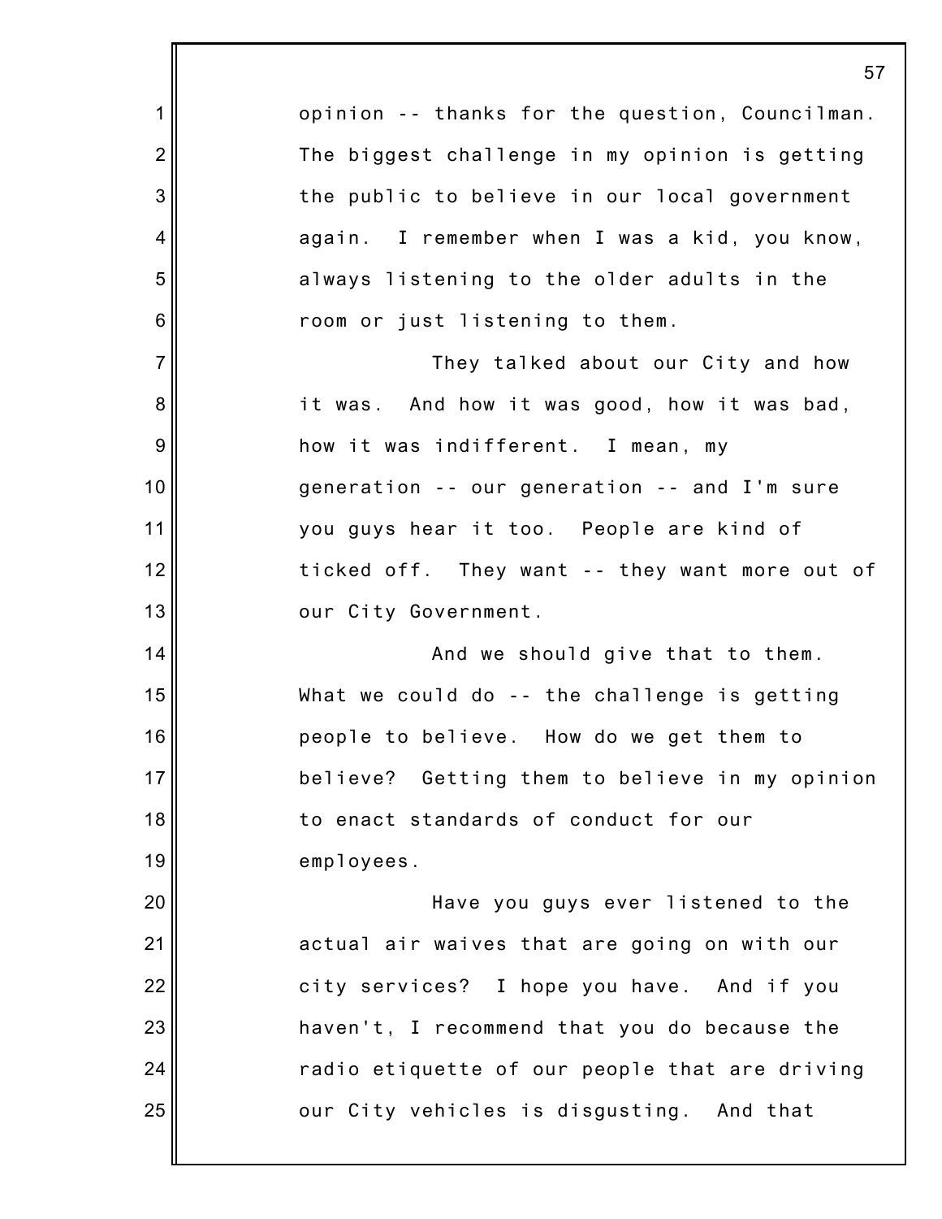opinion -- thanks for the question, Councilman. The biggest challenge in my opinion is getting the public to believe in our local government again. I remember when I was a kid, you know, always listening to the older adults in the room or just listening to them.

They talked about our City and how it was. And how it was good, how it was bad, how it was indifferent. I mean, my generation -- our generation -- and I'm sure you guys hear it too. People are kind of ticked off. They want -- they want more out of our City Government.

And we should give that to them. What we could do -- the challenge is getting people to believe. How do we get them to believe? Getting them to believe in my opinion to enact standards of conduct for our employees.

Have you guys ever listened to the actual air waives that are going on with our city services? I hope you have. And if you haven't, I recommend that you do because the radio etiquette of our people that are driving our City vehicles is disgusting. And that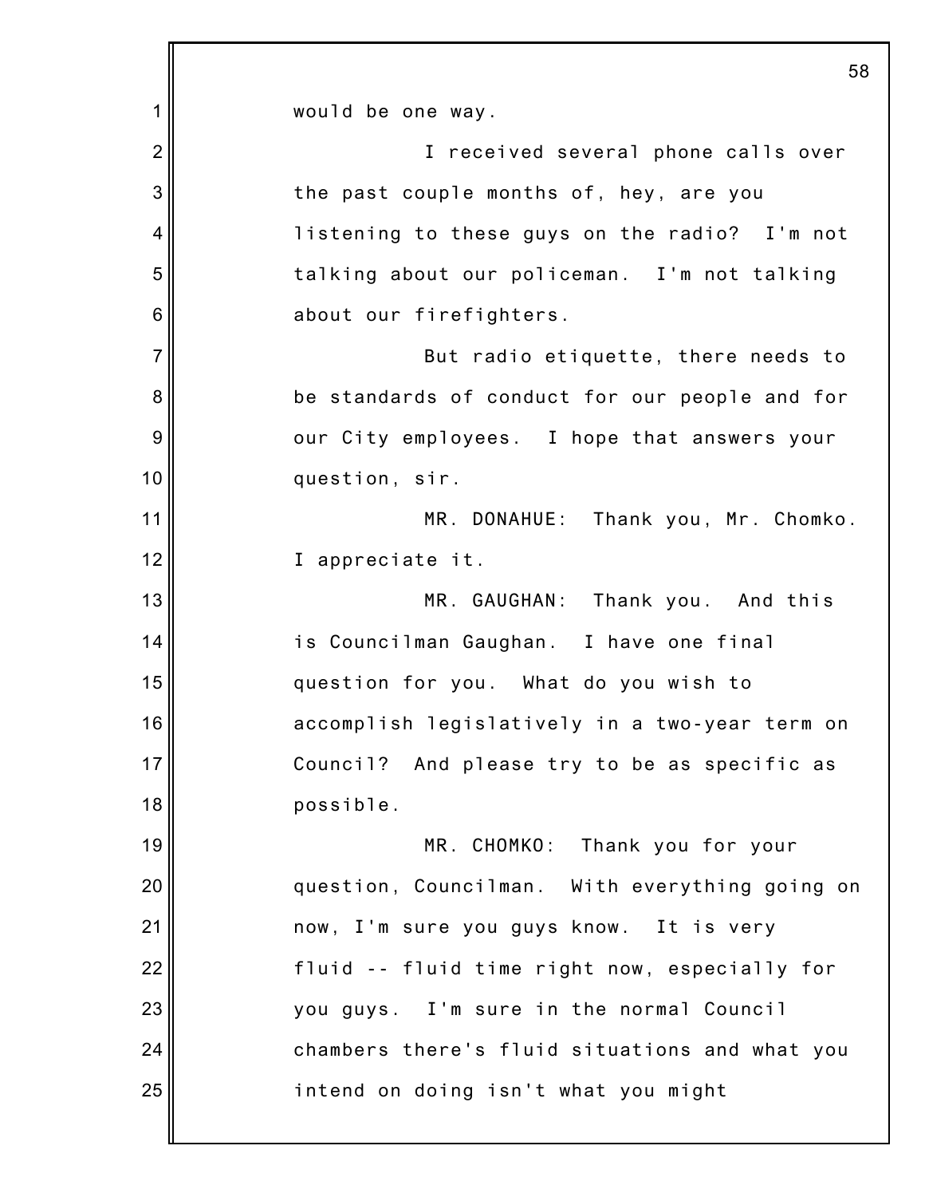would be one way.

I received several phone calls over the past couple months of, hey, are you listening to these guys on the radio? I'm not talking about our policeman. I'm not talking about our firefighters.

But radio etiquette, there needs to be standards of conduct for our people and for our City employees. I hope that answers your question, sir.

MR. DONAHUE: Thank you, Mr. Chomko. I appreciate it.

MR. GAUGHAN: Thank you. And this is Councilman Gaughan. I have one final question for you. What do you wish to accomplish legislatively in a two-year term on Council? And please try to be as specific as possible.

MR. CHOMKO: Thank you for your question, Councilman. With everything going on now, I'm sure you guys know. It is very fluid -- fluid time right now, especially for you guys. I'm sure in the normal Council chambers there's fluid situations and what you intend on doing isn't what you might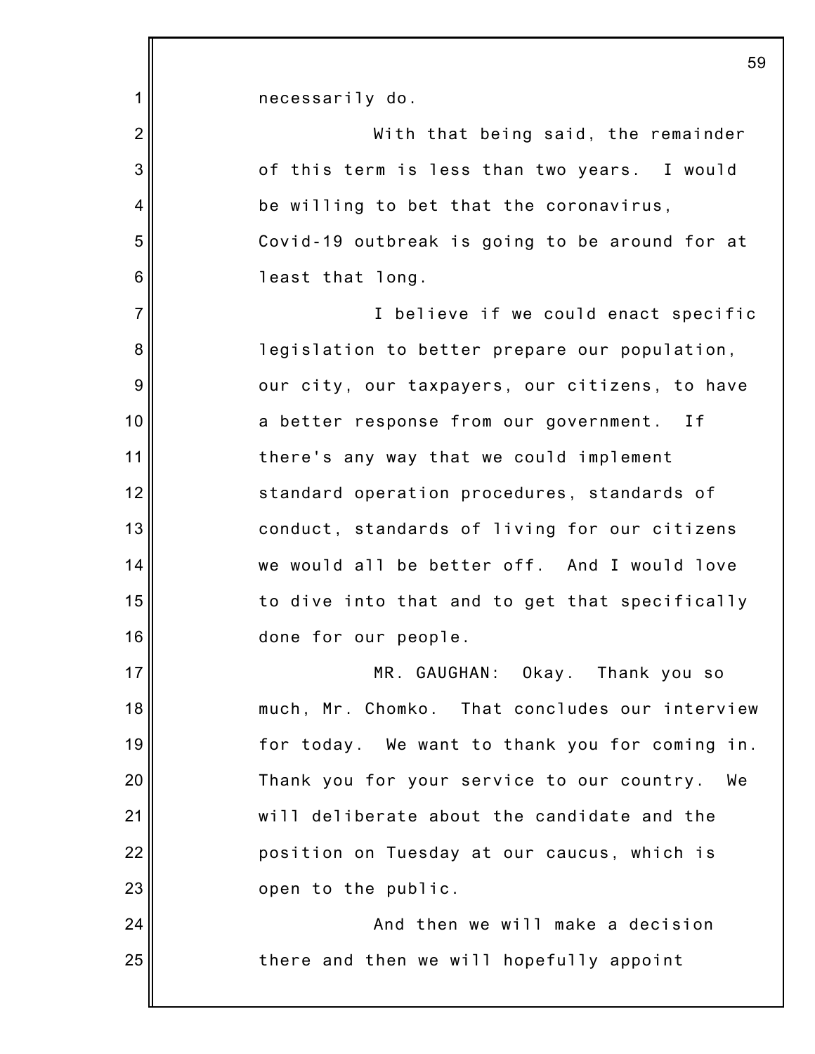necessarily do.

With that being said, the remainder of this term is less than two years. I would be willing to bet that the coronavirus, Covid-19 outbreak is going to be around for at least that long.

I believe if we could enact specific legislation to better prepare our population, our city, our taxpayers, our citizens, to have a better response from our government. If there's any way that we could implement standard operation procedures, standards of conduct, standards of living for our citizens we would all be better off. And I would love to dive into that and to get that specifically done for our people.

MR. GAUGHAN: Okay. Thank you so much, Mr. Chomko. That concludes our interview for today. We want to thank you for coming in. Thank you for your service to our country. We will deliberate about the candidate and the position on Tuesday at our caucus, which is open to the public.

And then we will make a decision there and then we will hopefully appoint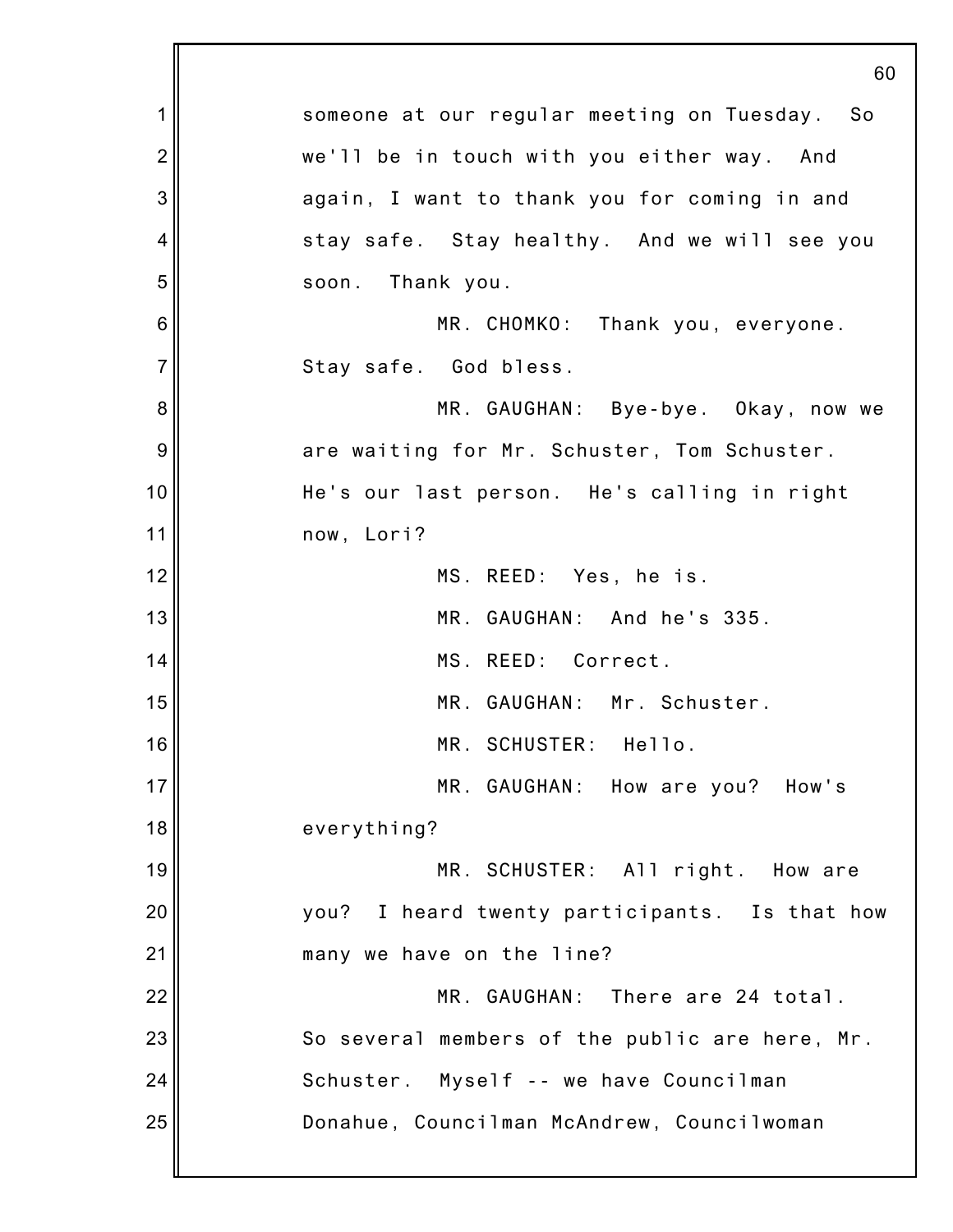someone at our regular meeting on Tuesday. So we'll be in touch with you either way. And again, I want to thank you for coming in and stay safe. Stay healthy. And we will see you soon. Thank you.

MR. CHOMKO: Thank you, everyone. Stay safe. God bless.

MR. GAUGHAN: Bye-bye. Okay, now we are waiting for Mr. Schuster, Tom Schuster. He's our last person. He's calling in right now, Lori?

MS. REED: Yes, he is.

MR. GAUGHAN: And he's 335.

MS. REED: Correct.

MR. GAUGHAN: Mr. Schuster.

MR. SCHUSTER: Hello.

MR. GAUGHAN: How are you? How's everything?

MR. SCHUSTER: All right. How are you? I heard twenty participants. Is that how many we have on the line?

MR. GAUGHAN: There are 24 total. So several members of the public are here, Mr. Schuster. Myself -- we have Councilman Donahue, Councilman McAndrew, Councilwoman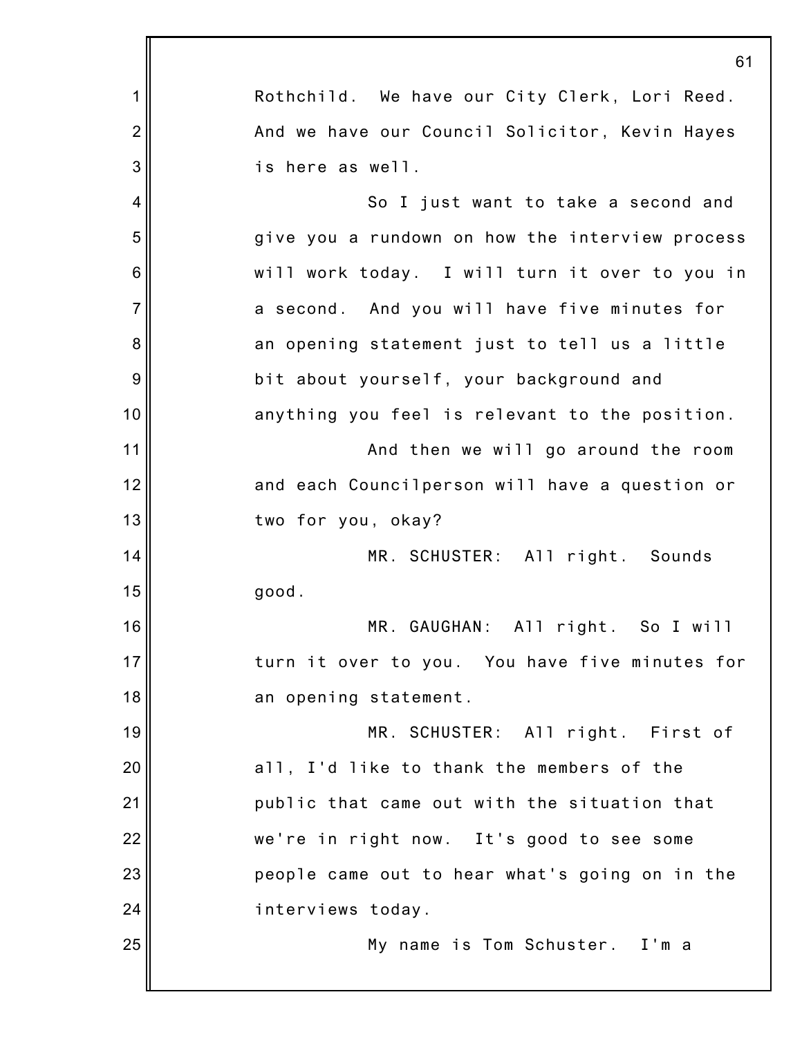Rothchild. We have our City Clerk, Lori Reed. And we have our Council Solicitor, Kevin Hayes is here as well.

So I just want to take a second and give you a rundown on how the interview process will work today. I will turn it over to you in a second. And you will have five minutes for an opening statement just to tell us a little bit about yourself, your background and anything you feel is relevant to the position.

And then we will go around the room and each Councilperson will have a question or two for you, okay?

MR. SCHUSTER: All right. Sounds good.

MR. GAUGHAN: All right. So I will turn it over to you. You have five minutes for an opening statement.

MR. SCHUSTER: All right. First of all, I'd like to thank the members of the public that came out with the situation that we're in right now. It's good to see some people came out to hear what's going on in the interviews today.

My name is Tom Schuster. I'm a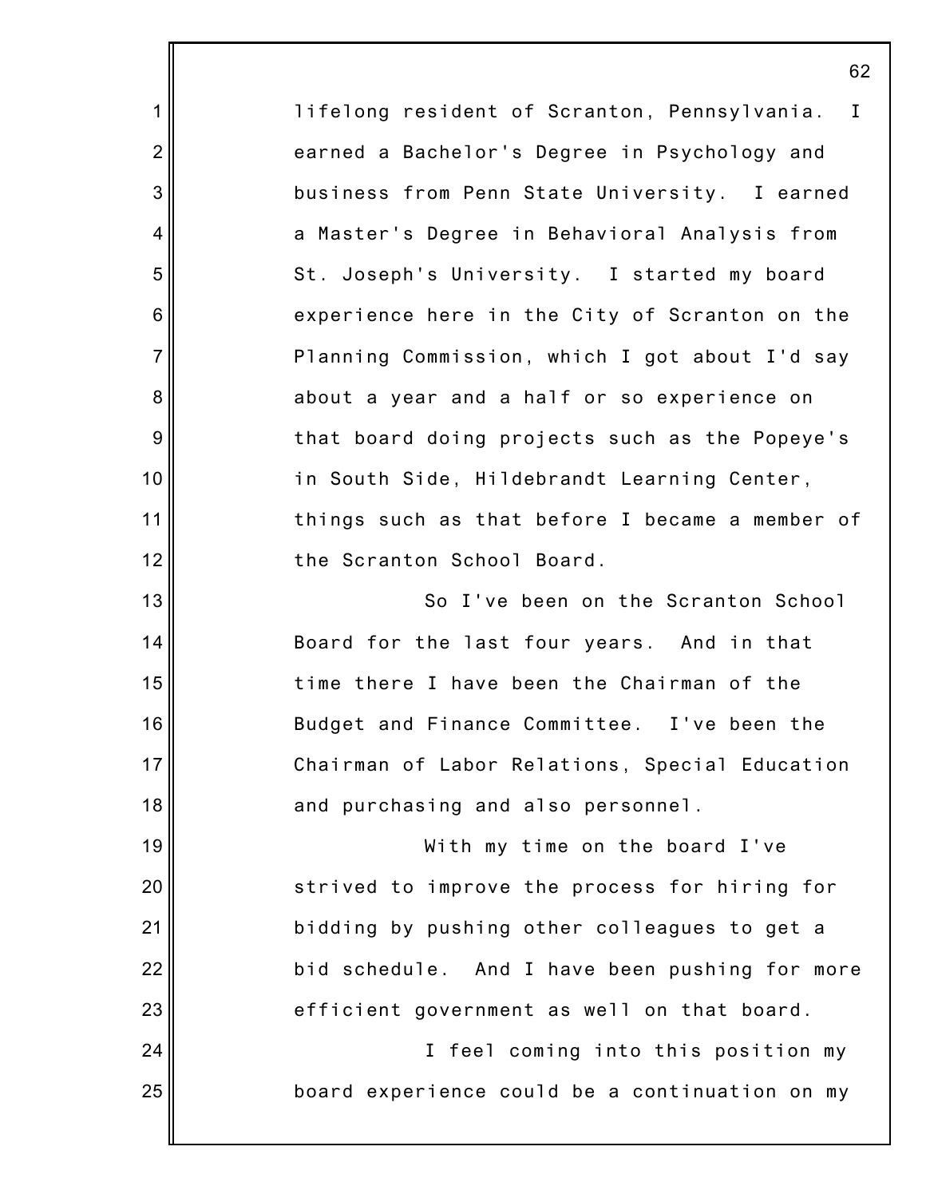lifelong resident of Scranton, Pennsylvania. I earned a Bachelor's Degree in Psychology and business from Penn State University. I earned a Master's Degree in Behavioral Analysis from St. Joseph's University. I started my board experience here in the City of Scranton on the Planning Commission, which I got about I'd say about a year and a half or so experience on that board doing projects such as the Popeye's in South Side, Hildebrandt Learning Center, things such as that before I became a member of the Scranton School Board.

So I've been on the Scranton School Board for the last four years. And in that time there I have been the Chairman of the Budget and Finance Committee. I've been the Chairman of Labor Relations, Special Education and purchasing and also personnel.

With my time on the board I've strived to improve the process for hiring for bidding by pushing other colleagues to get a bid schedule. And I have been pushing for more efficient government as well on that board.

I feel coming into this position my board experience could be a continuation on my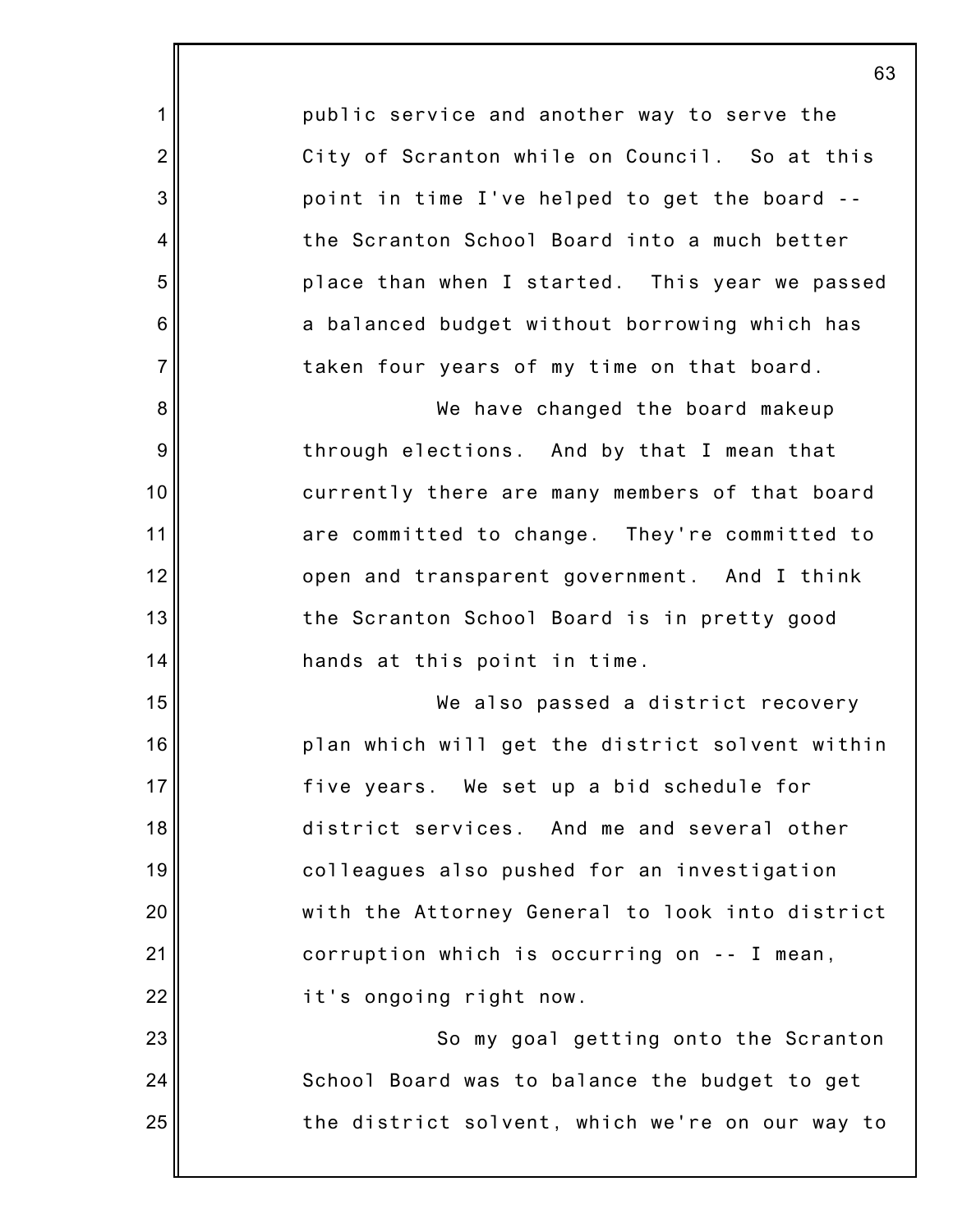public service and another way to serve the City of Scranton while on Council. So at this point in time I've helped to get the board -- the Scranton School Board into a much better place than when I started. This year we passed a balanced budget without borrowing which has taken four years of my time on that board.

We have changed the board makeup through elections. And by that I mean that currently there are many members of that board are committed to change. They're committed to open and transparent government. And I think the Scranton School Board is in pretty good hands at this point in time.

We also passed a district recovery plan which will get the district solvent within five years. We set up a bid schedule for district services. And me and several other colleagues also pushed for an investigation with the Attorney General to look into district corruption which is occurring on -- I mean, it's ongoing right now.

So my goal getting onto the Scranton School Board was to balance the budget to get the district solvent, which we're on our way to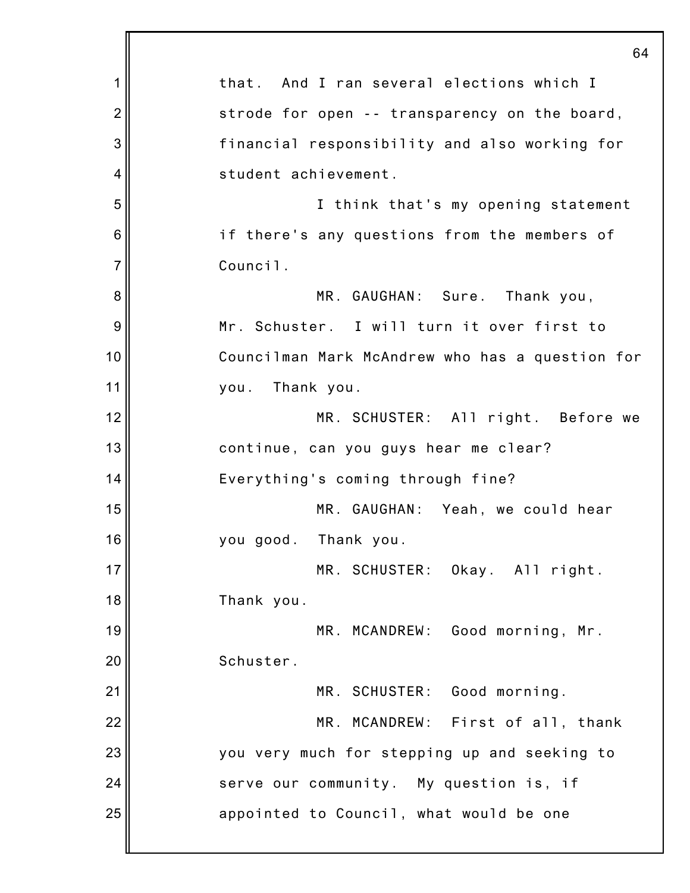that. And I ran several elections which I strode for open -- transparency on the board, financial responsibility and also working for student achievement.

I think that's my opening statement if there's any questions from the members of Council.

MR. GAUGHAN: Sure. Thank you, Mr. Schuster. I will turn it over first to Councilman Mark McAndrew who has a question for you. Thank you.

MR. SCHUSTER: All right. Before we continue, can you guys hear me clear? Everything's coming through fine?

MR. GAUGHAN: Yeah, we could hear you good. Thank you.

MR. SCHUSTER: Okay. All right. Thank you.

MR. MCANDREW: Good morning, Mr. Schuster.

MR. SCHUSTER: Good morning.

MR. MCANDREW: First of all, thank you very much for stepping up and seeking to serve our community. My question is, if appointed to Council, what would be one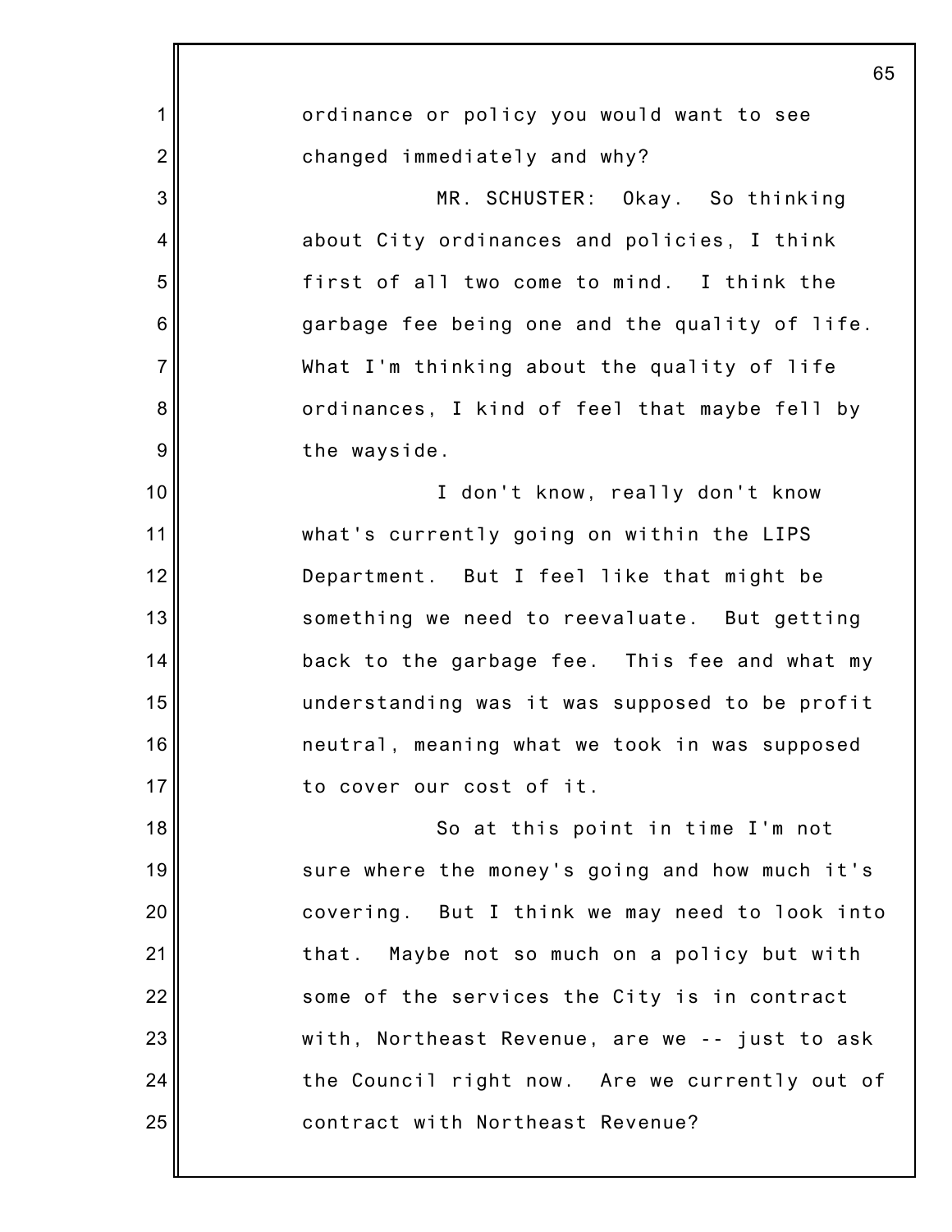ordinance or policy you would want to see changed immediately and why?

MR. SCHUSTER: Okay. So thinking about City ordinances and policies, I think first of all two come to mind. I think the garbage fee being one and the quality of life. What I'm thinking about the quality of life ordinances, I kind of feel that maybe fell by the wayside.

I don't know, really don't know what's currently going on within the LIPS Department. But I feel like that might be something we need to reevaluate. But getting back to the garbage fee. This fee and what my understanding was it was supposed to be profit neutral, meaning what we took in was supposed to cover our cost of it.

So at this point in time I'm not sure where the money's going and how much it's covering. But I think we may need to look into that. Maybe not so much on a policy but with some of the services the City is in contract with, Northeast Revenue, are we -- just to ask the Council right now. Are we currently out of contract with Northeast Revenue?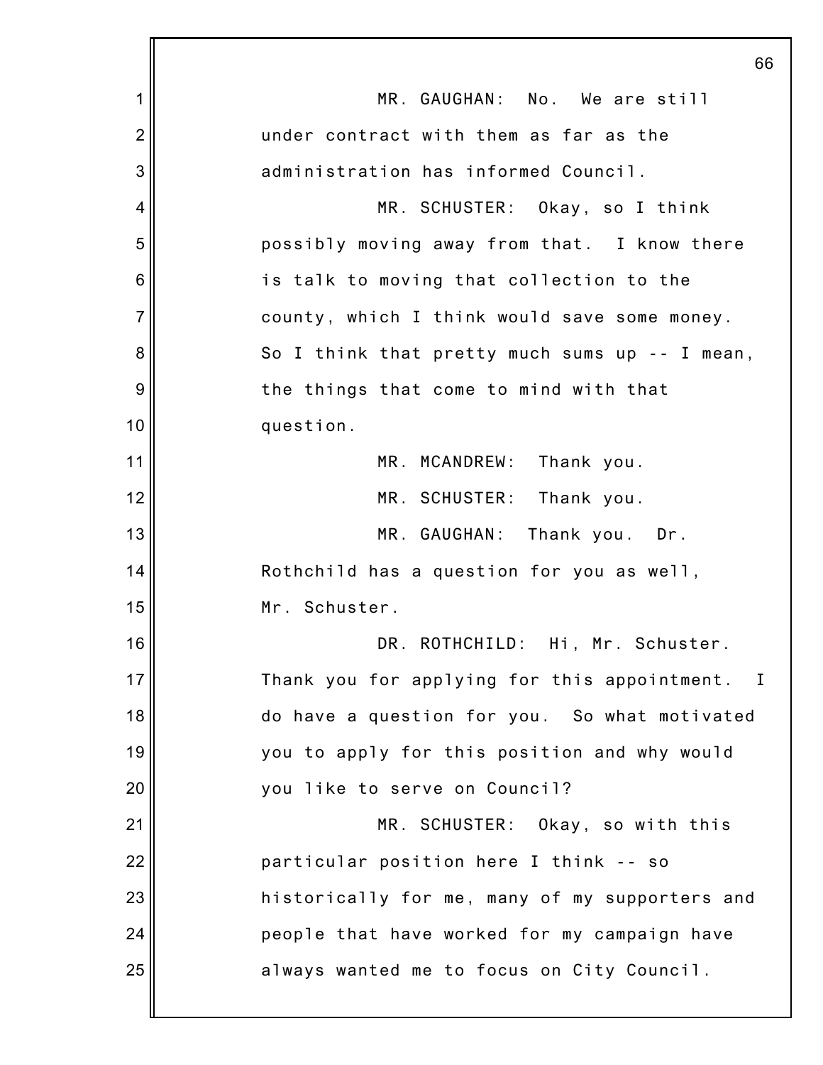MR. GAUGHAN: No. We are still under contract with them as far as the administration has informed Council.

MR. SCHUSTER: Okay, so I think possibly moving away from that. I know there is talk to moving that collection to the county, which I think would save some money. So I think that pretty much sums up -- I mean, the things that come to mind with that question.

MR. MCANDREW: Thank you.

MR. SCHUSTER: Thank you.

MR. GAUGHAN: Thank you. Dr. Rothchild has a question for you as well, Mr. Schuster.

DR. ROTHCHILD: Hi, Mr. Schuster. Thank you for applying for this appointment. I do have a question for you. So what motivated you to apply for this position and why would you like to serve on Council?

MR. SCHUSTER: Okay, so with this particular position here I think -- so historically for me, many of my supporters and people that have worked for my campaign have always wanted me to focus on City Council.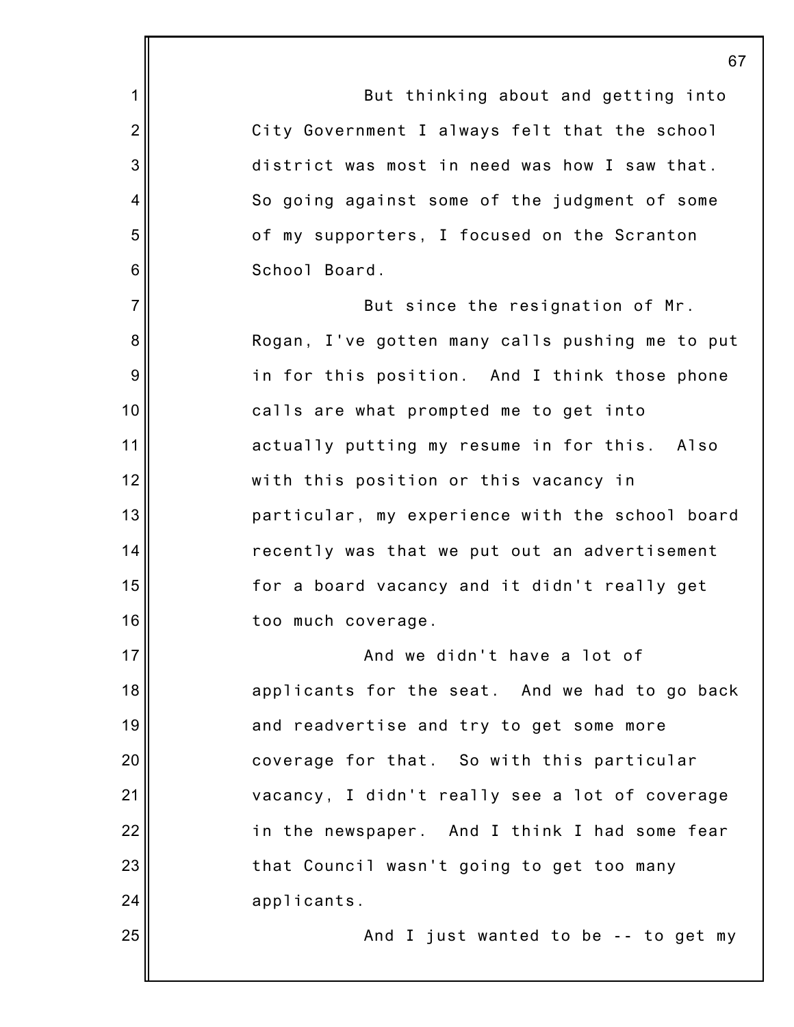But thinking about and getting into City Government I always felt that the school district was most in need was how I saw that. So going against some of the judgment of some of my supporters, I focused on the Scranton School Board.

But since the resignation of Mr. Rogan, I've gotten many calls pushing me to put in for this position. And I think those phone calls are what prompted me to get into actually putting my resume in for this. Also with this position or this vacancy in particular, my experience with the school board recently was that we put out an advertisement for a board vacancy and it didn't really get too much coverage.

And we didn't have a lot of applicants for the seat. And we had to go back and readvertise and try to get some more coverage for that. So with this particular vacancy, I didn't really see a lot of coverage in the newspaper. And I think I had some fear that Council wasn't going to get too many applicants.

And I just wanted to be -- to get my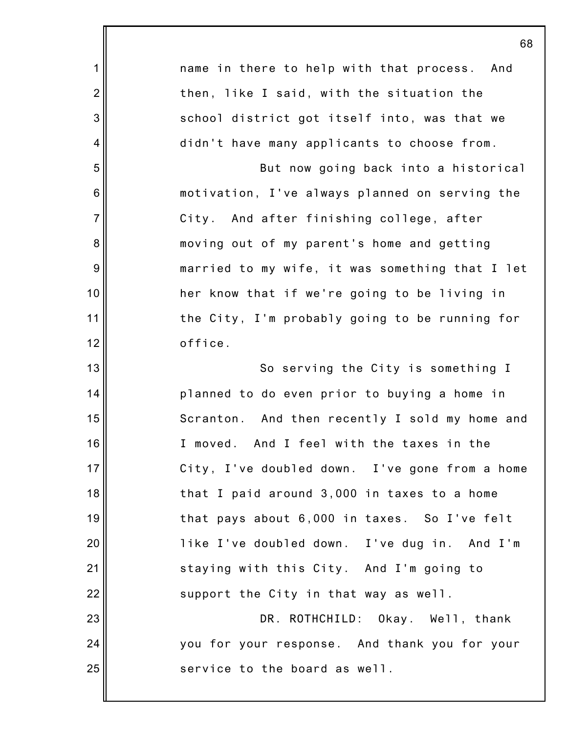name in there to help with that process. And then, like I said, with the situation the school district got itself into, was that we didn't have many applicants to choose from.

But now going back into a historical motivation, I've always planned on serving the City. And after finishing college, after moving out of my parent's home and getting married to my wife, it was something that I let her know that if we're going to be living in the City, I'm probably going to be running for office.

So serving the City is something I planned to do even prior to buying a home in Scranton. And then recently I sold my home and I moved. And I feel with the taxes in the City, I've doubled down. I've gone from a home that I paid around 3,000 in taxes to a home that pays about 6,000 in taxes. So I've felt like I've doubled down. I've dug in. And I'm staying with this City. And I'm going to support the City in that way as well.

DR. ROTHCHILD: Okay. Well, thank you for your response. And thank you for your service to the board as well.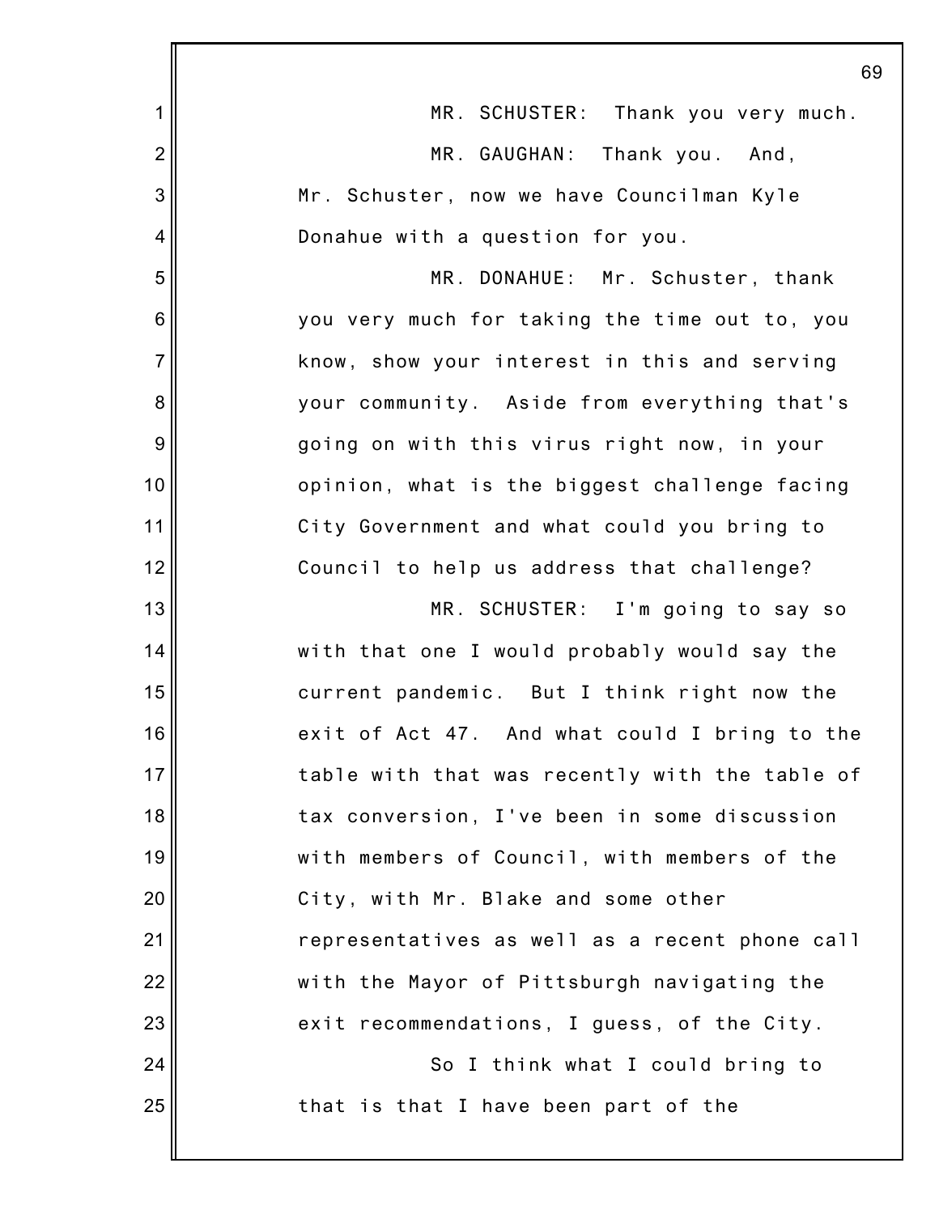MR. SCHUSTER: Thank you very much.

MR. GAUGHAN: Thank you. And, Mr. Schuster, now we have Councilman Kyle Donahue with a question for you.

MR. DONAHUE: Mr. Schuster, thank you very much for taking the time out to, you know, show your interest in this and serving your community. Aside from everything that's going on with this virus right now, in your opinion, what is the biggest challenge facing City Government and what could you bring to Council to help us address that challenge?

MR. SCHUSTER: I'm going to say so with that one I would probably would say the current pandemic. But I think right now the exit of Act 47. And what could I bring to the table with that was recently with the table of tax conversion, I've been in some discussion with members of Council, with members of the City, with Mr. Blake and some other representatives as well as a recent phone call with the Mayor of Pittsburgh navigating the exit recommendations, I guess, of the City.

So I think what I could bring to that is that I have been part of the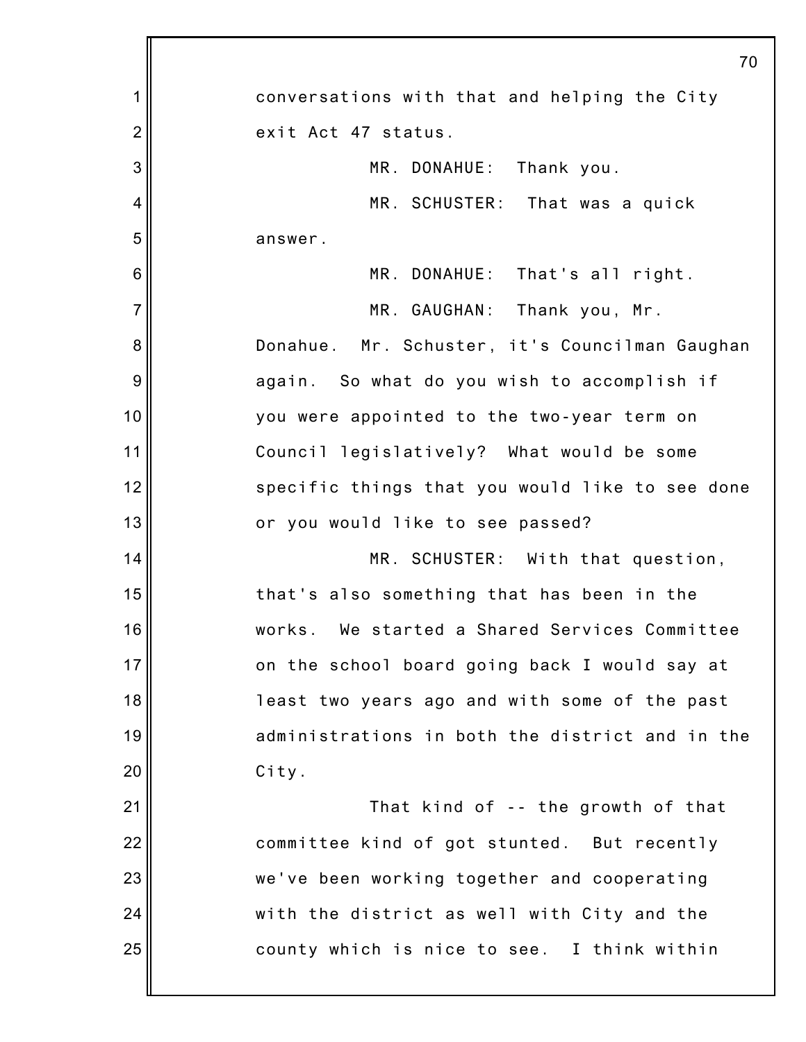conversations with that and helping the City exit Act 47 status.

MR. DONAHUE: Thank you.

MR. SCHUSTER: That was a quick answer.

MR. DONAHUE: That's all right.

MR. GAUGHAN: Thank you, Mr. Donahue. Mr. Schuster, it's Councilman Gaughan again. So what do you wish to accomplish if you were appointed to the two-year term on Council legislatively? What would be some specific things that you would like to see done or you would like to see passed?

MR. SCHUSTER: With that question, that's also something that has been in the works. We started a Shared Services Committee on the school board going back I would say at least two years ago and with some of the past administrations in both the district and in the City.

That kind of -- the growth of that committee kind of got stunted. But recently we've been working together and cooperating with the district as well with City and the county which is nice to see. I think within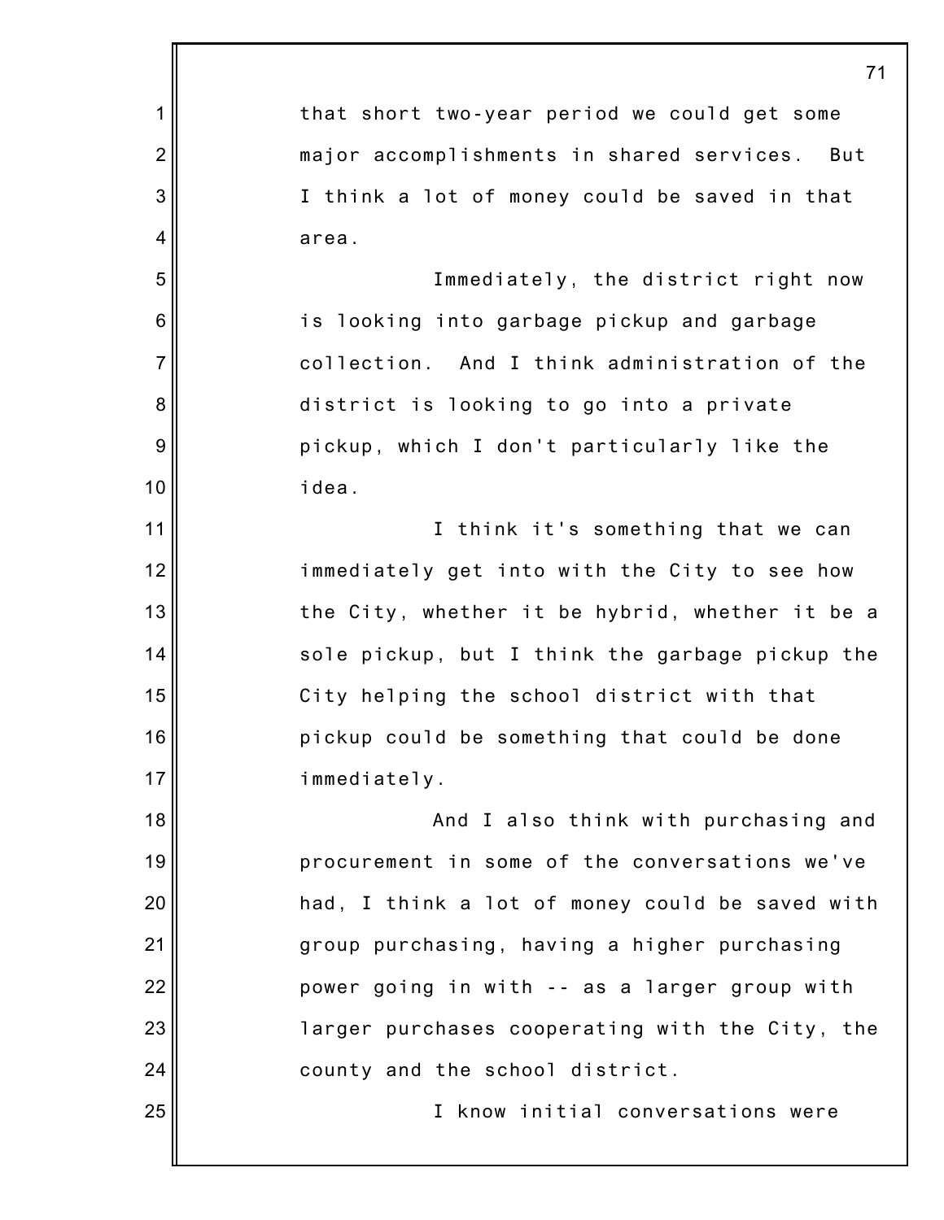that short two-year period we could get some major accomplishments in shared services. But I think a lot of money could be saved in that area.

Immediately, the district right now is looking into garbage pickup and garbage collection. And I think administration of the district is looking to go into a private pickup, which I don't particularly like the idea.

I think it's something that we can immediately get into with the City to see how the City, whether it be hybrid, whether it be a sole pickup, but I think the garbage pickup the City helping the school district with that pickup could be something that could be done immediately.

And I also think with purchasing and procurement in some of the conversations we've had, I think a lot of money could be saved with group purchasing, having a higher purchasing power going in with -- as a larger group with larger purchases cooperating with the City, the county and the school district.

I know initial conversations were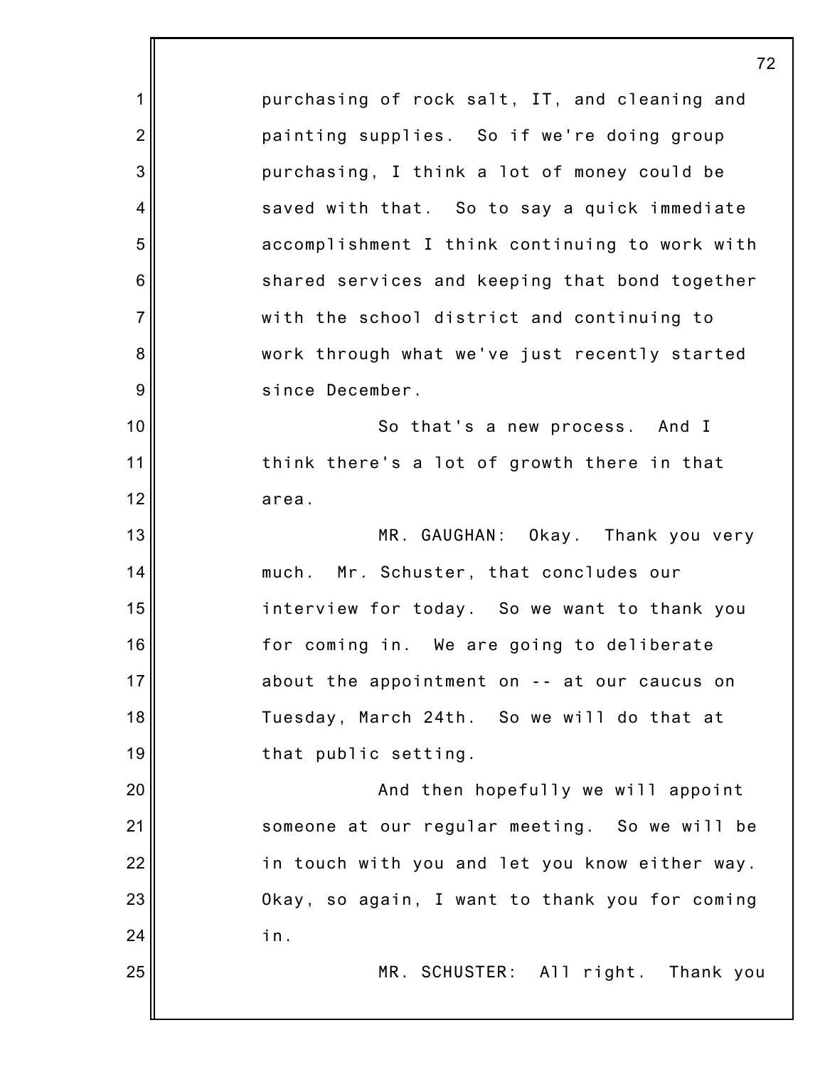purchasing of rock salt, IT, and cleaning and painting supplies. So if we're doing group purchasing, I think a lot of money could be saved with that. So to say a quick immediate accomplishment I think continuing to work with shared services and keeping that bond together with the school district and continuing to work through what we've just recently started since December.

So that's a new process. And I think there's a lot of growth there in that area.

MR. GAUGHAN: Okay. Thank you very much. Mr. Schuster, that concludes our interview for today. So we want to thank you for coming in. We are going to deliberate about the appointment on -- at our caucus on Tuesday, March 24th. So we will do that at that public setting.

And then hopefully we will appoint someone at our regular meeting. So we will be in touch with you and let you know either way. Okay, so again, I want to thank you for coming in.

MR. SCHUSTER: All right. Thank you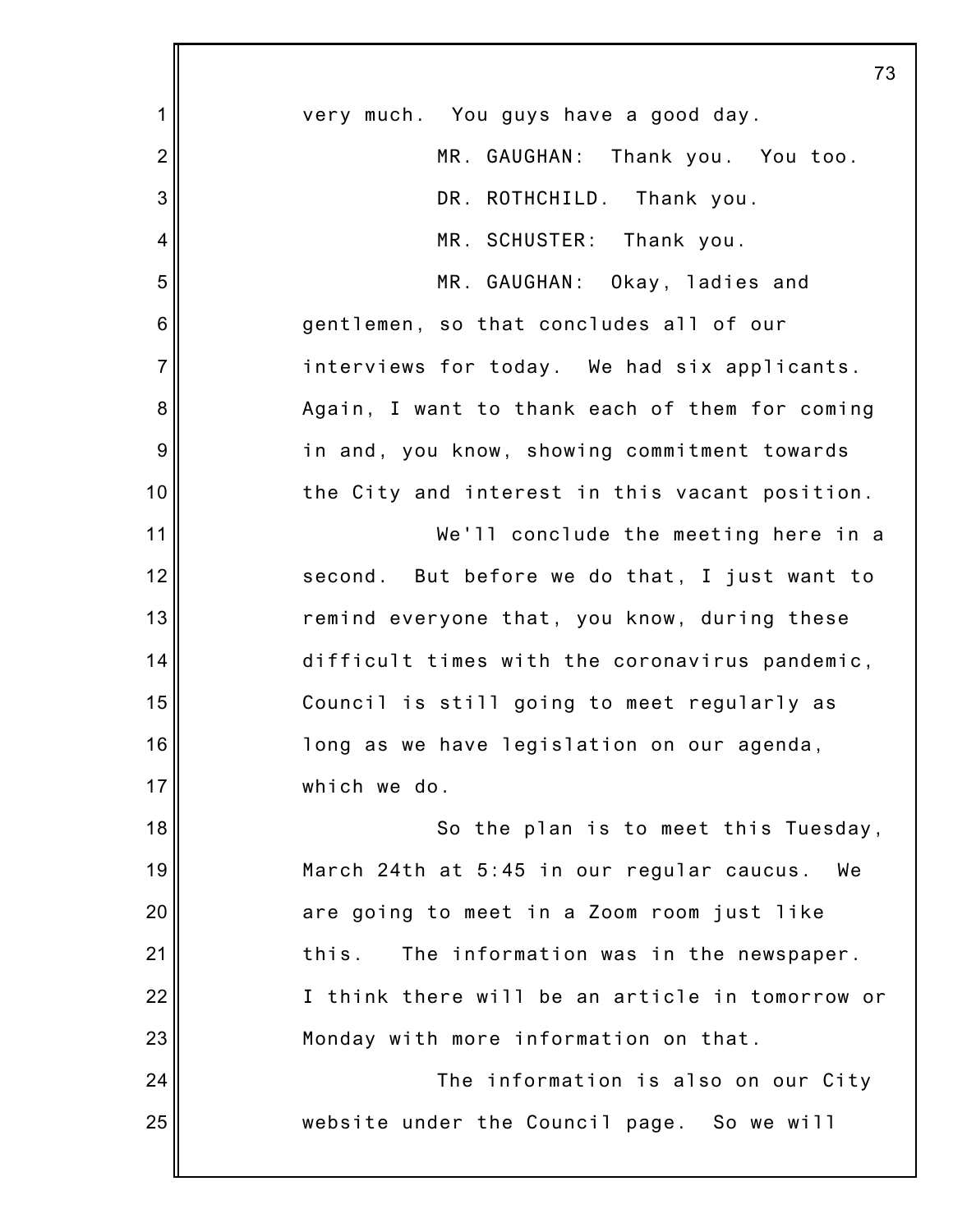very much. You guys have a good day.

MR. GAUGHAN: Thank you. You too.

DR. ROTHCHILD. Thank you.

MR. SCHUSTER: Thank you.

MR. GAUGHAN: Okay, ladies and gentlemen, so that concludes all of our interviews for today. We had six applicants. Again, I want to thank each of them for coming in and, you know, showing commitment towards the City and interest in this vacant position.

We'll conclude the meeting here in a second. But before we do that, I just want to remind everyone that, you know, during these difficult times with the coronavirus pandemic, Council is still going to meet regularly as long as we have legislation on our agenda, which we do.

So the plan is to meet this Tuesday, March 24th at 5:45 in our regular caucus. We are going to meet in a Zoom room just like this. The information was in the newspaper. I think there will be an article in tomorrow or Monday with more information on that.

The information is also on our City website under the Council page. So we will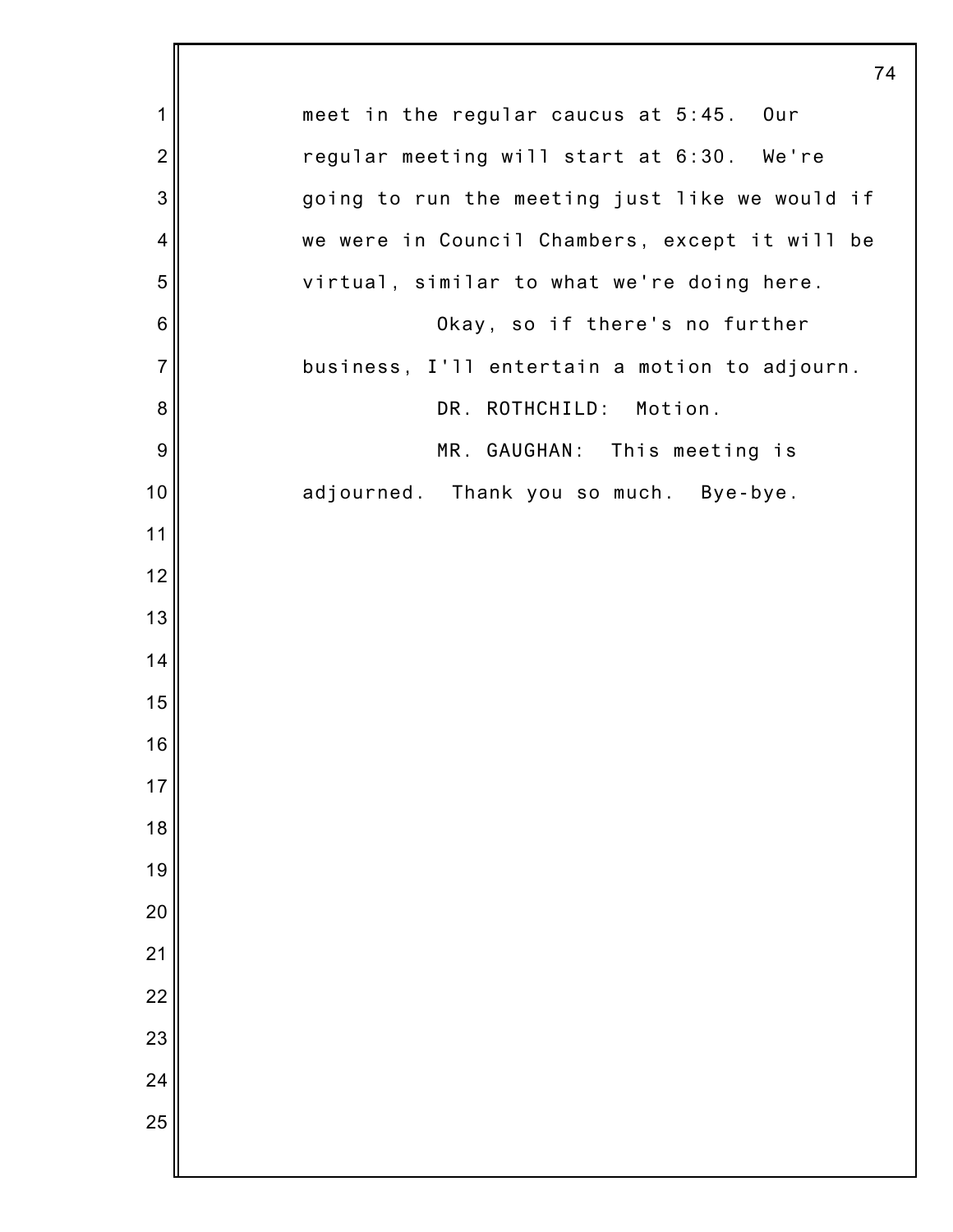meet in the regular caucus at 5:45. Our regular meeting will start at 6:30. We're going to run the meeting just like we would if we were in Council Chambers, except it will be virtual, similar to what we're doing here.

Okay, so if there's no further business, I'll entertain a motion to adjourn.

DR. ROTHCHILD: Motion.

MR. GAUGHAN: This meeting is adjourned. Thank you so much. Bye-bye.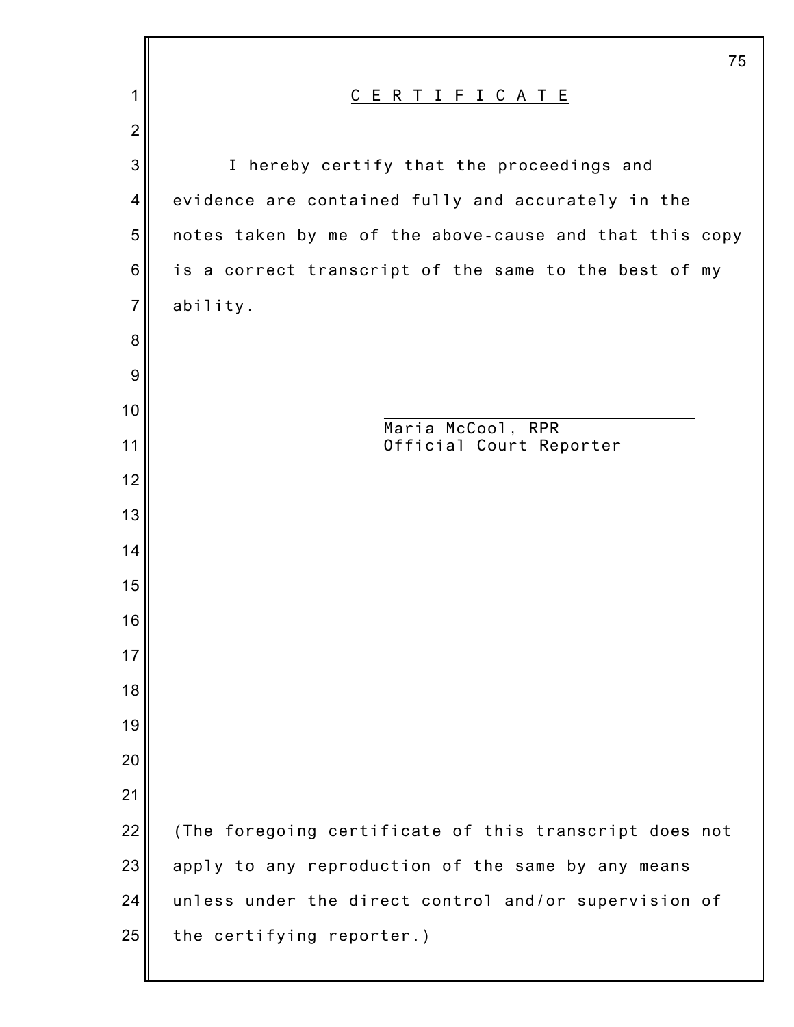# C E R T I F I C A T E

I hereby certify that the proceedings and evidence are contained fully and accurately in the notes taken by me of the above-cause and that this copy is a correct transcript of the same to the best of my ability.

Maria McCool, RPR
Official Court Reporter

(The foregoing certificate of this transcript does not apply to any reproduction of the same by any means unless under the direct control and/or supervision of the certifying reporter.)